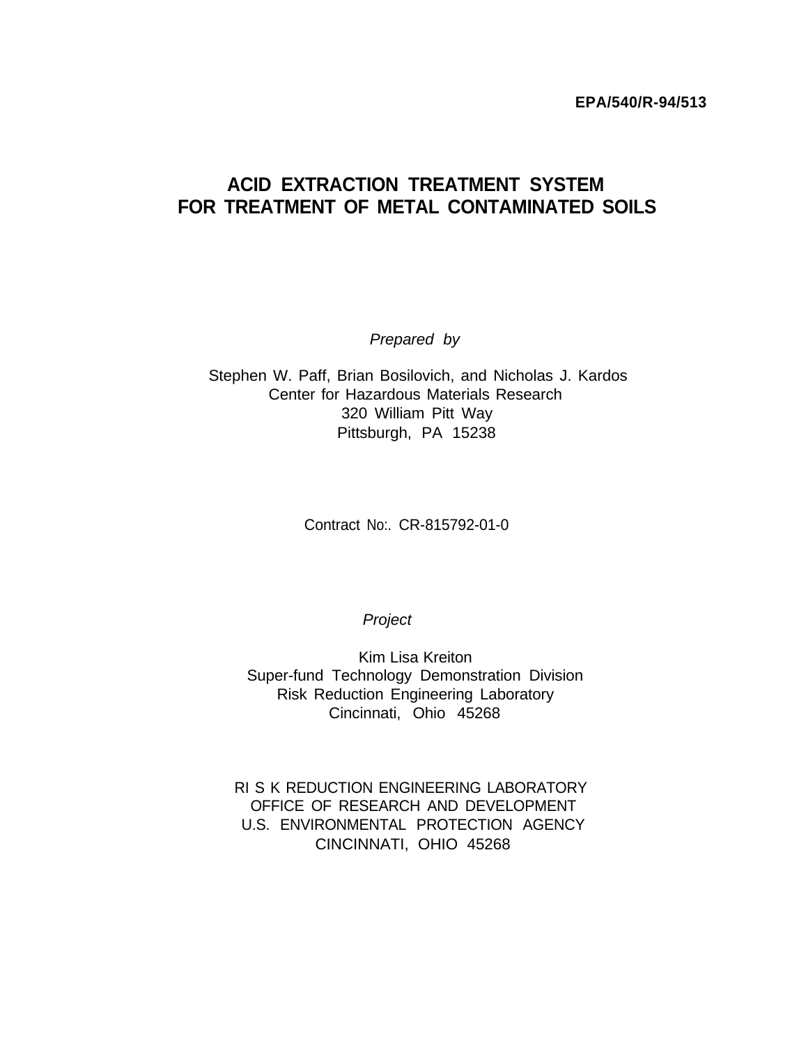**EPA/540/R-94/513**

# ACID EXTRACTION TREATMENT SYSTEM FOR TREATMENT OF METAL CONTAMINATED SOILS

*Prepared by*

Stephen W. Paff, Brian Bosilovich, and Nicholas J. Kardos
Center for Hazardous Materials Research
320 William Pitt Way
Pittsburgh, PA 15238

Contract No:. CR-815792-01-0

*Project*

Kim Lisa Kreiton
Super-fund Technology Demonstration Division
Risk Reduction Engineering Laboratory
Cincinnati, Ohio 45268

RI S K REDUCTION ENGINEERING LABORATORY
OFFICE OF RESEARCH AND DEVELOPMENT
U.S. ENVIRONMENTAL PROTECTION AGENCY
CINCINNATI, OHIO 45268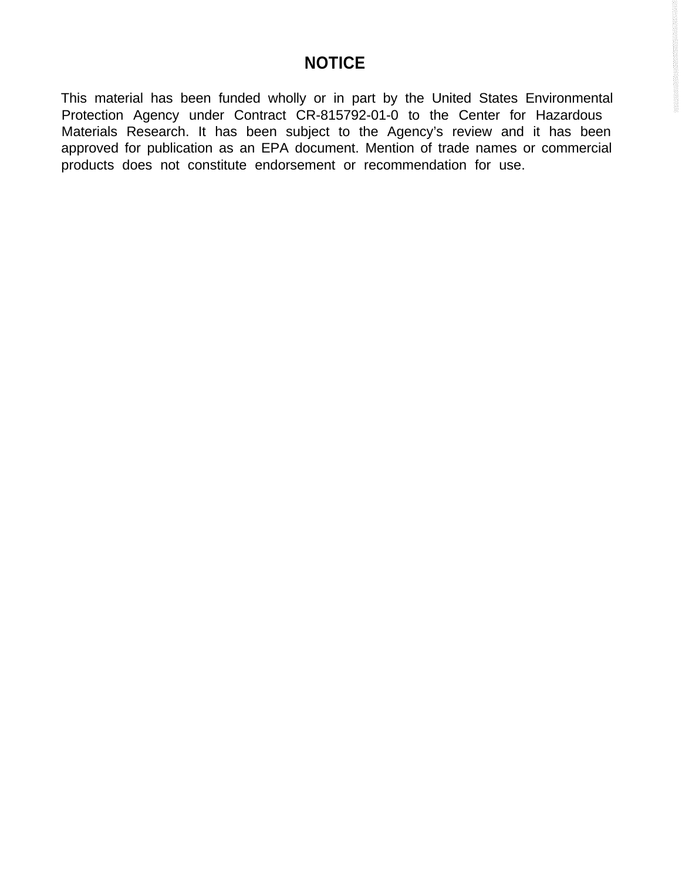# NOTICE

This material has been funded wholly or in part by the United States Environmental Protection Agency under Contract CR-815792-01-0 to the Center for Hazardous Materials Research. It has been subject to the Agency's review and it has been approved for publication as an EPA document. Mention of trade names or commercial products does not constitute endorsement or recommendation for use.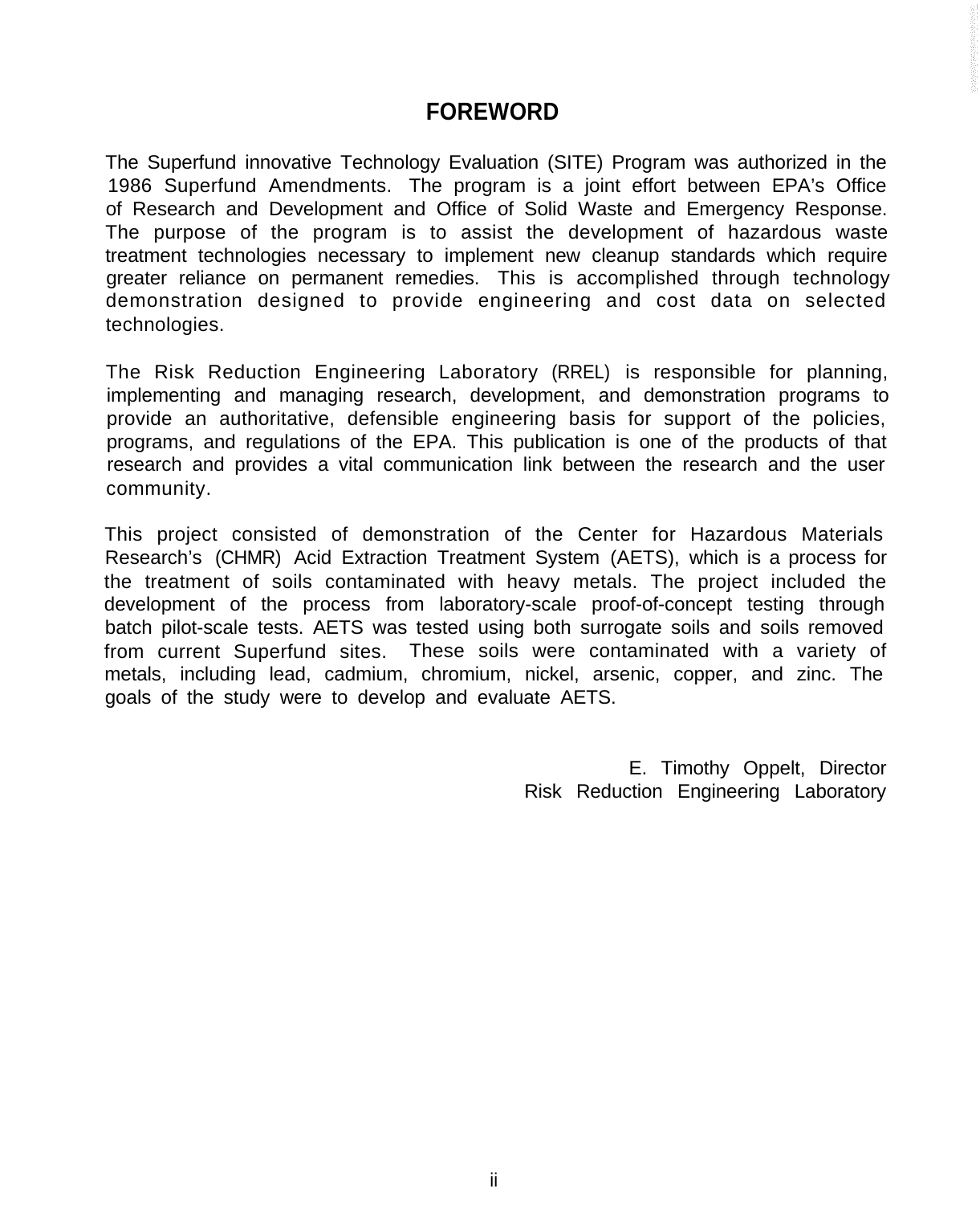# FOREWORD

The Superfund innovative Technology Evaluation (SITE) Program was authorized in the 1986 Superfund Amendments. The program is a joint effort between EPA's Office of Research and Development and Office of Solid Waste and Emergency Response. The purpose of the program is to assist the development of hazardous waste treatment technologies necessary to implement new cleanup standards which require greater reliance on permanent remedies. This is accomplished through technology demonstration designed to provide engineering and cost data on selected technologies.

The Risk Reduction Engineering Laboratory (RREL) is responsible for planning, implementing and managing research, development, and demonstration programs to provide an authoritative, defensible engineering basis for support of the policies, programs, and regulations of the EPA. This publication is one of the products of that research and provides a vital communication link between the research and the user community.

This project consisted of demonstration of the Center for Hazardous Materials Research's (CHMR) Acid Extraction Treatment System (AETS), which is a process for the treatment of soils contaminated with heavy metals. The project included the development of the process from laboratory-scale proof-of-concept testing through batch pilot-scale tests. AETS was tested using both surrogate soils and soils removed from current Superfund sites. These soils were contaminated with a variety of metals, including lead, cadmium, chromium, nickel, arsenic, copper, and zinc. The goals of the study were to develop and evaluate AETS.

E. Timothy Oppelt, Director
Risk Reduction Engineering Laboratory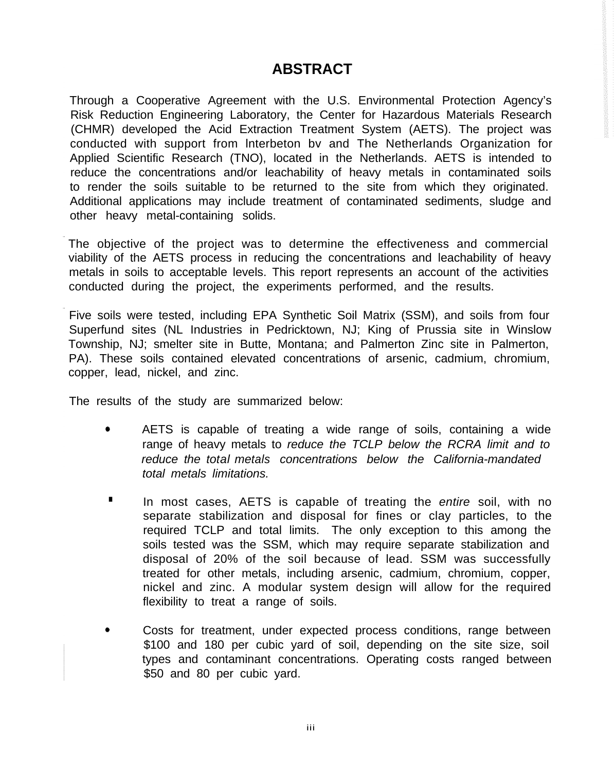# ABSTRACT

Through a Cooperative Agreement with the U.S. Environmental Protection Agency's Risk Reduction Engineering Laboratory, the Center for Hazardous Materials Research (CHMR) developed the Acid Extraction Treatment System (AETS). The project was conducted with support from lnterbeton bv and The Netherlands Organization for Applied Scientific Research (TNO), located in the Netherlands. AETS is intended to reduce the concentrations and/or leachability of heavy metals in contaminated soils to render the soils suitable to be returned to the site from which they originated. Additional applications may include treatment of contaminated sediments, sludge and other heavy metal-containing solids.

The objective of the project was to determine the effectiveness and commercial viability of the AETS process in reducing the concentrations and leachability of heavy metals in soils to acceptable levels. This report represents an account of the activities conducted during the project, the experiments performed, and the results.

Five soils were tested, including EPA Synthetic Soil Matrix (SSM), and soils from four Superfund sites (NL Industries in Pedricktown, NJ; King of Prussia site in Winslow Township, NJ; smelter site in Butte, Montana; and Palmerton Zinc site in Palmerton, PA). These soils contained elevated concentrations of arsenic, cadmium, chromium, copper, lead, nickel, and zinc.

The results of the study are summarized below:

- AETS is capable of treating a wide range of soils, containing a wide range of heavy metals to *reduce the TCLP below the RCRA limit and to reduce the total metals concentrations below the California-mandated total metals limitations.*
- In most cases, AETS is capable of treating the *entire* soil, with no separate stabilization and disposal for fines or clay particles, to the required TCLP and total limits. The only exception to this among the soils tested was the SSM, which may require separate stabilization and disposal of 20% of the soil because of lead. SSM was successfully treated for other metals, including arsenic, cadmium, chromium, copper, nickel and zinc. A modular system design will allow for the required flexibility to treat a range of soils.
- Costs for treatment, under expected process conditions, range between \$100 and 180 per cubic yard of soil, depending on the site size, soil types and contaminant concentrations. Operating costs ranged between \$50 and 80 per cubic yard.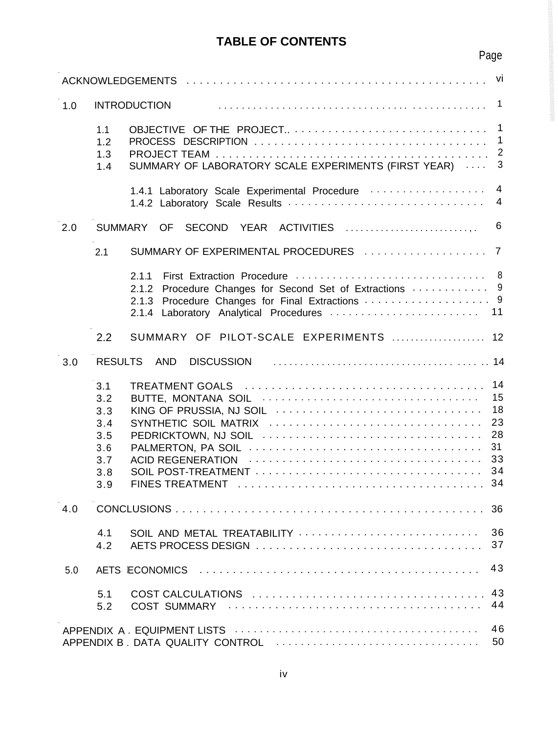# TABLE OF CONTENTS

| | Page |
|---|---|
| ACKNOWLEDGEMENTS | vi |
| 1.0 INTRODUCTION | 1 |
| 1.1 OBJECTIVE OF THE PROJECT | 1 |
| 1.2 PROCESS DESCRIPTION | 1 |
| 1.3 PROJECT TEAM | 2 |
| 1.4 SUMMARY OF LABORATORY SCALE EXPERIMENTS (FIRST YEAR) | 3 |
| 1.4.1 Laboratory Scale Experimental Procedure | 4 |
| 1.4.2 Laboratory Scale Results | 4 |
| 2.0 SUMMARY OF SECOND YEAR ACTIVITIES | 6 |
| 2.1 SUMMARY OF EXPERIMENTAL PROCEDURES | 7 |
| 2.1.1 First Extraction Procedure | 8 |
| 2.1.2 Procedure Changes for Second Set of Extractions | 9 |
| 2.1.3 Procedure Changes for Final Extractions | 9 |
| 2.1.4 Laboratory Analytical Procedures | 11 |
| 2.2 SUMMARY OF PILOT-SCALE EXPERIMENTS | 12 |
| 3.0 RESULTS AND DISCUSSION | 14 |
| 3.1 TREATMENT GOALS | 14 |
| 3.2 BUTTE, MONTANA SOIL | 15 |
| 3.3 KING OF PRUSSIA, NJ SOIL | 18 |
| 3.4 SYNTHETIC SOIL MATRIX | 23 |
| 3.5 PEDRICKTOWN, NJ SOIL | 28 |
| 3.6 PALMERTON, PA SOIL | 31 |
| 3.7 ACID REGENERATION | 33 |
| 3.8 SOIL POST-TREATMENT | 34 |
| 3.9 FINES TREATMENT | 34 |
| 4.0 CONCLUSIONS | 36 |
| 4.1 SOIL AND METAL TREATABILITY | 36 |
| 4.2 AETS PROCESS DESIGN | 37 |
| 5.0 AETS ECONOMICS | 43 |
| 5.1 COST CALCULATIONS | 43 |
| 5.2 COST SUMMARY | 44 |
| APPENDIX A. EQUIPMENT LISTS | 46 |
| APPENDIX B. DATA QUALITY CONTROL | 50 |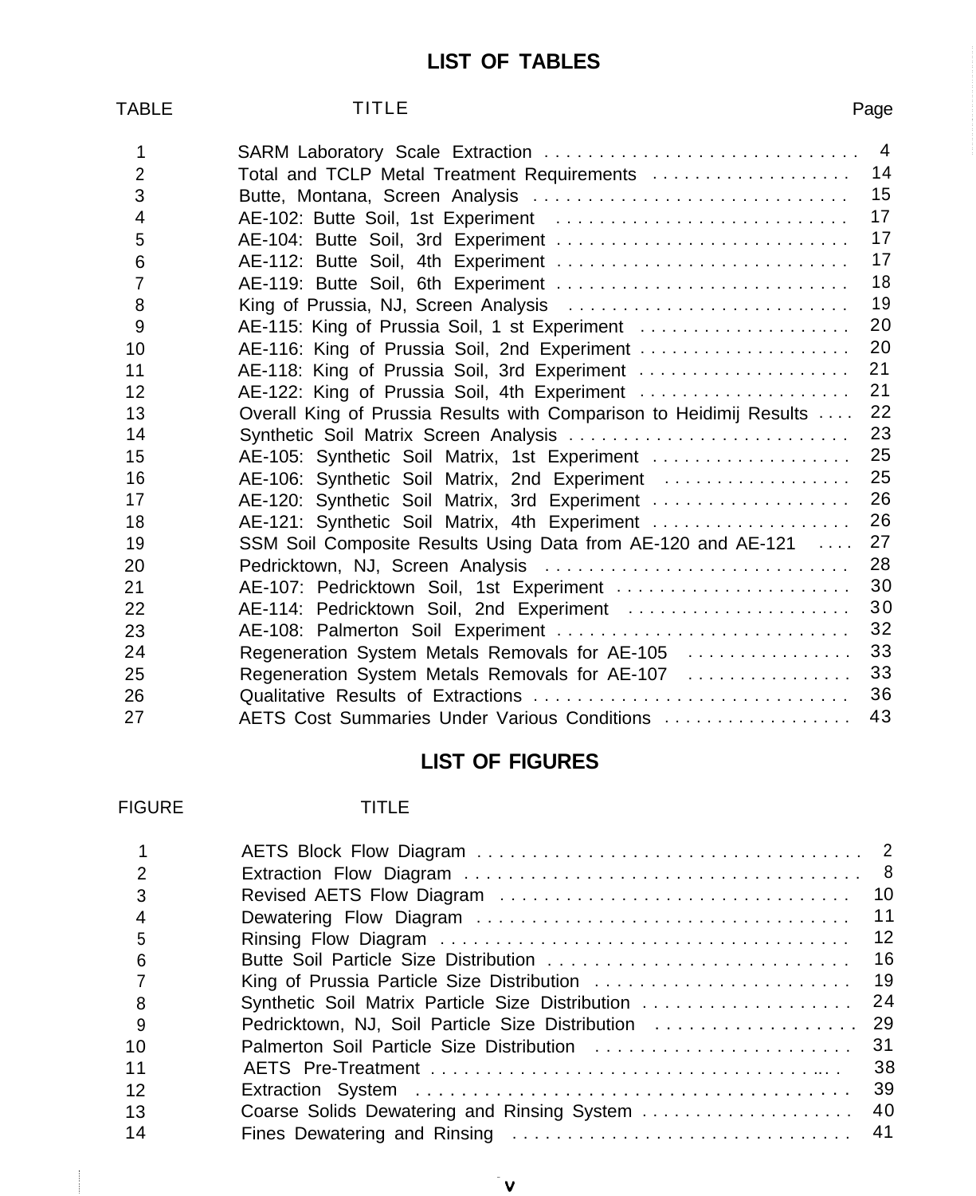## LIST OF TABLES

| TABLE | TITLE | Page |
|---|---|---|
| 1 | SARM Laboratory Scale Extraction | 4 |
| 2 | Total and TCLP Metal Treatment Requirements | 14 |
| 3 | Butte, Montana, Screen Analysis | 15 |
| 4 | AE-102: Butte Soil, 1st Experiment | 17 |
| 5 | AE-104: Butte Soil, 3rd Experiment | 17 |
| 6 | AE-112: Butte Soil, 4th Experiment | 17 |
| 7 | AE-119: Butte Soil, 6th Experiment | 18 |
| 8 | King of Prussia, NJ, Screen Analysis | 19 |
| 9 | AE-115: King of Prussia Soil, 1 st Experiment | 20 |
| 10 | AE-116: King of Prussia Soil, 2nd Experiment | 20 |
| 11 | AE-118: King of Prussia Soil, 3rd Experiment | 21 |
| 12 | AE-122: King of Prussia Soil, 4th Experiment | 21 |
| 13 | Overall King of Prussia Results with Comparison to Heidimij Results | 22 |
| 14 | Synthetic Soil Matrix Screen Analysis | 23 |
| 15 | AE-105: Synthetic Soil Matrix, 1st Experiment | 25 |
| 16 | AE-106: Synthetic Soil Matrix, 2nd Experiment | 25 |
| 17 | AE-120: Synthetic Soil Matrix, 3rd Experiment | 26 |
| 18 | AE-121: Synthetic Soil Matrix, 4th Experiment | 26 |
| 19 | SSM Soil Composite Results Using Data from AE-120 and AE-121 | 27 |
| 20 | Pedricktown, NJ, Screen Analysis | 28 |
| 21 | AE-107: Pedricktown Soil, 1st Experiment | 30 |
| 22 | AE-114: Pedricktown Soil, 2nd Experiment | 30 |
| 23 | AE-108: Palmerton Soil Experiment | 32 |
| 24 | Regeneration System Metals Removals for AE-105 | 33 |
| 25 | Regeneration System Metals Removals for AE-107 | 33 |
| 26 | Qualitative Results of Extractions | 36 |
| 27 | AETS Cost Summaries Under Various Conditions | 43 |

## LIST OF FIGURES

| FIGURE | TITLE | Page |
|---|---|---|
| 1 | AETS Block Flow Diagram | 2 |
| 2 | Extraction Flow Diagram | 8 |
| 3 | Revised AETS Flow Diagram | 10 |
| 4 | Dewatering Flow Diagram | 11 |
| 5 | Rinsing Flow Diagram | 12 |
| 6 | Butte Soil Particle Size Distribution | 16 |
| 7 | King of Prussia Particle Size Distribution | 19 |
| 8 | Synthetic Soil Matrix Particle Size Distribution | 24 |
| 9 | Pedricktown, NJ, Soil Particle Size Distribution | 29 |
| 10 | Palmerton Soil Particle Size Distribution | 31 |
| 11 | AETS Pre-Treatment | 38 |
| 12 | Extraction System | 39 |
| 13 | Coarse Solids Dewatering and Rinsing System | 40 |
| 14 | Fines Dewatering and Rinsing | 41 |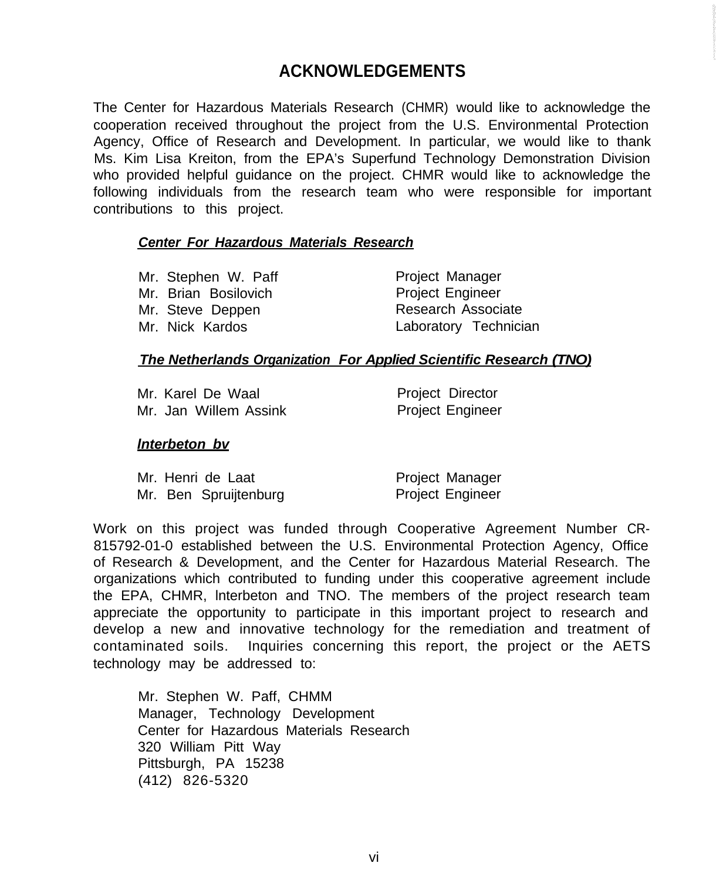# ACKNOWLEDGEMENTS

The Center for Hazardous Materials Research (CHMR) would like to acknowledge the cooperation received throughout the project from the U.S. Environmental Protection Agency, Office of Research and Development. In particular, we would like to thank Ms. Kim Lisa Kreiton, from the EPA's Superfund Technology Demonstration Division who provided helpful guidance on the project. CHMR would like to acknowledge the following individuals from the research team who were responsible for important contributions to this project.

***Center For Hazardous Materials Research***

| | |
|---|---|
| Mr. Stephen W. Paff | Project Manager |
| Mr. Brian Bosilovich | Project Engineer |
| Mr. Steve Deppen | Research Associate |
| Mr. Nick Kardos | Laboratory Technician |

***The Netherlands Organization For Applied Scientific Research (TNO)***

| | |
|---|---|
| Mr. Karel De Waal | Project Director |
| Mr. Jan Willem Assink | Project Engineer |

***lnterbeton bv***

| | |
|---|---|
| Mr. Henri de Laat | Project Manager |
| Mr. Ben Spruijtenburg | Project Engineer |

Work on this project was funded through Cooperative Agreement Number CR-815792-01-0 established between the U.S. Environmental Protection Agency, Office of Research & Development, and the Center for Hazardous Material Research. The organizations which contributed to funding under this cooperative agreement include the EPA, CHMR, lnterbeton and TNO. The members of the project research team appreciate the opportunity to participate in this important project to research and develop a new and innovative technology for the remediation and treatment of contaminated soils. Inquiries concerning this report, the project or the AETS technology may be addressed to:

Mr. Stephen W. Paff, CHMM  
Manager, Technology Development  
Center for Hazardous Materials Research  
320 William Pitt Way  
Pittsburgh, PA 15238  
(412) 826-5320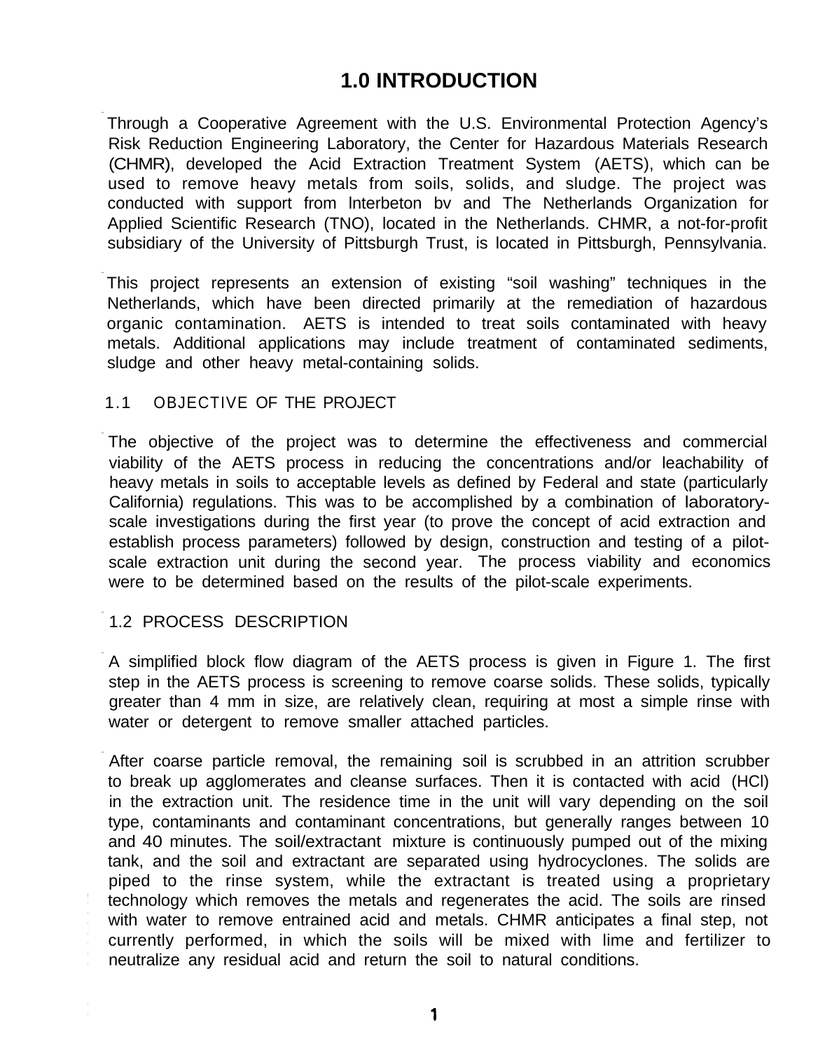# 1.0 INTRODUCTION

Through a Cooperative Agreement with the U.S. Environmental Protection Agency's Risk Reduction Engineering Laboratory, the Center for Hazardous Materials Research (CHMR), developed the Acid Extraction Treatment System (AETS), which can be used to remove heavy metals from soils, solids, and sludge. The project was conducted with support from lnterbeton bv and The Netherlands Organization for Applied Scientific Research (TNO), located in the Netherlands. CHMR, a not-for-profit subsidiary of the University of Pittsburgh Trust, is located in Pittsburgh, Pennsylvania.

This project represents an extension of existing "soil washing" techniques in the Netherlands, which have been directed primarily at the remediation of hazardous organic contamination. AETS is intended to treat soils contaminated with heavy metals. Additional applications may include treatment of contaminated sediments, sludge and other heavy metal-containing solids.

## 1.1 OBJECTIVE OF THE PROJECT

The objective of the project was to determine the effectiveness and commercial viability of the AETS process in reducing the concentrations and/or leachability of heavy metals in soils to acceptable levels as defined by Federal and state (particularly California) regulations. This was to be accomplished by a combination of laboratory-scale investigations during the first year (to prove the concept of acid extraction and establish process parameters) followed by design, construction and testing of a pilot-scale extraction unit during the second year. The process viability and economics were to be determined based on the results of the pilot-scale experiments.

## 1.2 PROCESS DESCRIPTION

A simplified block flow diagram of the AETS process is given in Figure 1. The first step in the AETS process is screening to remove coarse solids. These solids, typically greater than 4 mm in size, are relatively clean, requiring at most a simple rinse with water or detergent to remove smaller attached particles.

After coarse particle removal, the remaining soil is scrubbed in an attrition scrubber to break up agglomerates and cleanse surfaces. Then it is contacted with acid (HCl) in the extraction unit. The residence time in the unit will vary depending on the soil type, contaminants and contaminant concentrations, but generally ranges between 10 and 40 minutes. The soil/extractant mixture is continuously pumped out of the mixing tank, and the soil and extractant are separated using hydrocyclones. The solids are piped to the rinse system, while the extractant is treated using a proprietary technology which removes the metals and regenerates the acid. The soils are rinsed with water to remove entrained acid and metals. CHMR anticipates a final step, not currently performed, in which the soils will be mixed with lime and fertilizer to neutralize any residual acid and return the soil to natural conditions.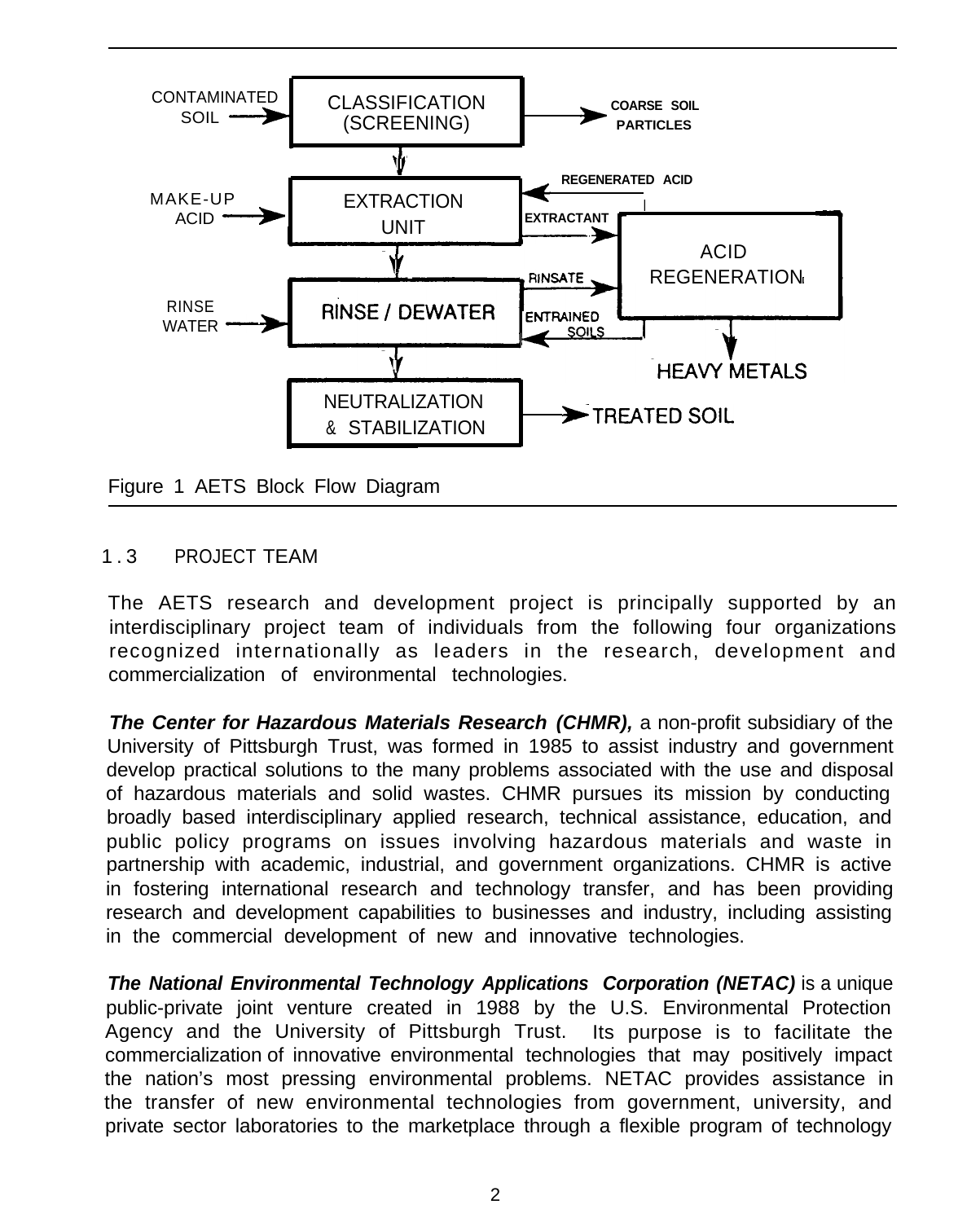Figure 1 AETS Block Flow Diagram

## 1.3 PROJECT TEAM

The AETS research and development project is principally supported by an interdisciplinary project team of individuals from the following four organizations recognized internationally as leaders in the research, development and commercialization of environmental technologies.

***The Center for Hazardous Materials Research (CHMR),*** a non-profit subsidiary of the University of Pittsburgh Trust, was formed in 1985 to assist industry and government develop practical solutions to the many problems associated with the use and disposal of hazardous materials and solid wastes. CHMR pursues its mission by conducting broadly based interdisciplinary applied research, technical assistance, education, and public policy programs on issues involving hazardous materials and waste in partnership with academic, industrial, and government organizations. CHMR is active in fostering international research and technology transfer, and has been providing research and development capabilities to businesses and industry, including assisting in the commercial development of new and innovative technologies.

***The National Environmental Technology Applications Corporation (NETAC)*** is a unique public-private joint venture created in 1988 by the U.S. Environmental Protection Agency and the University of Pittsburgh Trust. Its purpose is to facilitate the commercialization of innovative environmental technologies that may positively impact the nation's most pressing environmental problems. NETAC provides assistance in the transfer of new environmental technologies from government, university, and private sector laboratories to the marketplace through a flexible program of technology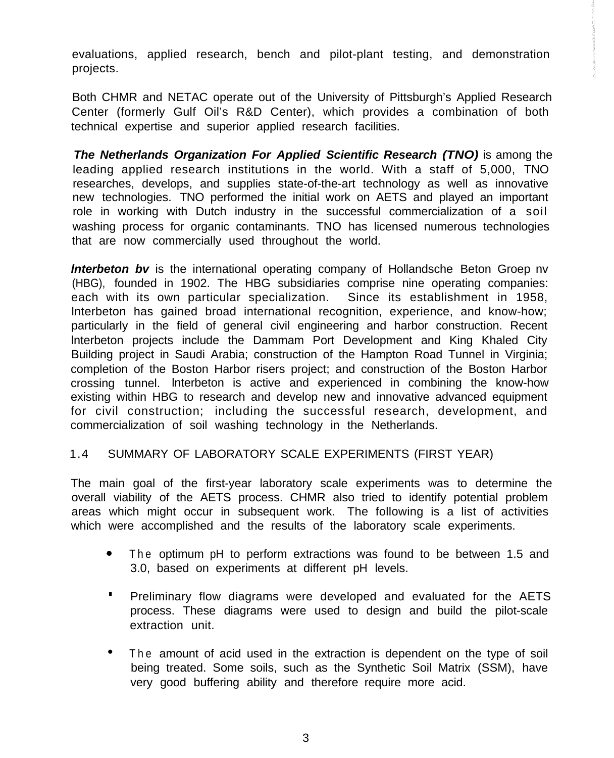evaluations, applied research, bench and pilot-plant testing, and demonstration projects.

Both CHMR and NETAC operate out of the University of Pittsburgh's Applied Research Center (formerly Gulf Oil's R&D Center), which provides a combination of both technical expertise and superior applied research facilities.

***The Netherlands Organization For Applied Scientific Research (TNO)*** is among the leading applied research institutions in the world. With a staff of 5,000, TNO researches, develops, and supplies state-of-the-art technology as well as innovative new technologies. TNO performed the initial work on AETS and played an important role in working with Dutch industry in the successful commercialization of a soil washing process for organic contaminants. TNO has licensed numerous technologies that are now commercially used throughout the world.

***Interbeton bv*** is the international operating company of Hollandsche Beton Groep nv (HBG), founded in 1902. The HBG subsidiaries comprise nine operating companies: each with its own particular specialization. Since its establishment in 1958, Interbeton has gained broad international recognition, experience, and know-how; particularly in the field of general civil engineering and harbor construction. Recent Interbeton projects include the Dammam Port Development and King Khaled City Building project in Saudi Arabia; construction of the Hampton Road Tunnel in Virginia; completion of the Boston Harbor risers project; and construction of the Boston Harbor crossing tunnel. Interbeton is active and experienced in combining the know-how existing within HBG to research and develop new and innovative advanced equipment for civil construction; including the successful research, development, and commercialization of soil washing technology in the Netherlands.

## 1.4 SUMMARY OF LABORATORY SCALE EXPERIMENTS (FIRST YEAR)

The main goal of the first-year laboratory scale experiments was to determine the overall viability of the AETS process. CHMR also tried to identify potential problem areas which might occur in subsequent work. The following is a list of activities which were accomplished and the results of the laboratory scale experiments.

- The optimum pH to perform extractions was found to be between 1.5 and 3.0, based on experiments at different pH levels.
- Preliminary flow diagrams were developed and evaluated for the AETS process. These diagrams were used to design and build the pilot-scale extraction unit.
- The amount of acid used in the extraction is dependent on the type of soil being treated. Some soils, such as the Synthetic Soil Matrix (SSM), have very good buffering ability and therefore require more acid.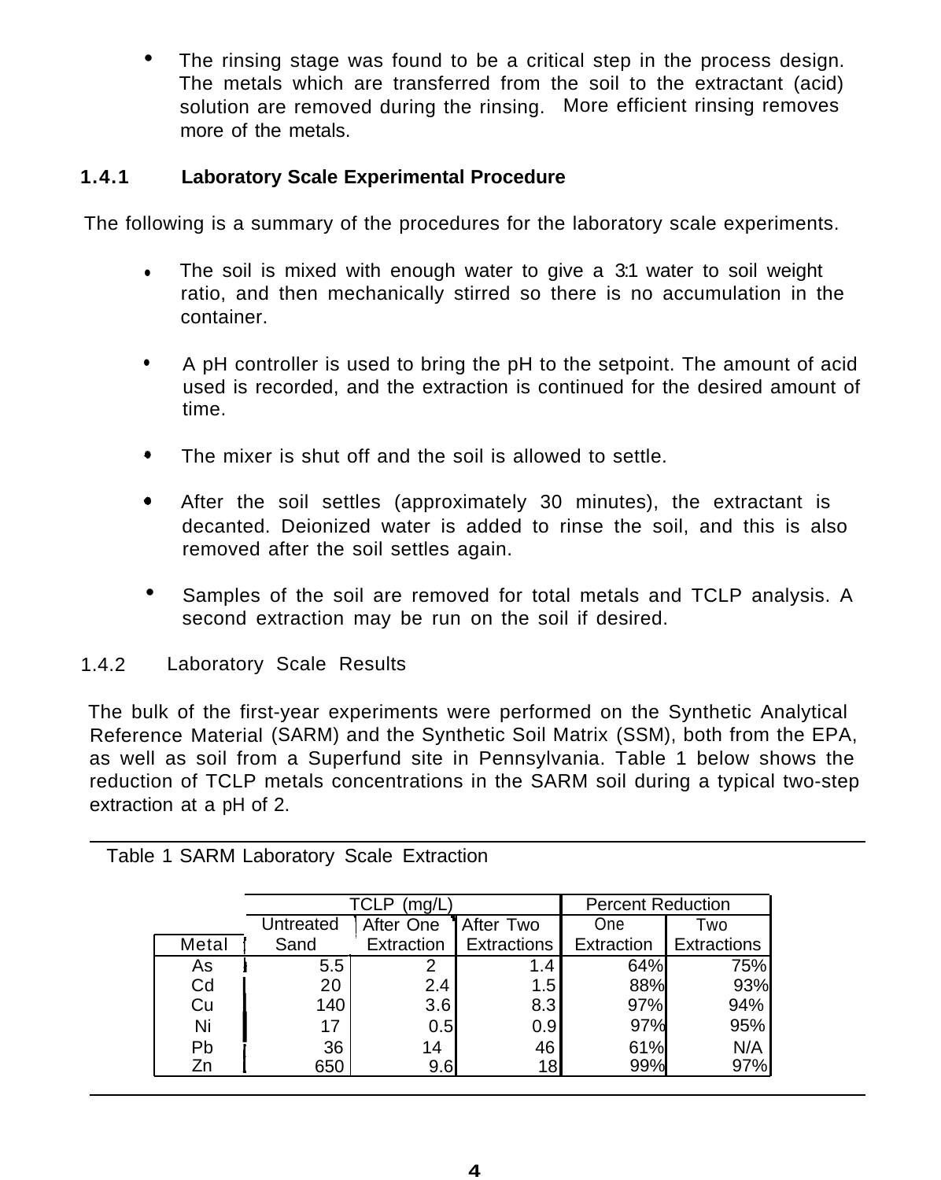- The rinsing stage was found to be a critical step in the process design. The metals which are transferred from the soil to the extractant (acid) solution are removed during the rinsing. More efficient rinsing removes more of the metals.

### 1.4.1 Laboratory Scale Experimental Procedure

The following is a summary of the procedures for the laboratory scale experiments.

- The soil is mixed with enough water to give a 3:1 water to soil weight ratio, and then mechanically stirred so there is no accumulation in the container.
- A pH controller is used to bring the pH to the setpoint. The amount of acid used is recorded, and the extraction is continued for the desired amount of time.
- The mixer is shut off and the soil is allowed to settle.
- After the soil settles (approximately 30 minutes), the extractant is decanted. Deionized water is added to rinse the soil, and this is also removed after the soil settles again.
- Samples of the soil are removed for total metals and TCLP analysis. A second extraction may be run on the soil if desired.

### 1.4.2 Laboratory Scale Results

The bulk of the first-year experiments were performed on the Synthetic Analytical Reference Material (SARM) and the Synthetic Soil Matrix (SSM), both from the EPA, as well as soil from a Superfund site in Pennsylvania. Table 1 below shows the reduction of TCLP metals concentrations in the SARM soil during a typical two-step extraction at a pH of 2.

Table 1 SARM Laboratory Scale Extraction

| | TCLP (mg/L) | | | Percent Reduction | |
|---|---|---|---|---|---|
| Metal | Untreated Sand | After One Extraction | After Two Extractions | One Extraction | Two Extractions |
| As | 5.5 | 2 | 1.4 | 64% | 75% |
| Cd | 20 | 2.4 | 1.5 | 88% | 93% |
| Cu | 140 | 3.6 | 8.3 | 97% | 94% |
| Ni | 17 | 0.5 | 0.9 | 97% | 95% |
| Pb | 36 | 14 | 46 | 61% | N/A |
| Zn | 650 | 9.6 | 18 | 99% | 97% |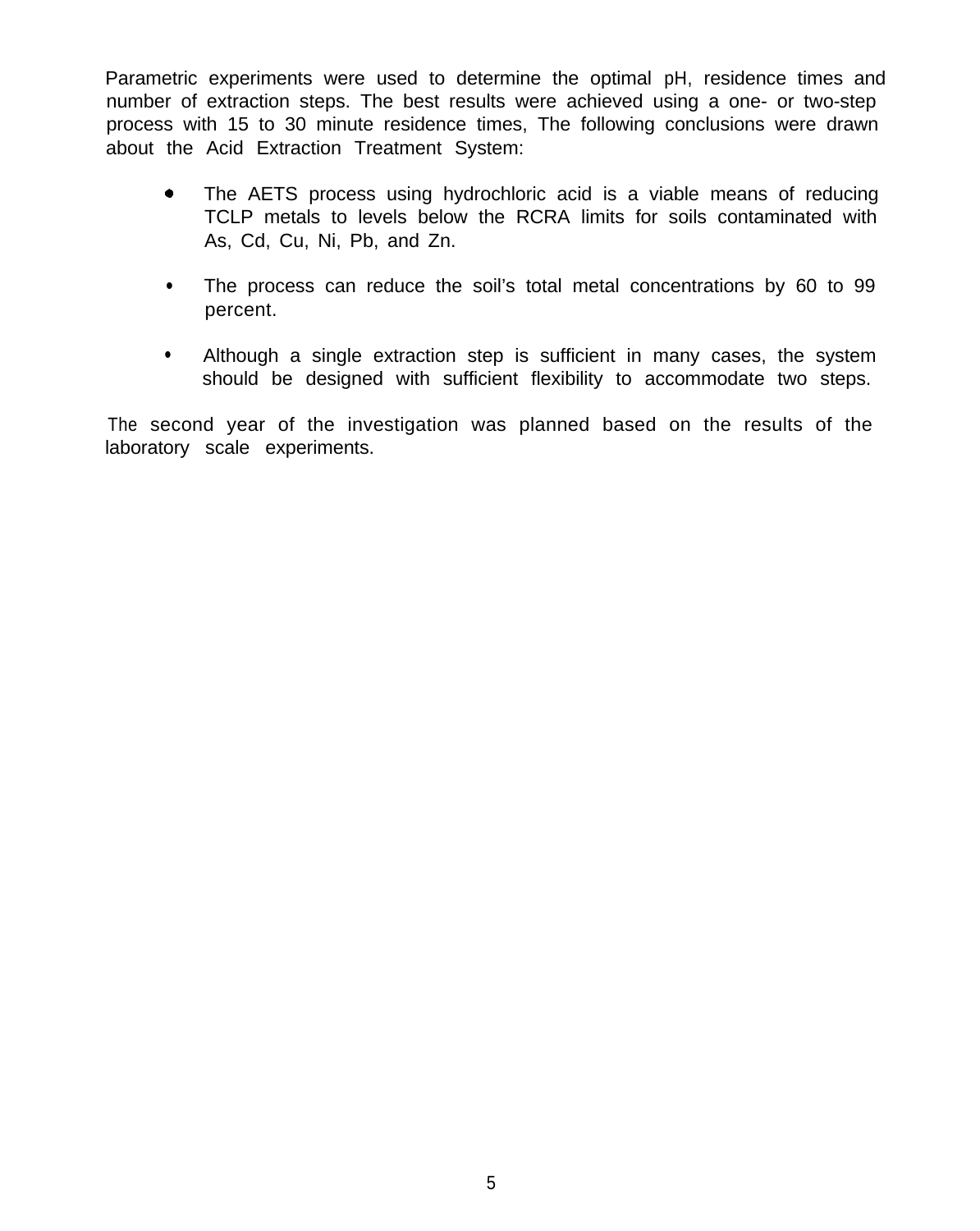Parametric experiments were used to determine the optimal pH, residence times and number of extraction steps. The best results were achieved using a one- or two-step process with 15 to 30 minute residence times, The following conclusions were drawn about the Acid Extraction Treatment System:

- The AETS process using hydrochloric acid is a viable means of reducing TCLP metals to levels below the RCRA limits for soils contaminated with As, Cd, Cu, Ni, Pb, and Zn.
- The process can reduce the soil's total metal concentrations by 60 to 99 percent.
- Although a single extraction step is sufficient in many cases, the system should be designed with sufficient flexibility to accommodate two steps.

The second year of the investigation was planned based on the results of the laboratory scale experiments.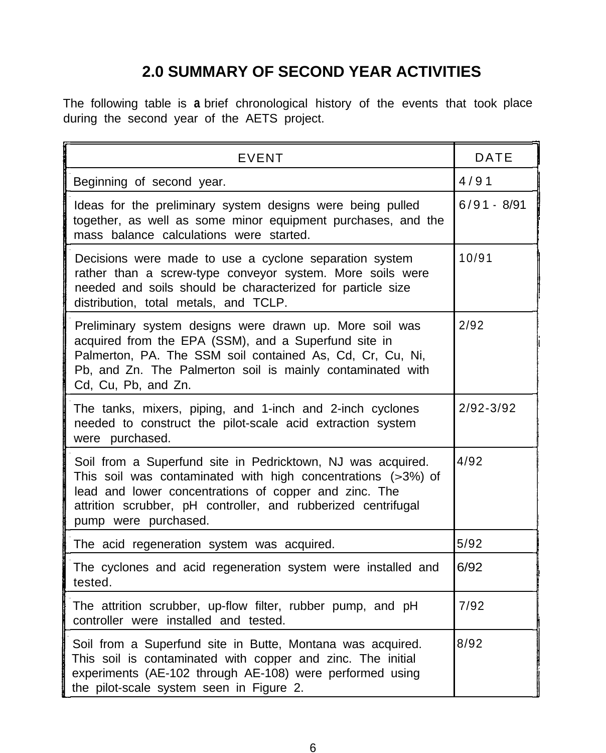## 2.0 SUMMARY OF SECOND YEAR ACTIVITIES

The following table is a brief chronological history of the events that took place during the second year of the AETS project.

| EVENT | DATE |
|---|---|
| Beginning of second year. | 4/91 |
| Ideas for the preliminary system designs were being pulled together, as well as some minor equipment purchases, and the mass balance calculations were started. | 6/91 - 8/91 |
| Decisions were made to use a cyclone separation system rather than a screw-type conveyor system. More soils were needed and soils should be characterized for particle size distribution, total metals, and TCLP. | 10/91 |
| Preliminary system designs were drawn up. More soil was acquired from the EPA (SSM), and a Superfund site in Palmerton, PA. The SSM soil contained As, Cd, Cr, Cu, Ni, Pb, and Zn. The Palmerton soil is mainly contaminated with Cd, Cu, Pb, and Zn. | 2/92 |
| The tanks, mixers, piping, and 1-inch and 2-inch cyclones needed to construct the pilot-scale acid extraction system were purchased. | 2/92-3/92 |
| Soil from a Superfund site in Pedricktown, NJ was acquired. This soil was contaminated with high concentrations (>3%) of lead and lower concentrations of copper and zinc. The attrition scrubber, pH controller, and rubberized centrifugal pump were purchased. | 4/92 |
| The acid regeneration system was acquired. | 5/92 |
| The cyclones and acid regeneration system were installed and tested. | 6/92 |
| The attrition scrubber, up-flow filter, rubber pump, and pH controller were installed and tested. | 7/92 |
| Soil from a Superfund site in Butte, Montana was acquired. This soil is contaminated with copper and zinc. The initial experiments (AE-102 through AE-108) were performed using the pilot-scale system seen in Figure 2. | 8/92 |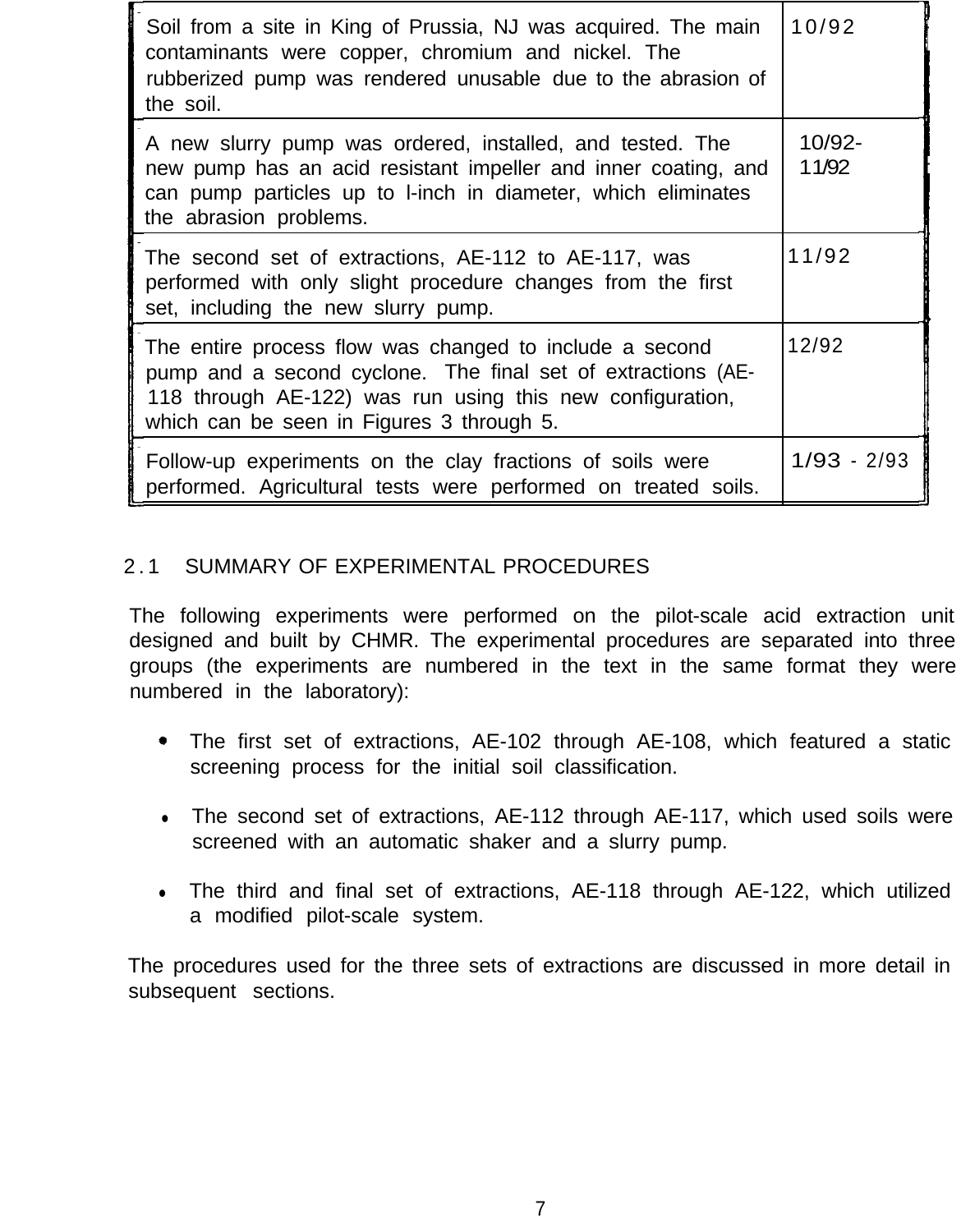| | |
|---|---|
| Soil from a site in King of Prussia, NJ was acquired. The main contaminants were copper, chromium and nickel. The rubberized pump was rendered unusable due to the abrasion of the soil. | 10/92 |
| A new slurry pump was ordered, installed, and tested. The new pump has an acid resistant impeller and inner coating, and can pump particles up to l-inch in diameter, which eliminates the abrasion problems. | 10/92-11/92 |
| The second set of extractions, AE-112 to AE-117, was performed with only slight procedure changes from the first set, including the new slurry pump. | 11/92 |
| The entire process flow was changed to include a second pump and a second cyclone. The final set of extractions (AE-118 through AE-122) was run using this new configuration, which can be seen in Figures 3 through 5. | 12/92 |
| Follow-up experiments on the clay fractions of soils were performed. Agricultural tests were performed on treated soils. | 1/93 - 2/93 |

## 2.1 SUMMARY OF EXPERIMENTAL PROCEDURES

The following experiments were performed on the pilot-scale acid extraction unit designed and built by CHMR. The experimental procedures are separated into three groups (the experiments are numbered in the text in the same format they were numbered in the laboratory):

- The first set of extractions, AE-102 through AE-108, which featured a static screening process for the initial soil classification.
- The second set of extractions, AE-112 through AE-117, which used soils were screened with an automatic shaker and a slurry pump.
- The third and final set of extractions, AE-118 through AE-122, which utilized a modified pilot-scale system.

The procedures used for the three sets of extractions are discussed in more detail in subsequent sections.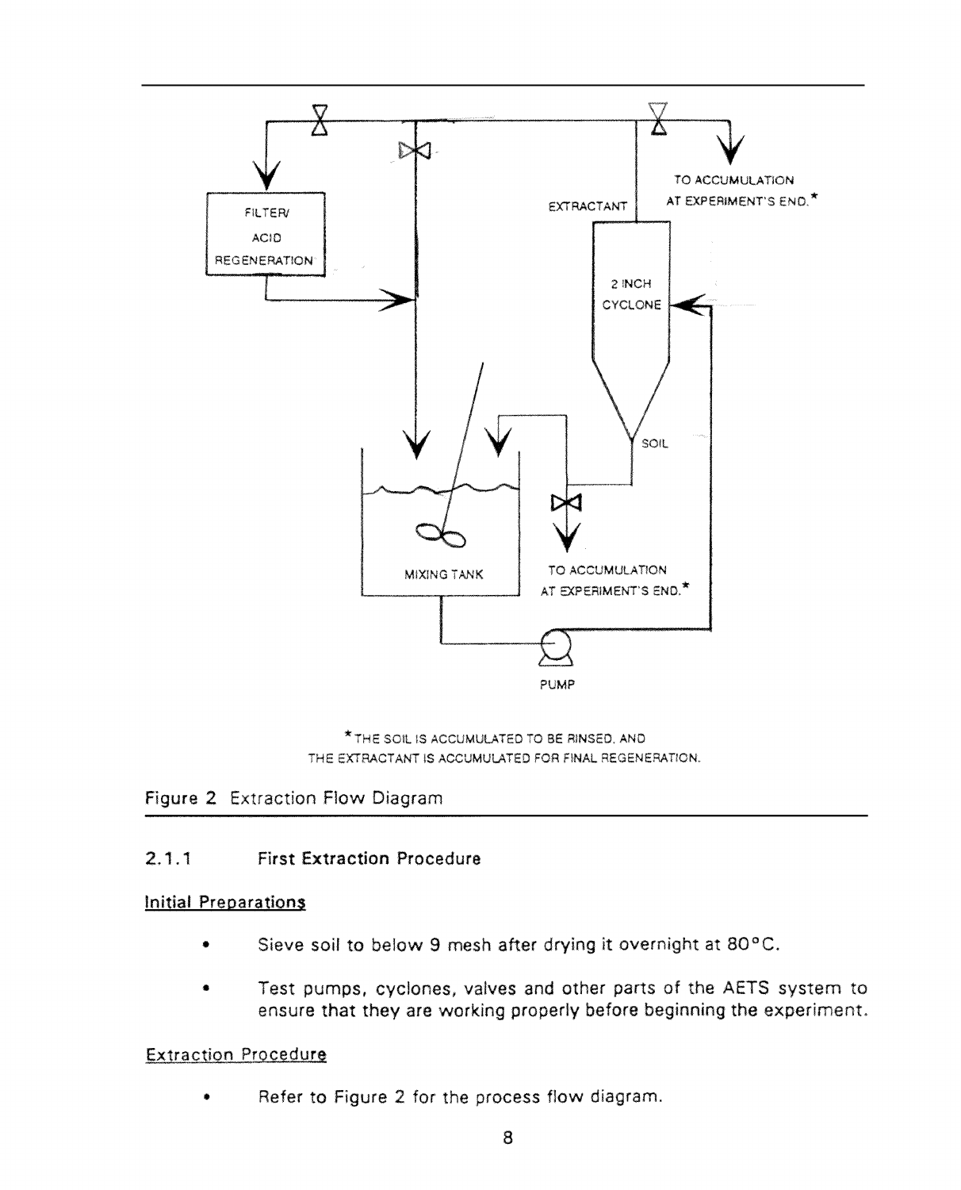Figure 2 Extraction Flow Diagram

### 2.1.1 First Extraction Procedure

Initial Preparations

- Sieve soil to below 9 mesh after drying it overnight at 80°C.
- Test pumps, cyclones, valves and other parts of the AETS system to ensure that they are working properly before beginning the experiment.

Extraction Procedure

- Refer to Figure 2 for the process flow diagram.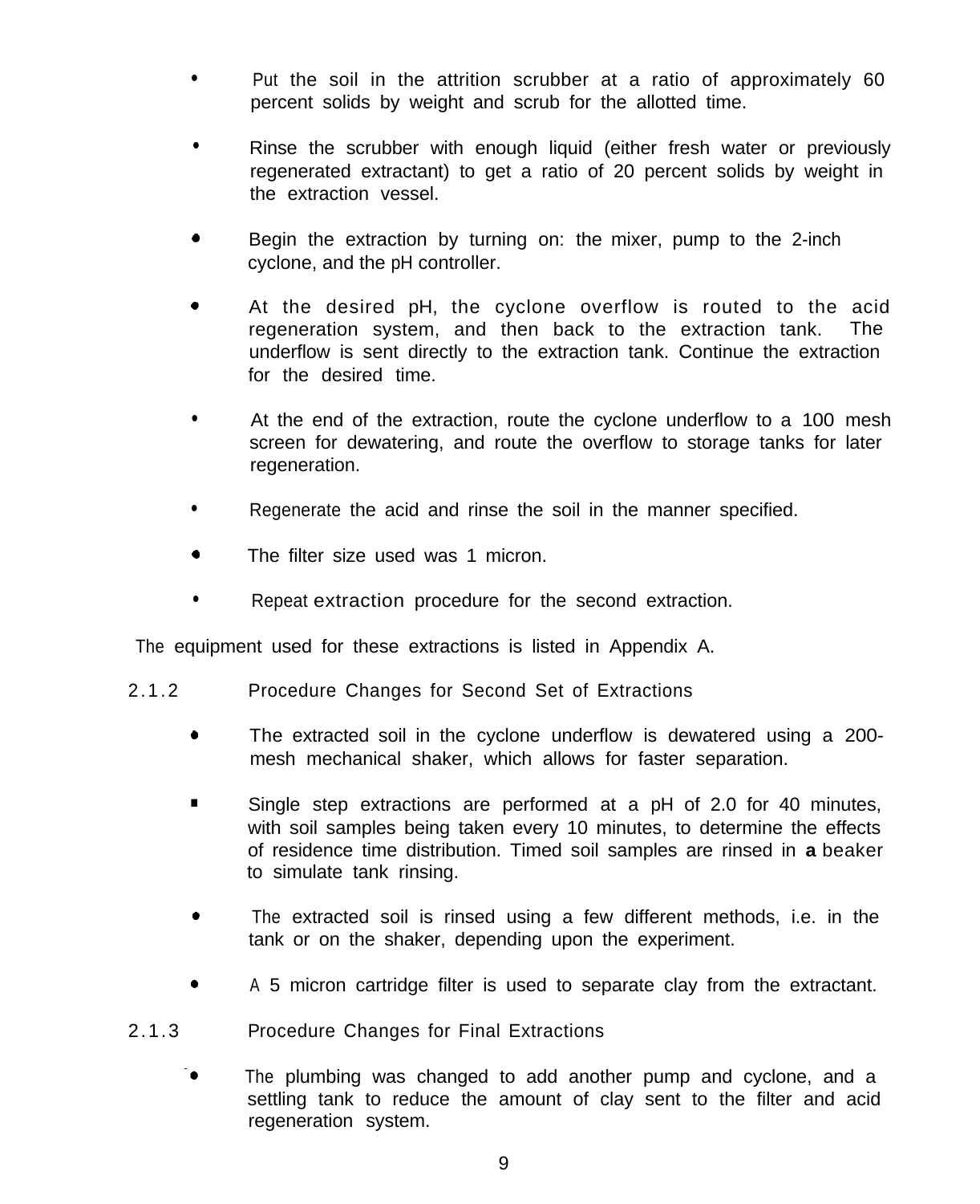- Put the soil in the attrition scrubber at a ratio of approximately 60 percent solids by weight and scrub for the allotted time.

- Rinse the scrubber with enough liquid (either fresh water or previously regenerated extractant) to get a ratio of 20 percent solids by weight in the extraction vessel.

- Begin the extraction by turning on: the mixer, pump to the 2-inch cyclone, and the pH controller.

- At the desired pH, the cyclone overflow is routed to the acid regeneration system, and then back to the extraction tank. The underflow is sent directly to the extraction tank. Continue the extraction for the desired time.

- At the end of the extraction, route the cyclone underflow to a 100 mesh screen for dewatering, and route the overflow to storage tanks for later regeneration.

- Regenerate the acid and rinse the soil in the manner specified.

- The filter size used was 1 micron.

- Repeat extraction procedure for the second extraction.

The equipment used for these extractions is listed in Appendix A.

### 2.1.2 Procedure Changes for Second Set of Extractions

- The extracted soil in the cyclone underflow is dewatered using a 200-mesh mechanical shaker, which allows for faster separation.

- Single step extractions are performed at a pH of 2.0 for 40 minutes, with soil samples being taken every 10 minutes, to determine the effects of residence time distribution. Timed soil samples are rinsed in **a** beaker to simulate tank rinsing.

- The extracted soil is rinsed using a few different methods, i.e. in the tank or on the shaker, depending upon the experiment.

- A 5 micron cartridge filter is used to separate clay from the extractant.

### 2.1.3 Procedure Changes for Final Extractions

- The plumbing was changed to add another pump and cyclone, and a settling tank to reduce the amount of clay sent to the filter and acid regeneration system.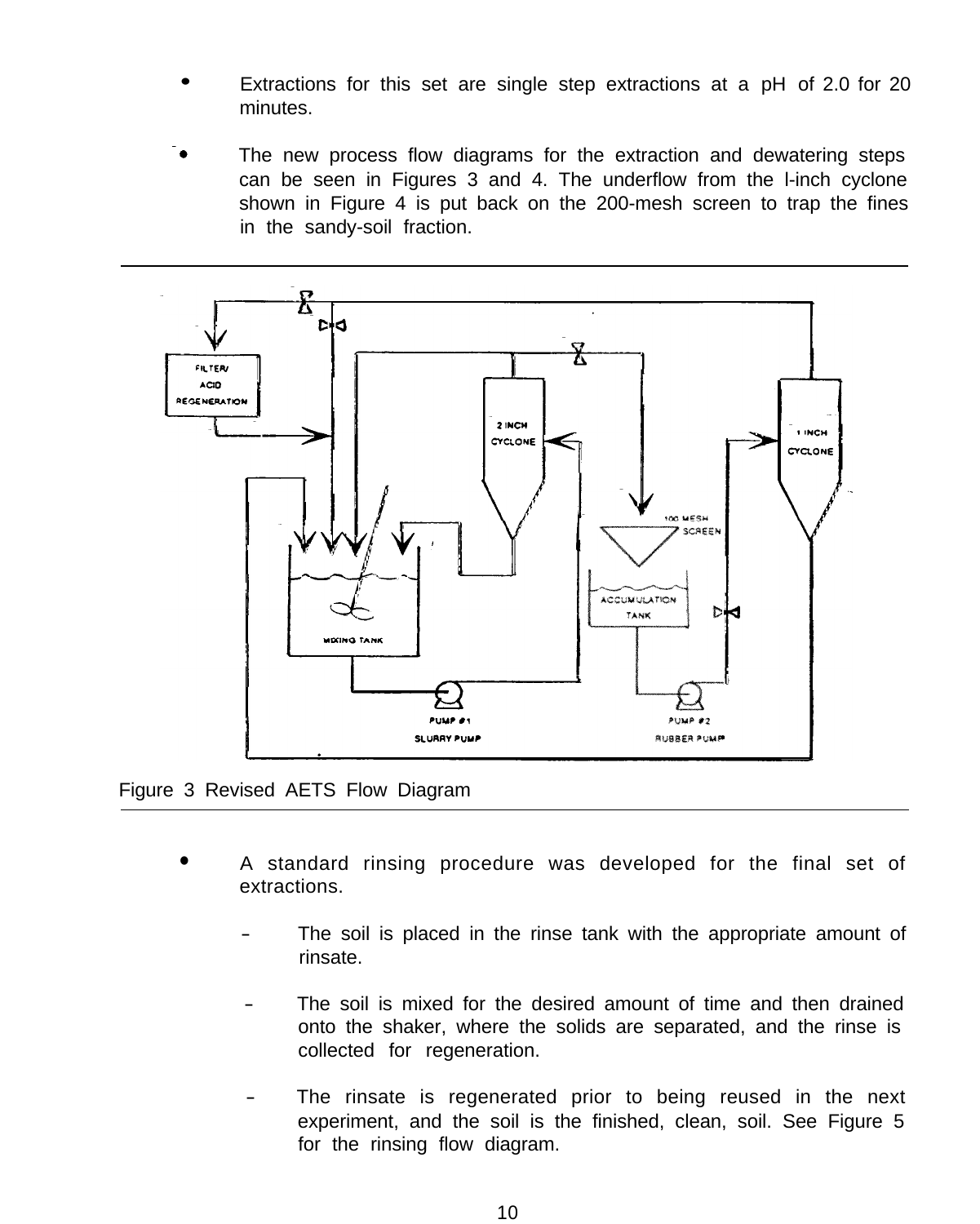- Extractions for this set are single step extractions at a pH of 2.0 for 20 minutes.

- The new process flow diagrams for the extraction and dewatering steps can be seen in Figures 3 and 4. The underflow from the l-inch cyclone shown in Figure 4 is put back on the 200-mesh screen to trap the fines in the sandy-soil fraction.

Figure 3 Revised AETS Flow Diagram

- A standard rinsing procedure was developed for the final set of extractions.

  - The soil is placed in the rinse tank with the appropriate amount of rinsate.

  - The soil is mixed for the desired amount of time and then drained onto the shaker, where the solids are separated, and the rinse is collected for regeneration.

  - The rinsate is regenerated prior to being reused in the next experiment, and the soil is the finished, clean, soil. See Figure 5 for the rinsing flow diagram.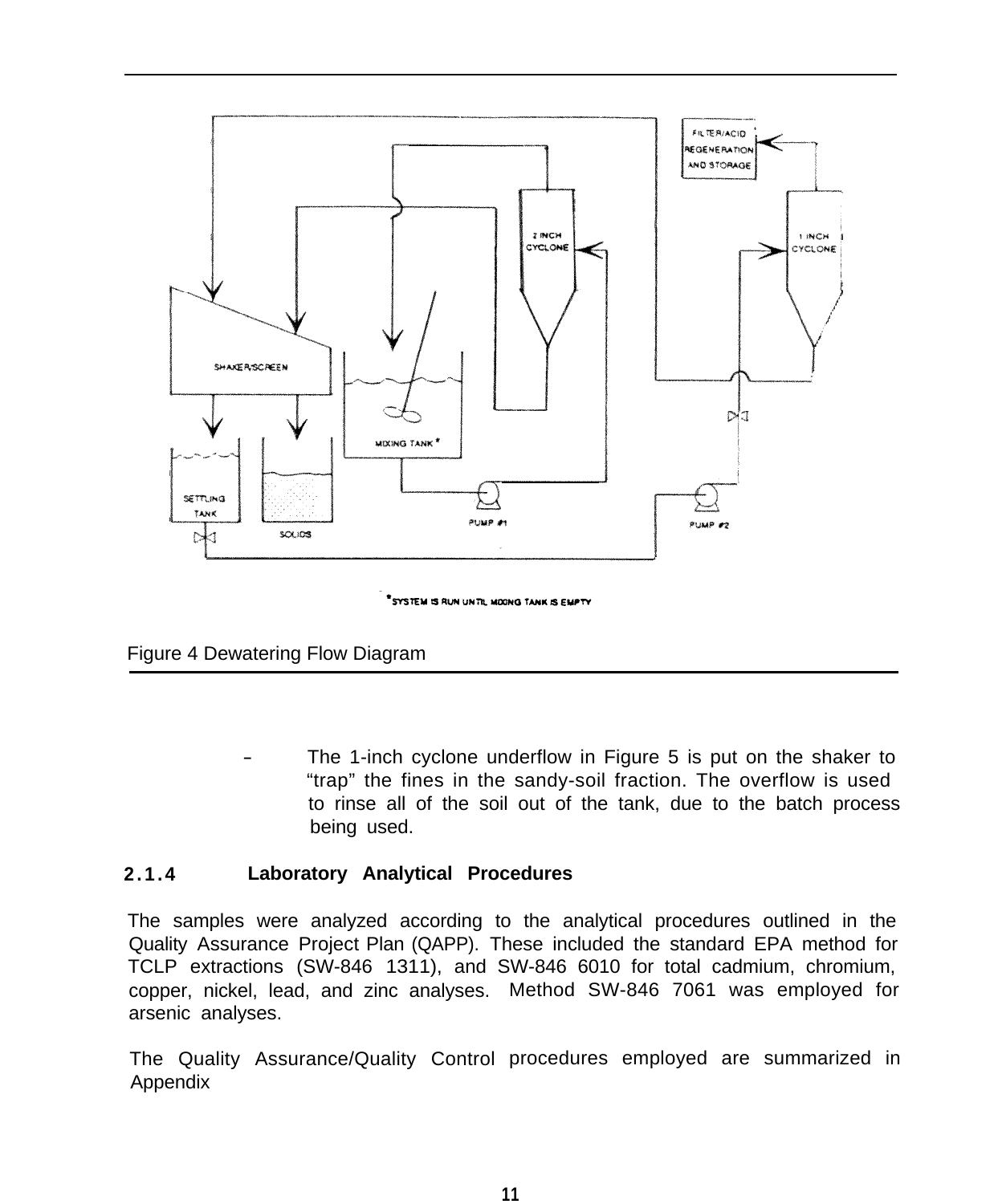Figure 4 Dewatering Flow Diagram

- The 1-inch cyclone underflow in Figure 5 is put on the shaker to “trap” the fines in the sandy-soil fraction. The overflow is used to rinse all of the soil out of the tank, due to the batch process being used.

### 2.1.4 Laboratory Analytical Procedures

The samples were analyzed according to the analytical procedures outlined in the Quality Assurance Project Plan (QAPP). These included the standard EPA method for TCLP extractions (SW-846 1311), and SW-846 6010 for total cadmium, chromium, copper, nickel, lead, and zinc analyses. Method SW-846 7061 was employed for arsenic analyses.

The Quality Assurance/Quality Control procedures employed are summarized in Appendix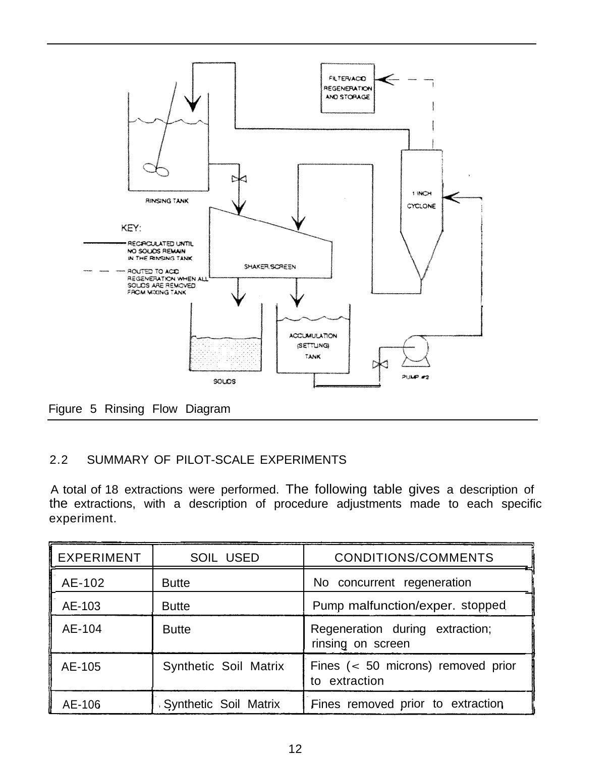Figure 5 Rinsing Flow Diagram

## 2.2 SUMMARY OF PILOT-SCALE EXPERIMENTS

A total of 18 extractions were performed. The following table gives a description of the extractions, with a description of procedure adjustments made to each specific experiment.

| EXPERIMENT | SOIL USED | CONDITIONS/COMMENTS |
|---|---|---|
| AE-102 | Butte | No concurrent regeneration |
| AE-103 | Butte | Pump malfunction/exper. stopped |
| AE-104 | Butte | Regeneration during extraction; rinsing on screen |
| AE-105 | Synthetic Soil Matrix | Fines (< 50 microns) removed prior to extraction |
| AE-106 | Synthetic Soil Matrix | Fines removed prior to extraction |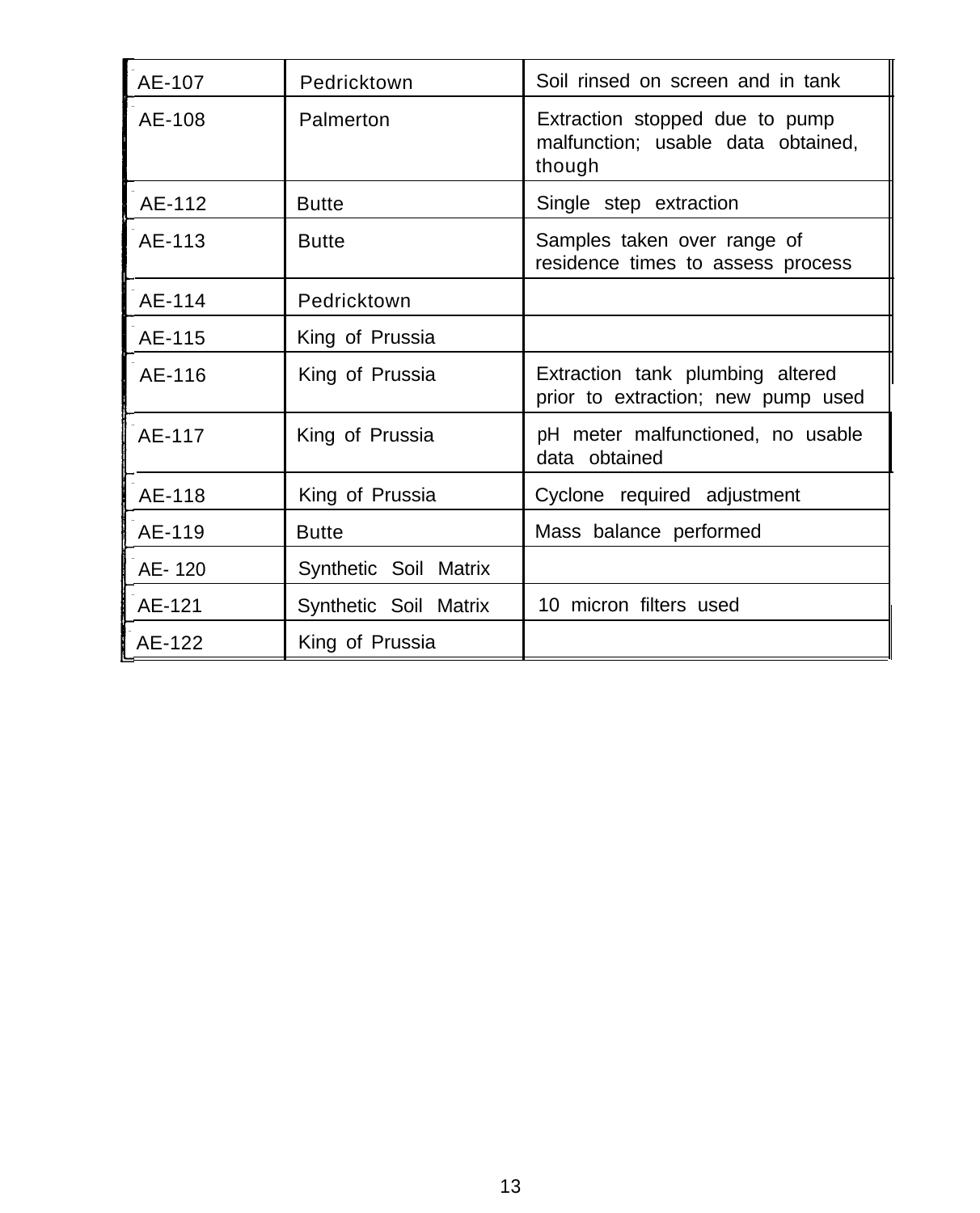| | | |
|---|---|---|
| AE-107 | Pedricktown | Soil rinsed on screen and in tank |
| AE-108 | Palmerton | Extraction stopped due to pump malfunction; usable data obtained, though |
| AE-112 | Butte | Single step extraction |
| AE-113 | Butte | Samples taken over range of residence times to assess process |
| AE-114 | Pedricktown | |
| AE-115 | King of Prussia | |
| AE-116 | King of Prussia | Extraction tank plumbing altered prior to extraction; new pump used |
| AE-117 | King of Prussia | pH meter malfunctioned, no usable data obtained |
| AE-118 | King of Prussia | Cyclone required adjustment |
| AE-119 | Butte | Mass balance performed |
| AE- 120 | Synthetic Soil Matrix | |
| AE-121 | Synthetic Soil Matrix | 10 micron filters used |
| AE-122 | King of Prussia | |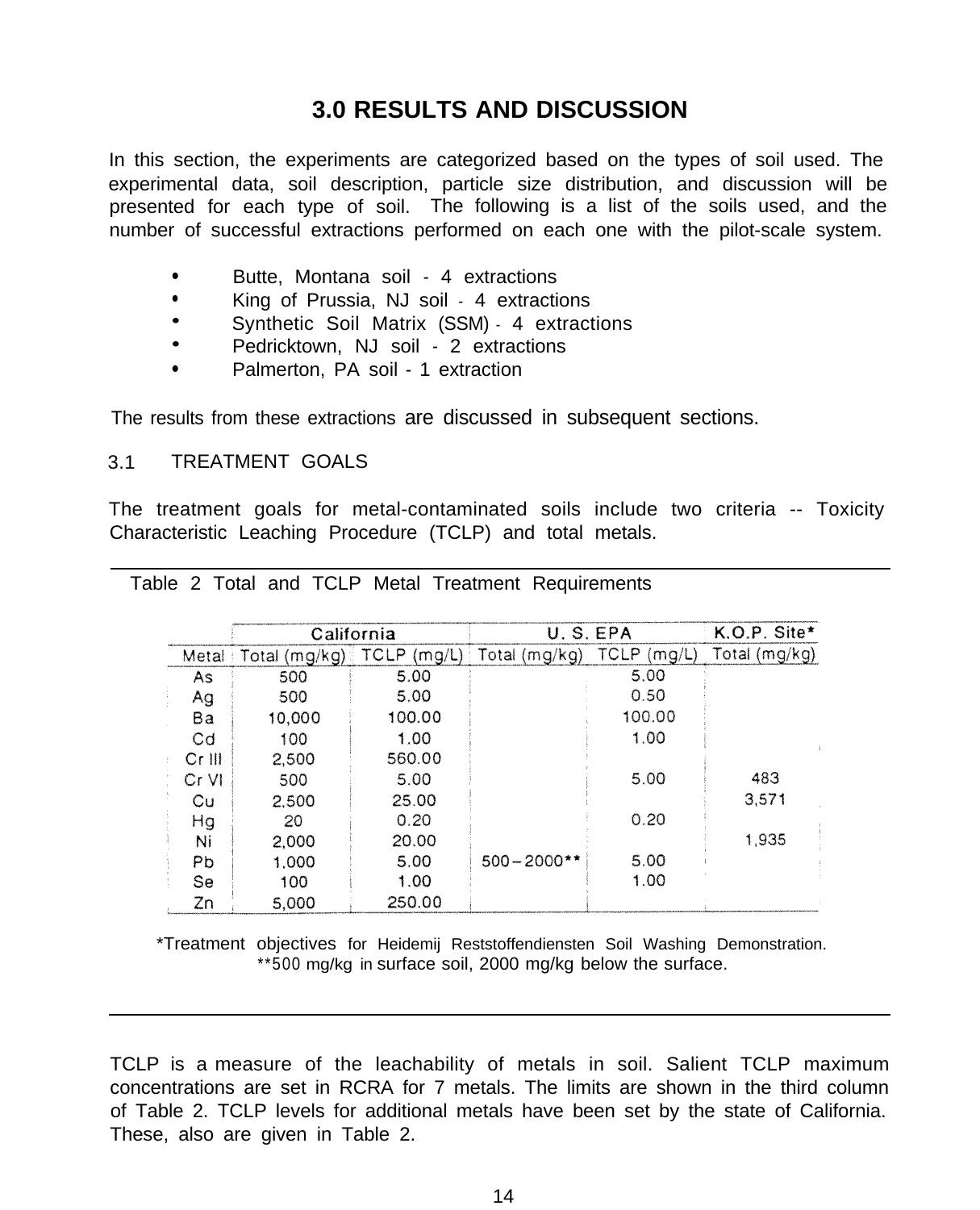# 3.0 RESULTS AND DISCUSSION

In this section, the experiments are categorized based on the types of soil used. The experimental data, soil description, particle size distribution, and discussion will be presented for each type of soil. The following is a list of the soils used, and the number of successful extractions performed on each one with the pilot-scale system.

- Butte, Montana soil - 4 extractions
- King of Prussia, NJ soil - 4 extractions
- Synthetic Soil Matrix (SSM) - 4 extractions
- Pedricktown, NJ soil - 2 extractions
- Palmerton, PA soil - 1 extraction

The results from these extractions are discussed in subsequent sections.

## 3.1 TREATMENT GOALS

The treatment goals for metal-contaminated soils include two criteria -- Toxicity Characteristic Leaching Procedure (TCLP) and total metals.

Table 2 Total and TCLP Metal Treatment Requirements

| | California | | U. S. EPA | | K.O.P. Site* |
|---|---|---|---|---|---|
| Metal | Total (mg/kg) | TCLP (mg/L) | Total (mg/kg) | TCLP (mg/L) | Total (mg/kg) |
| As | 500 | 5.00 | | 5.00 | |
| Ag | 500 | 5.00 | | 0.50 | |
| Ba | 10,000 | 100.00 | | 100.00 | |
| Cd | 100 | 1.00 | | 1.00 | |
| Cr III | 2,500 | 560.00 | | | |
| Cr VI | 500 | 5.00 | | 5.00 | 483 |
| Cu | 2,500 | 25.00 | | | 3,571 |
| Hg | 20 | 0.20 | | 0.20 | |
| Ni | 2,000 | 20.00 | | | 1,935 |
| Pb | 1,000 | 5.00 | 500 – 2000** | 5.00 | |
| Se | 100 | 1.00 | | 1.00 | |
| Zn | 5,000 | 250.00 | | | |

*Treatment objectives for Heidemij Reststoffendiensten Soil Washing Demonstration.
**500 mg/kg in surface soil, 2000 mg/kg below the surface.

TCLP is a measure of the leachability of metals in soil. Salient TCLP maximum concentrations are set in RCRA for 7 metals. The limits are shown in the third column of Table 2. TCLP levels for additional metals have been set by the state of California. These, also are given in Table 2.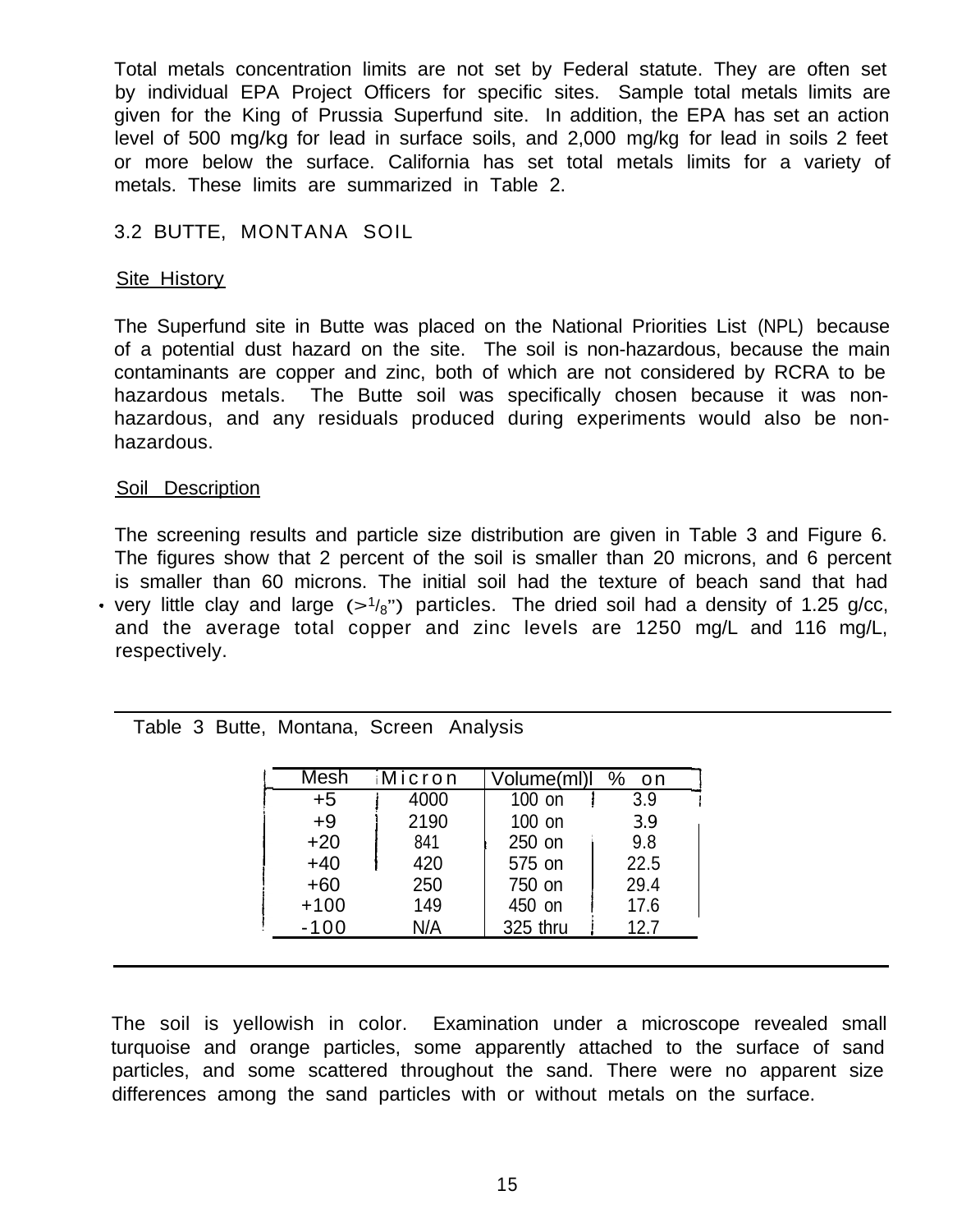Total metals concentration limits are not set by Federal statute. They are often set by individual EPA Project Officers for specific sites. Sample total metals limits are given for the King of Prussia Superfund site. In addition, the EPA has set an action level of 500 mg/kg for lead in surface soils, and 2,000 mg/kg for lead in soils 2 feet or more below the surface. California has set total metals limits for a variety of metals. These limits are summarized in Table 2.

## 3.2 BUTTE, MONTANA SOIL

### Site History

The Superfund site in Butte was placed on the National Priorities List (NPL) because of a potential dust hazard on the site. The soil is non-hazardous, because the main contaminants are copper and zinc, both of which are not considered by RCRA to be hazardous metals. The Butte soil was specifically chosen because it was non-hazardous, and any residuals produced during experiments would also be non-hazardous.

### Soil Description

The screening results and particle size distribution are given in Table 3 and Figure 6. The figures show that 2 percent of the soil is smaller than 20 microns, and 6 percent is smaller than 60 microns. The initial soil had the texture of beach sand that had very little clay and large (>$^1/_8$") particles. The dried soil had a density of 1.25 g/cc, and the average total copper and zinc levels are 1250 mg/L and 116 mg/L, respectively.

Table 3 Butte, Montana, Screen Analysis

| Mesh | Micron | Volume(ml) | % on |
|---|---|---|---|
| +5 | 4000 | 100 on | 3.9 |
| +9 | 2190 | 100 on | 3.9 |
| +20 | 841 | 250 on | 9.8 |
| +40 | 420 | 575 on | 22.5 |
| +60 | 250 | 750 on | 29.4 |
| +100 | 149 | 450 on | 17.6 |
| -100 | N/A | 325 thru | 12.7 |

The soil is yellowish in color. Examination under a microscope revealed small turquoise and orange particles, some apparently attached to the surface of sand particles, and some scattered throughout the sand. There were no apparent size differences among the sand particles with or without metals on the surface.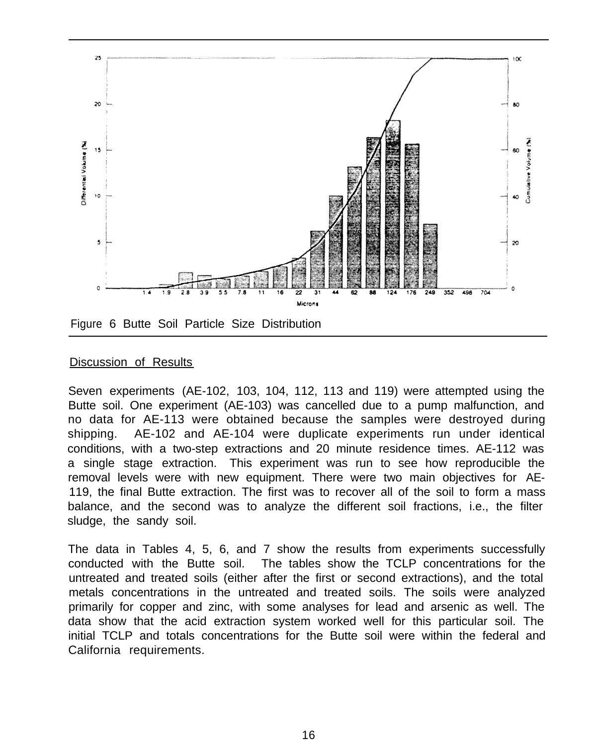Figure 6 Butte Soil Particle Size Distribution

## Discussion of Results

Seven experiments (AE-102, 103, 104, 112, 113 and 119) were attempted using the Butte soil. One experiment (AE-103) was cancelled due to a pump malfunction, and no data for AE-113 were obtained because the samples were destroyed during shipping. AE-102 and AE-104 were duplicate experiments run under identical conditions, with a two-step extractions and 20 minute residence times. AE-112 was a single stage extraction. This experiment was run to see how reproducible the removal levels were with new equipment. There were two main objectives for AE-119, the final Butte extraction. The first was to recover all of the soil to form a mass balance, and the second was to analyze the different soil fractions, i.e., the filter sludge, the sandy soil.

The data in Tables 4, 5, 6, and 7 show the results from experiments successfully conducted with the Butte soil. The tables show the TCLP concentrations for the untreated and treated soils (either after the first or second extractions), and the total metals concentrations in the untreated and treated soils. The soils were analyzed primarily for copper and zinc, with some analyses for lead and arsenic as well. The data show that the acid extraction system worked well for this particular soil. The initial TCLP and totals concentrations for the Butte soil were within the federal and California requirements.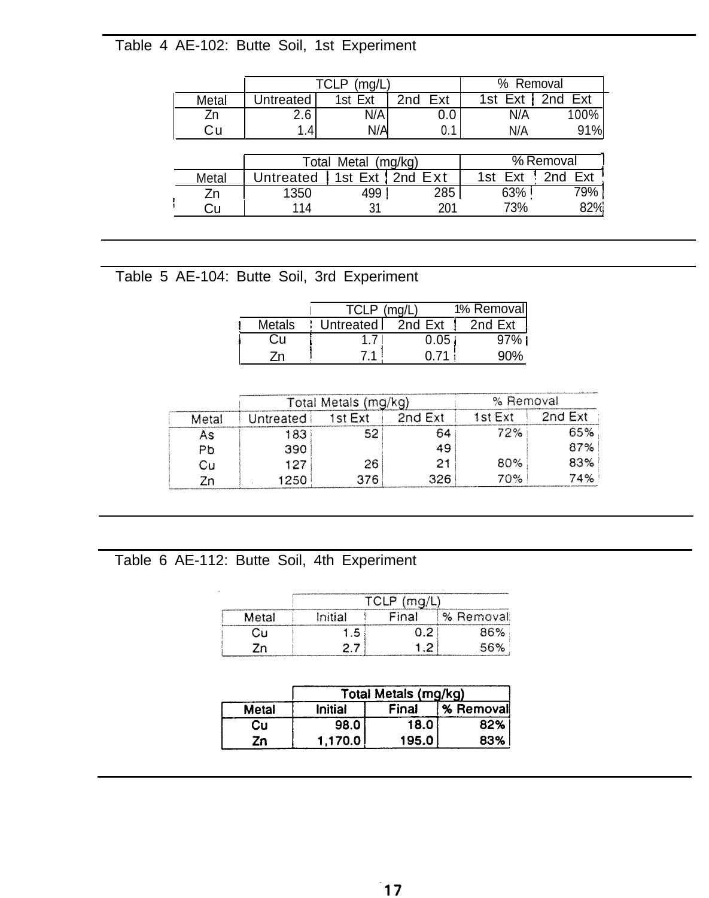Table 4 AE-102: Butte Soil, 1st Experiment

| Metal | TCLP (mg/L) Untreated | 1st Ext | 2nd Ext | % Removal 1st Ext | 2nd Ext |
|---|---|---|---|---|---|
| Zn | 2.6 | N/A | 0.0 | N/A | 100% |
| Cu | 1.4 | N/A | 0.1 | N/A | 91% |

| Metal | Total Metal (mg/kg) Untreated | 1st Ext | 2nd Ext | % Removal 1st Ext | 2nd Ext |
|---|---|---|---|---|---|
| Zn | 1350 | 499 | 285 | 63% | 79% |
| Cu | 114 | 31 | 201 | 73% | 82% |

Table 5 AE-104: Butte Soil, 3rd Experiment

| Metals | TCLP (mg/L) Untreated | 2nd Ext | % Removal 2nd Ext |
|---|---|---|---|
| Cu | 1.7 | 0.05 | 97% |
| Zn | 7.1 | 0.71 | 90% |

| Metal | Total Metals (mg/kg) Untreated | 1st Ext | 2nd Ext | % Removal 1st Ext | 2nd Ext |
|---|---|---|---|---|---|
| As | 183 | 52 | 64 | 72% | 65% |
| Pb | 390 | | 49 | | 87% |
| Cu | 127 | 26 | 21 | 80% | 83% |
| Zn | 1250 | 376 | 326 | 70% | 74% |

Table 6 AE-112: Butte Soil, 4th Experiment

| Metal | TCLP (mg/L) Initial | Final | % Removal |
|---|---|---|---|
| Cu | 1.5 | 0.2 | 86% |
| Zn | 2.7 | 1.2 | 56% |

| Metal | Total Metals (mg/kg) Initial | Final | % Removal |
|---|---|---|---|
| Cu | 98.0 | 18.0 | 82% |
| Zn | 1,170.0 | 195.0 | 83% |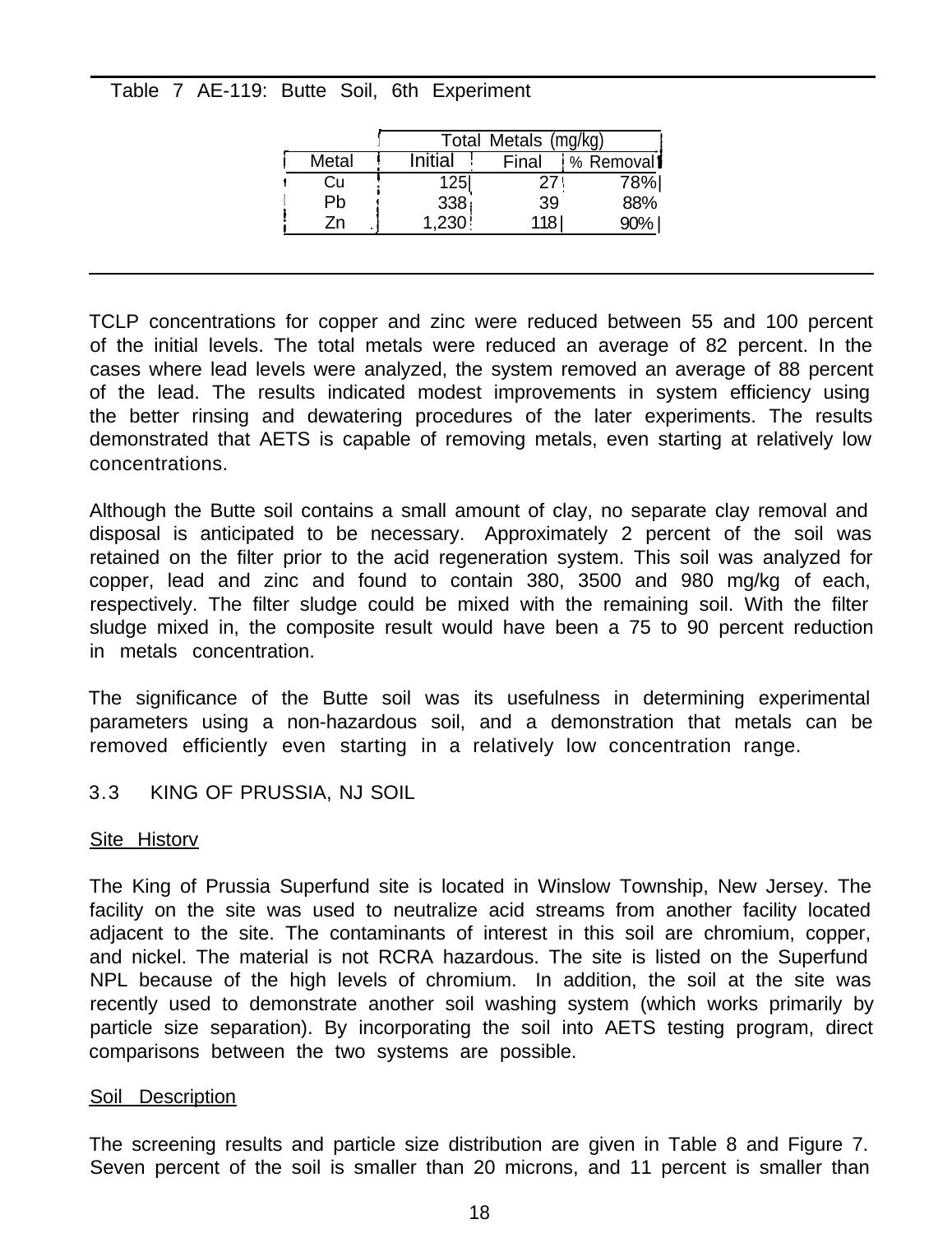Table 7 AE-119: Butte Soil, 6th Experiment

| Metal | Total Metals (mg/kg) | | |
|---|---|---|---|
| | Initial | Final | % Removal |
| Cu | 125 | 27 | 78% |
| Pb | 338 | 39 | 88% |
| Zn | 1,230 | 118 | 90% |

TCLP concentrations for copper and zinc were reduced between 55 and 100 percent of the initial levels. The total metals were reduced an average of 82 percent. In the cases where lead levels were analyzed, the system removed an average of 88 percent of the lead. The results indicated modest improvements in system efficiency using the better rinsing and dewatering procedures of the later experiments. The results demonstrated that AETS is capable of removing metals, even starting at relatively low concentrations.

Although the Butte soil contains a small amount of clay, no separate clay removal and disposal is anticipated to be necessary. Approximately 2 percent of the soil was retained on the filter prior to the acid regeneration system. This soil was analyzed for copper, lead and zinc and found to contain 380, 3500 and 980 mg/kg of each, respectively. The filter sludge could be mixed with the remaining soil. With the filter sludge mixed in, the composite result would have been a 75 to 90 percent reduction in metals concentration.

The significance of the Butte soil was its usefulness in determining experimental parameters using a non-hazardous soil, and a demonstration that metals can be removed efficiently even starting in a relatively low concentration range.

## 3.3 KING OF PRUSSIA, NJ SOIL

Site Historv

The King of Prussia Superfund site is located in Winslow Township, New Jersey. The facility on the site was used to neutralize acid streams from another facility located adjacent to the site. The contaminants of interest in this soil are chromium, copper, and nickel. The material is not RCRA hazardous. The site is listed on the Superfund NPL because of the high levels of chromium. In addition, the soil at the site was recently used to demonstrate another soil washing system (which works primarily by particle size separation). By incorporating the soil into AETS testing program, direct comparisons between the two systems are possible.

Soil Description

The screening results and particle size distribution are given in Table 8 and Figure 7. Seven percent of the soil is smaller than 20 microns, and 11 percent is smaller than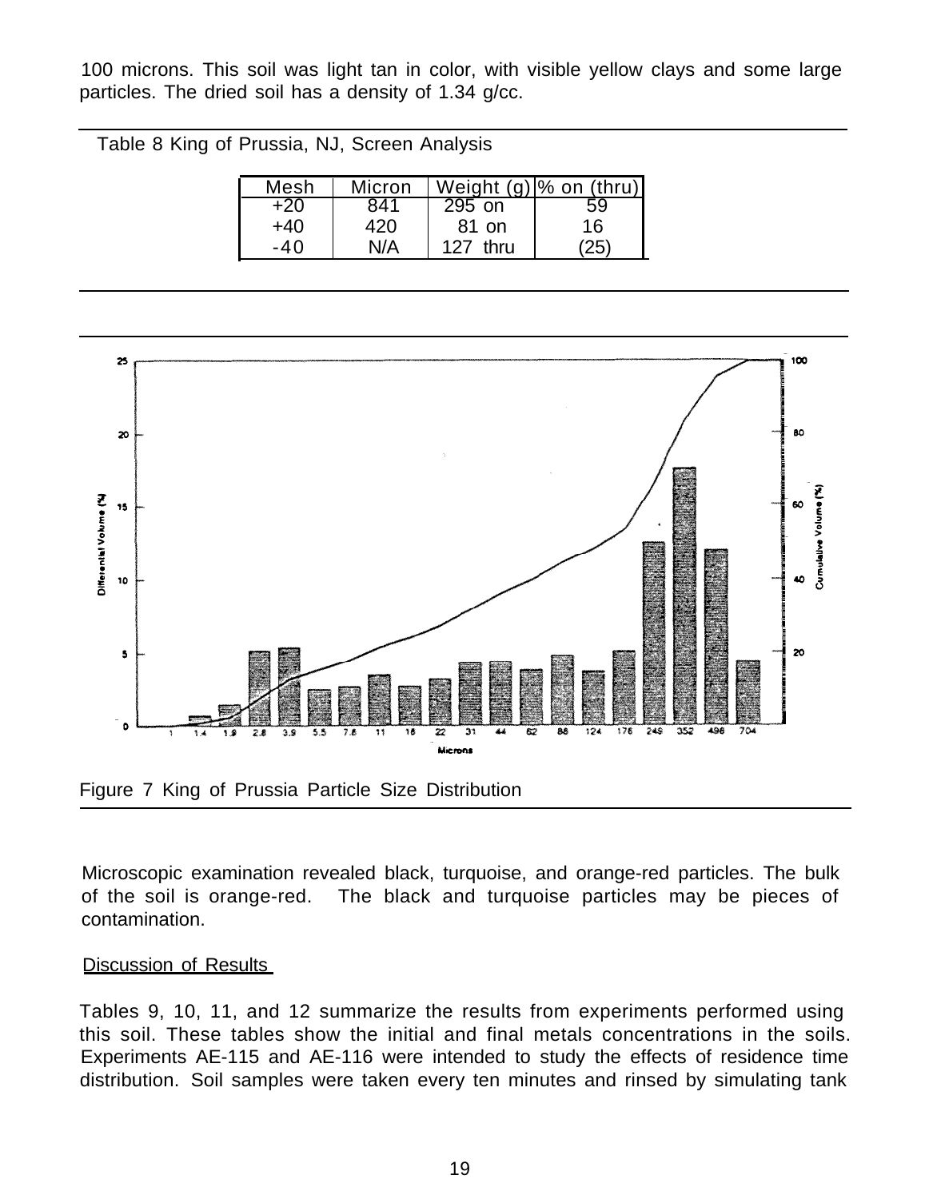100 microns. This soil was light tan in color, with visible yellow clays and some large particles. The dried soil has a density of 1.34 g/cc.

Table 8 King of Prussia, NJ, Screen Analysis

| Mesh | Micron | Weight (g) | % on (thru) |
|---|---|---|---|
| +20 | 841 | 295 on | 59 |
| +40 | 420 | 81 on | 16 |
| -40 | N/A | 127 thru | (25) |

Figure 7 King of Prussia Particle Size Distribution

Microscopic examination revealed black, turquoise, and orange-red particles. The bulk of the soil is orange-red. The black and turquoise particles may be pieces of contamination.

Discussion of Results

Tables 9, 10, 11, and 12 summarize the results from experiments performed using this soil. These tables show the initial and final metals concentrations in the soils. Experiments AE-115 and AE-116 were intended to study the effects of residence time distribution. Soil samples were taken every ten minutes and rinsed by simulating tank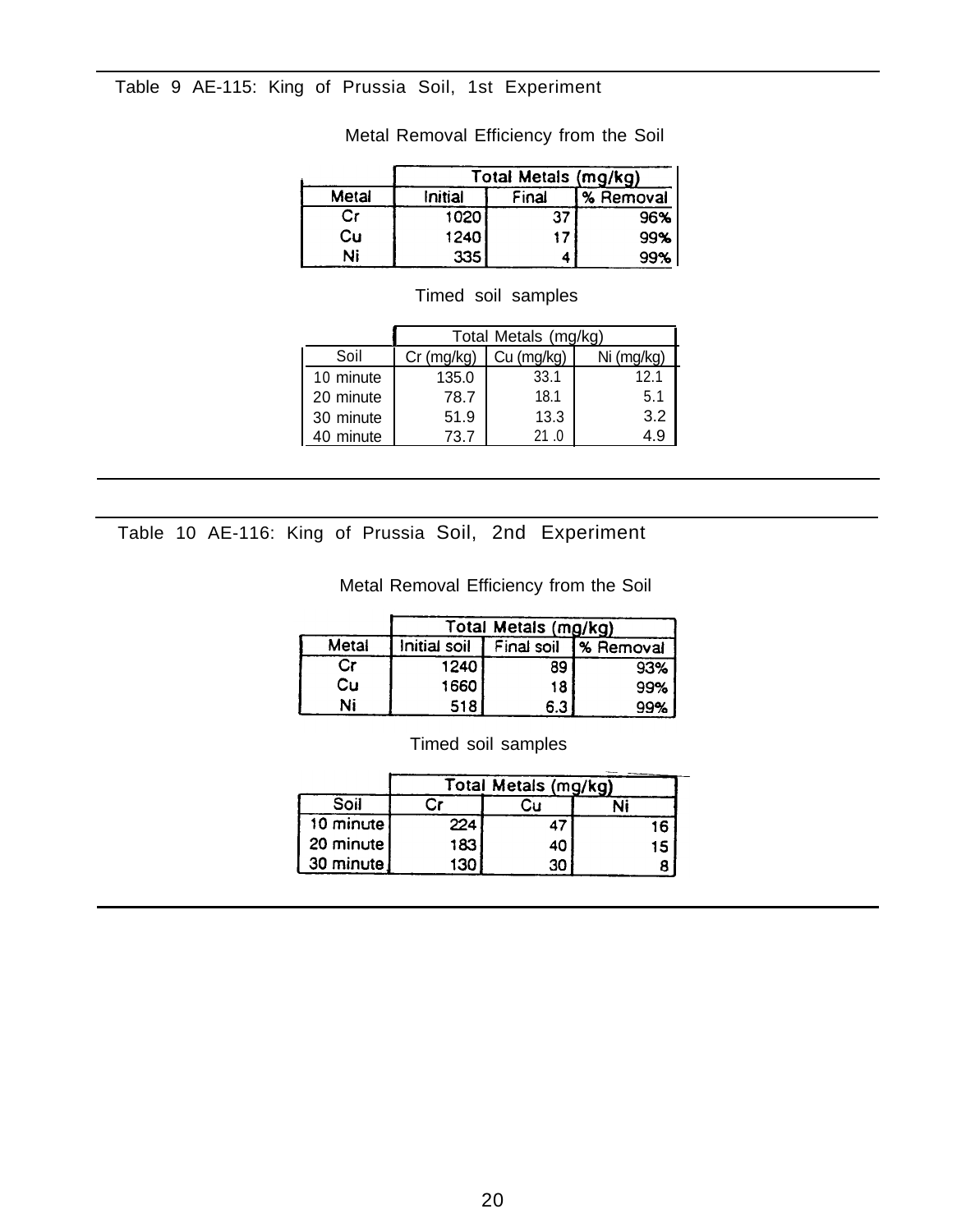Table 9 AE-115: King of Prussia Soil, 1st Experiment

Metal Removal Efficiency from the Soil

| | Total Metals (mg/kg) | | |
|---|---|---|---|
| Metal | Initial | Final | % Removal |
| Cr | 1020 | 37 | 96% |
| Cu | 1240 | 17 | 99% |
| Ni | 335 | 4 | 99% |

Timed soil samples

| | Total Metals (mg/kg) | | |
|---|---|---|---|
| Soil | Cr (mg/kg) | Cu (mg/kg) | Ni (mg/kg) |
| 10 minute | 135.0 | 33.1 | 12.1 |
| 20 minute | 78.7 | 18.1 | 5.1 |
| 30 minute | 51.9 | 13.3 | 3.2 |
| 40 minute | 73.7 | 21 .0 | 4.9 |

Table 10 AE-116: King of Prussia Soil, 2nd Experiment

Metal Removal Efficiency from the Soil

| | Total Metals (mg/kg) | | |
|---|---|---|---|
| Metal | Initial soil | Final soil | % Removal |
| Cr | 1240 | 89 | 93% |
| Cu | 1660 | 18 | 99% |
| Ni | 518 | 6.3 | 99% |

Timed soil samples

| | Total Metals (mg/kg) | | |
|---|---|---|---|
| Soil | Cr | Cu | Ni |
| 10 minute | 224 | 47 | 16 |
| 20 minute | 183 | 40 | 15 |
| 30 minute | 130 | 30 | 8 |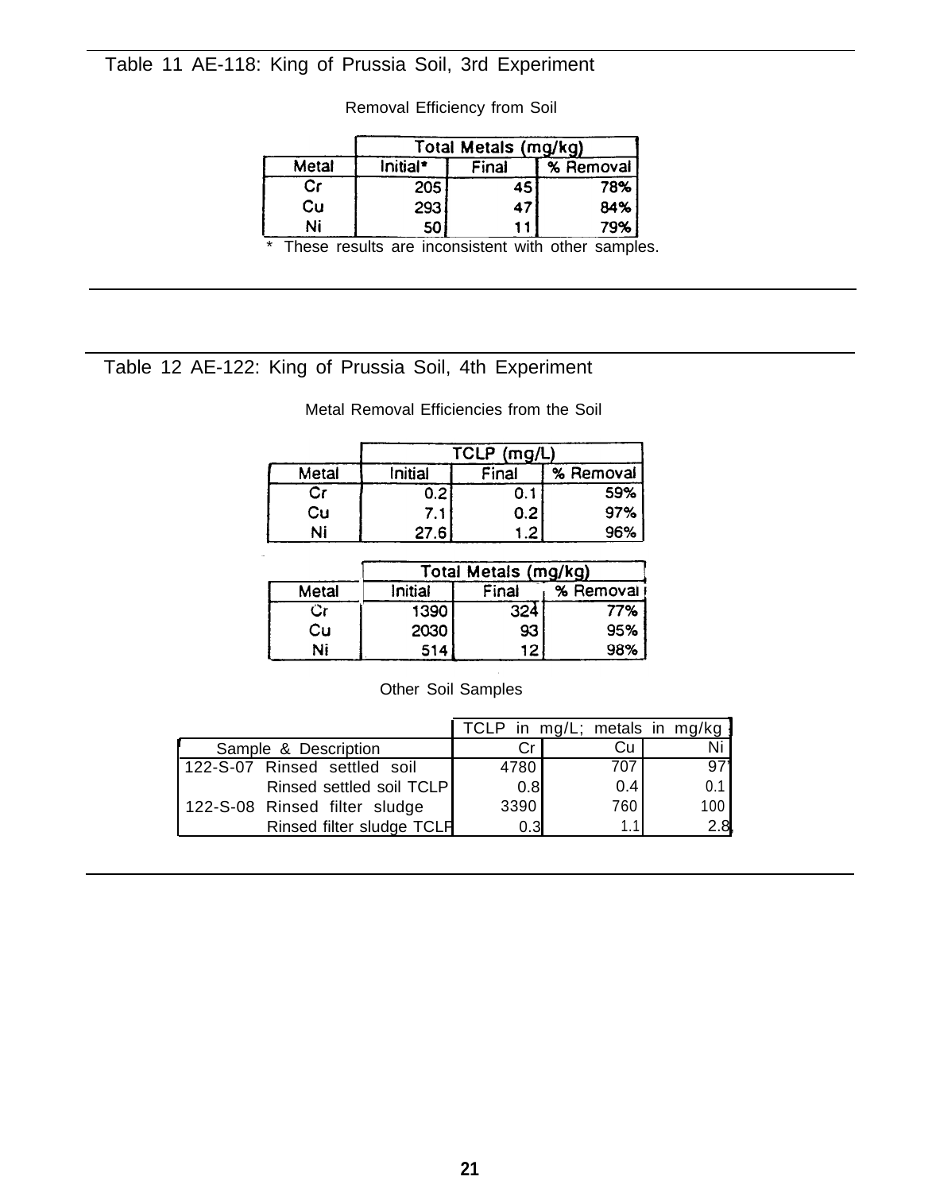## Table 11 AE-118: King of Prussia Soil, 3rd Experiment

Removal Efficiency from Soil

| | Total Metals (mg/kg) | | |
|---|---|---|---|
| Metal | Initial* | Final | % Removal |
| Cr | 205 | 45 | 78% |
| Cu | 293 | 47 | 84% |
| Ni | 50 | 11 | 79% |

\* These results are inconsistent with other samples.

## Table 12 AE-122: King of Prussia Soil, 4th Experiment

Metal Removal Efficiencies from the Soil

| | TCLP (mg/L) | | |
|---|---|---|---|
| Metal | Initial | Final | % Removal |
| Cr | 0.2 | 0.1 | 59% |
| Cu | 7.1 | 0.2 | 97% |
| Ni | 27.6 | 1.2 | 96% |

| | Total Metals (mg/kg) | | |
|---|---|---|---|
| Metal | Initial | Final | % Removal |
| Cr | 1390 | 324 | 77% |
| Cu | 2030 | 93 | 95% |
| Ni | 514 | 12 | 98% |

Other Soil Samples

| | TCLP in mg/L; metals in mg/kg | | |
|---|---|---|---|
| Sample & Description | Cr | Cu | Ni |
| 122-S-07 Rinsed settled soil | 4780 | 707 | 97 |
| Rinsed settled soil TCLP | 0.8 | 0.4 | 0.1 |
| 122-S-08 Rinsed filter sludge | 3390 | 760 | 100 |
| Rinsed filter sludge TCLP | 0.3 | 1.1 | 2.8 |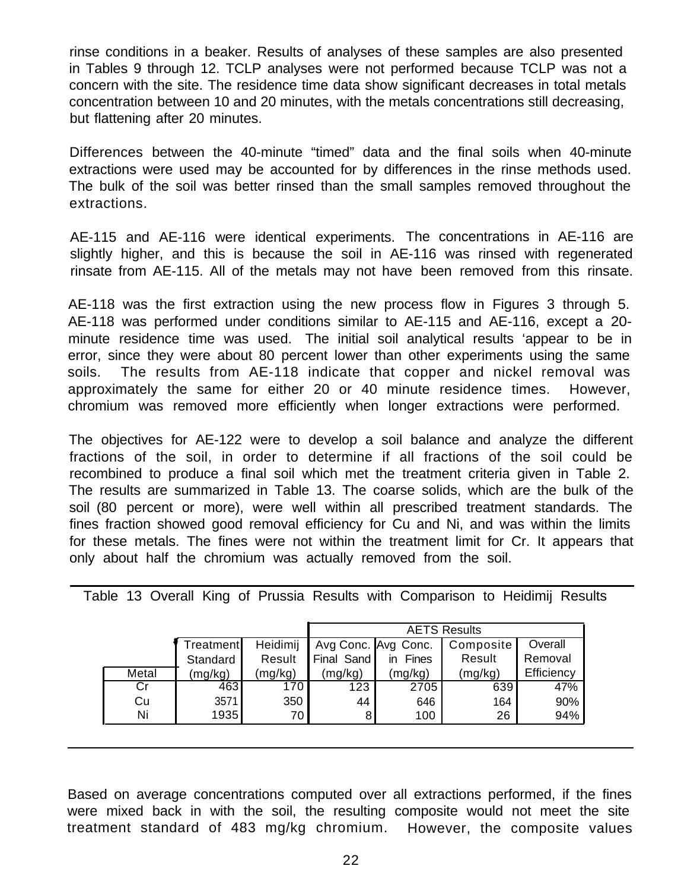rinse conditions in a beaker. Results of analyses of these samples are also presented in Tables 9 through 12. TCLP analyses were not performed because TCLP was not a concern with the site. The residence time data show significant decreases in total metals concentration between 10 and 20 minutes, with the metals concentrations still decreasing, but flattening after 20 minutes.

Differences between the 40-minute "timed" data and the final soils when 40-minute extractions were used may be accounted for by differences in the rinse methods used. The bulk of the soil was better rinsed than the small samples removed throughout the extractions.

AE-115 and AE-116 were identical experiments. The concentrations in AE-116 are slightly higher, and this is because the soil in AE-116 was rinsed with regenerated rinsate from AE-115. All of the metals may not have been removed from this rinsate.

AE-118 was the first extraction using the new process flow in Figures 3 through 5. AE-118 was performed under conditions similar to AE-115 and AE-116, except a 20-minute residence time was used. The initial soil analytical results 'appear to be in error, since they were about 80 percent lower than other experiments using the same soils. The results from AE-118 indicate that copper and nickel removal was approximately the same for either 20 or 40 minute residence times. However, chromium was removed more efficiently when longer extractions were performed.

The objectives for AE-122 were to develop a soil balance and analyze the different fractions of the soil, in order to determine if all fractions of the soil could be recombined to produce a final soil which met the treatment criteria given in Table 2. The results are summarized in Table 13. The coarse solids, which are the bulk of the soil (80 percent or more), were well within all prescribed treatment standards. The fines fraction showed good removal efficiency for Cu and Ni, and was within the limits for these metals. The fines were not within the treatment limit for Cr. It appears that only about half the chromium was actually removed from the soil.

Table 13 Overall King of Prussia Results with Comparison to Heidimij Results

| | | | AETS Results | | | |
|---|---|---|---|---|---|---|
| Metal | Treatment Standard (mg/kg) | Heidimij Result (mg/kg) | Avg Conc. Final Sand (mg/kg) | Avg Conc. in Fines (mg/kg) | Composite Result (mg/kg) | Overall Removal Efficiency |
| Cr | 463 | 170 | 123 | 2705 | 639 | 47% |
| Cu | 3571 | 350 | 44 | 646 | 164 | 90% |
| Ni | 1935 | 70 | 8 | 100 | 26 | 94% |

Based on average concentrations computed over all extractions performed, if the fines were mixed back in with the soil, the resulting composite would not meet the site treatment standard of 483 mg/kg chromium. However, the composite values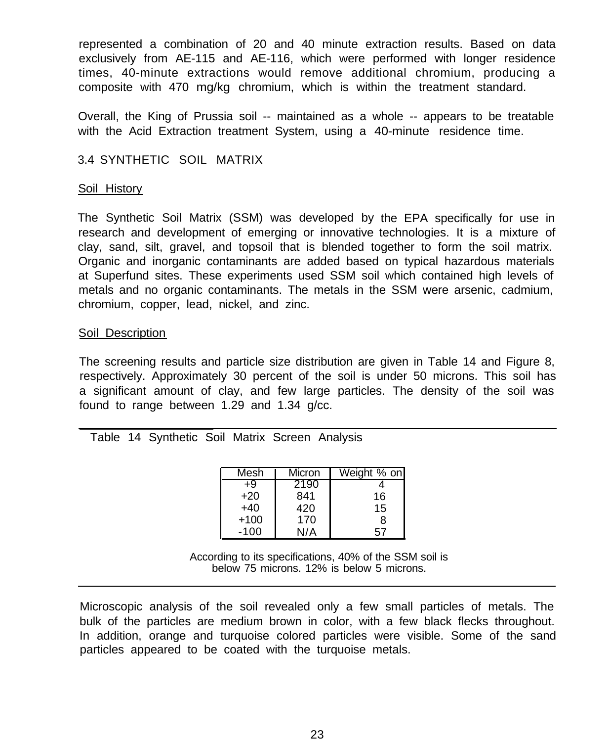represented a combination of 20 and 40 minute extraction results. Based on data exclusively from AE-115 and AE-116, which were performed with longer residence times, 40-minute extractions would remove additional chromium, producing a composite with 470 mg/kg chromium, which is within the treatment standard.

Overall, the King of Prussia soil -- maintained as a whole -- appears to be treatable with the Acid Extraction treatment System, using a 40-minute residence time.

### 3.4 SYNTHETIC SOIL MATRIX

Soil History

The Synthetic Soil Matrix (SSM) was developed by the EPA specifically for use in research and development of emerging or innovative technologies. It is a mixture of clay, sand, silt, gravel, and topsoil that is blended together to form the soil matrix. Organic and inorganic contaminants are added based on typical hazardous materials at Superfund sites. These experiments used SSM soil which contained high levels of metals and no organic contaminants. The metals in the SSM were arsenic, cadmium, chromium, copper, lead, nickel, and zinc.

Soil Description

The screening results and particle size distribution are given in Table 14 and Figure 8, respectively. Approximately 30 percent of the soil is under 50 microns. This soil has a significant amount of clay, and few large particles. The density of the soil was found to range between 1.29 and 1.34 g/cc.

Table 14 Synthetic Soil Matrix Screen Analysis

| Mesh | Micron | Weight % on |
|---|---|---|
| +9 | 2190 | 4 |
| +20 | 841 | 16 |
| +40 | 420 | 15 |
| +100 | 170 | 8 |
| -100 | N/A | 57 |

According to its specifications, 40% of the SSM soil is below 75 microns. 12% is below 5 microns.

Microscopic analysis of the soil revealed only a few small particles of metals. The bulk of the particles are medium brown in color, with a few black flecks throughout. In addition, orange and turquoise colored particles were visible. Some of the sand particles appeared to be coated with the turquoise metals.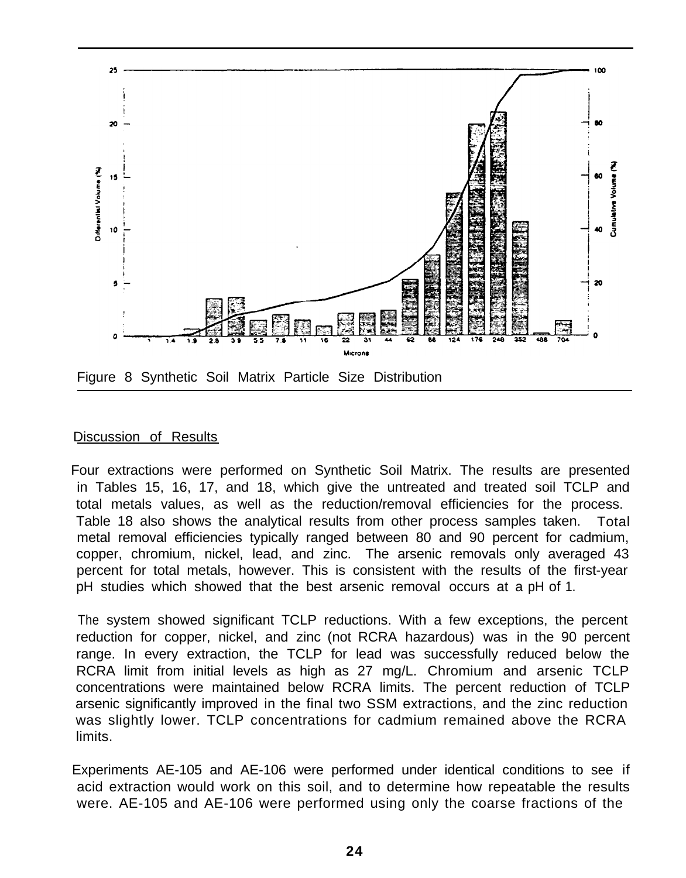Figure 8 Synthetic Soil Matrix Particle Size Distribution

## Discussion of Results

Four extractions were performed on Synthetic Soil Matrix. The results are presented in Tables 15, 16, 17, and 18, which give the untreated and treated soil TCLP and total metals values, as well as the reduction/removal efficiencies for the process. Table 18 also shows the analytical results from other process samples taken. Total metal removal efficiencies typically ranged between 80 and 90 percent for cadmium, copper, chromium, nickel, lead, and zinc. The arsenic removals only averaged 43 percent for total metals, however. This is consistent with the results of the first-year pH studies which showed that the best arsenic removal occurs at a pH of 1.

The system showed significant TCLP reductions. With a few exceptions, the percent reduction for copper, nickel, and zinc (not RCRA hazardous) was in the 90 percent range. In every extraction, the TCLP for lead was successfully reduced below the RCRA limit from initial levels as high as 27 mg/L. Chromium and arsenic TCLP concentrations were maintained below RCRA limits. The percent reduction of TCLP arsenic significantly improved in the final two SSM extractions, and the zinc reduction was slightly lower. TCLP concentrations for cadmium remained above the RCRA limits.

Experiments AE-105 and AE-106 were performed under identical conditions to see if acid extraction would work on this soil, and to determine how repeatable the results were. AE-105 and AE-106 were performed using only the coarse fractions of the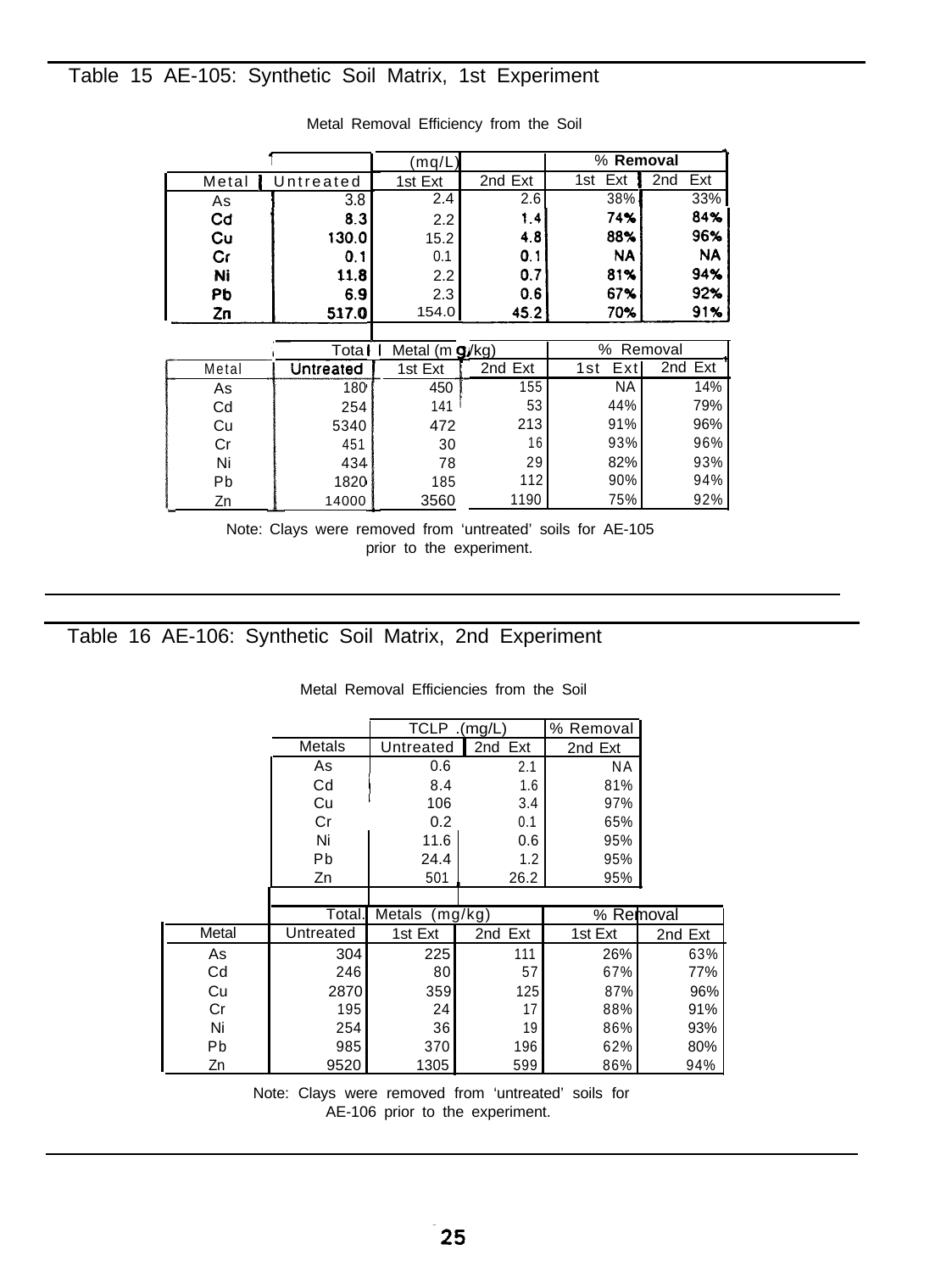## Table 15 AE-105: Synthetic Soil Matrix, 1st Experiment

Metal Removal Efficiency from the Soil

| Metal | Untreated (mg/L) | 1st Ext (mg/L) | 2nd Ext (mg/L) | % Removal 1st Ext | % Removal 2nd Ext |
|---|---|---|---|---|---|
| As | 3.8 | 2.4 | 2.6 | 38% | 33% |
| Cd | 8.3 | 2.2 | 1.4 | 74% | 84% |
| Cu | 130.0 | 15.2 | 4.8 | 88% | 96% |
| Cr | 0.1 | 0.1 | 0.1 | NA | NA |
| Ni | 11.8 | 2.2 | 0.7 | 81% | 94% |
| Pb | 6.9 | 2.3 | 0.6 | 67% | 92% |
| Zn | 517.0 | 154.0 | 45.2 | 70% | 91% |

| | Total Metal (mg/kg) | | | % Removal | |
|---|---|---|---|---|---|
| Metal | Untreated | 1st Ext | 2nd Ext | 1st Ext | 2nd Ext |
| As | 180 | 450 | 155 | NA | 14% |
| Cd | 254 | 141 | 53 | 44% | 79% |
| Cu | 5340 | 472 | 213 | 91% | 96% |
| Cr | 451 | 30 | 16 | 93% | 96% |
| Ni | 434 | 78 | 29 | 82% | 93% |
| Pb | 1820 | 185 | 112 | 90% | 94% |
| Zn | 14000 | 3560 | 1190 | 75% | 92% |

Note: Clays were removed from 'untreated' soils for AE-105 prior to the experiment.

## Table 16 AE-106: Synthetic Soil Matrix, 2nd Experiment

Metal Removal Efficiencies from the Soil

| Metals | TCLP (mg/L) Untreated | TCLP (mg/L) 2nd Ext | % Removal 2nd Ext |
|---|---|---|---|
| As | 0.6 | 2.1 | NA |
| Cd | 8.4 | 1.6 | 81% |
| Cu | 106 | 3.4 | 97% |
| Cr | 0.2 | 0.1 | 65% |
| Ni | 11.6 | 0.6 | 95% |
| Pb | 24.4 | 1.2 | 95% |
| Zn | 501 | 26.2 | 95% |

| | Total Metals (mg/kg) | | | % Removal | |
|---|---|---|---|---|---|
| Metal | Untreated | 1st Ext | 2nd Ext | 1st Ext | 2nd Ext |
| As | 304 | 225 | 111 | 26% | 63% |
| Cd | 246 | 80 | 57 | 67% | 77% |
| Cu | 2870 | 359 | 125 | 87% | 96% |
| Cr | 195 | 24 | 17 | 88% | 91% |
| Ni | 254 | 36 | 19 | 86% | 93% |
| Pb | 985 | 370 | 196 | 62% | 80% |
| Zn | 9520 | 1305 | 599 | 86% | 94% |

Note: Clays were removed from 'untreated' soils for AE-106 prior to the experiment.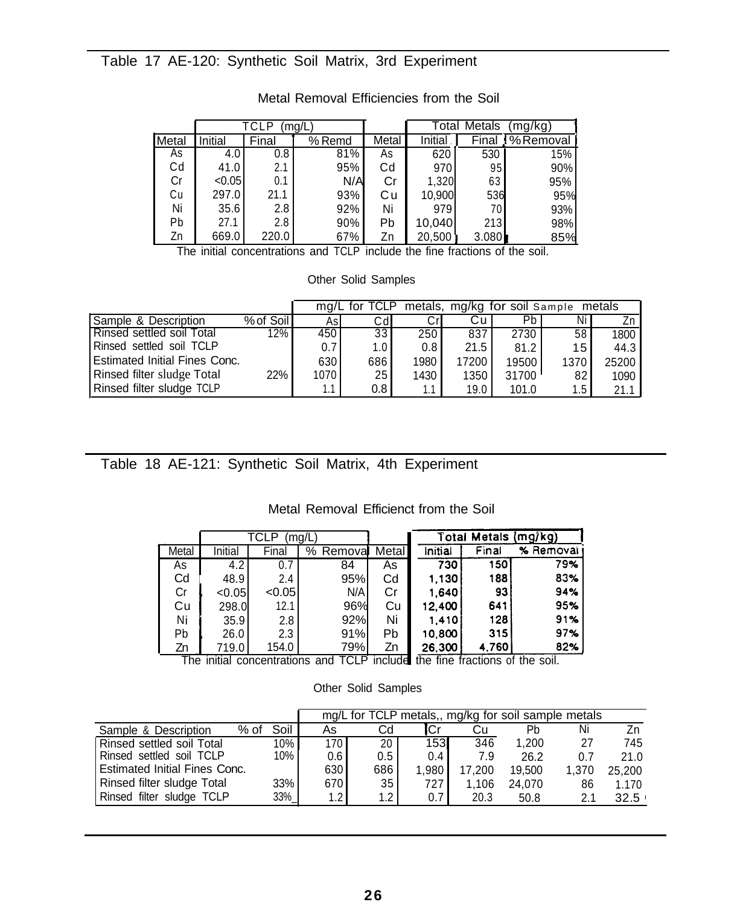## Table 17 AE-120: Synthetic Soil Matrix, 3rd Experiment

### Metal Removal Efficiencies from the Soil

| | TCLP (mg/L) | | | | Total Metals (mg/kg) | | |
|---|---|---|---|---|---|---|---|
| Metal | Initial | Final | % Remd | Metal | Initial | Final | % Removal |
| As | 4.0 | 0.8 | 81% | As | 620 | 530 | 15% |
| Cd | 41.0 | 2.1 | 95% | Cd | 970 | 95 | 90% |
| Cr | <0.05 | 0.1 | N/A | Cr | 1,320 | 63 | 95% |
| Cu | 297.0 | 21.1 | 93% | Cu | 10,900 | 536 | 95% |
| Ni | 35.6 | 2.8 | 92% | Ni | 979 | 70 | 93% |
| Pb | 27.1 | 2.8 | 90% | Pb | 10,040 | 213 | 98% |
| Zn | 669.0 | 220.0 | 67% | Zn | 20,500 | 3.080 | 85% |

The initial concentrations and TCLP include the fine fractions of the soil.

### Other Solid Samples

| | | mg/L for TCLP metals, mg/kg for soil Sample metals | | | | | | |
|---|---|---|---|---|---|---|---|---|
| Sample & Description | % of Soil | As | Cd | Cr | Cu | Pb | Ni | Zn |
| Rinsed settled soil Total | 12% | 450 | 33 | 250 | 837 | 2730 | 58 | 1800 |
| Rinsed settled soil TCLP | | 0.7 | 1.0 | 0.8 | 21.5 | 81.2 | 15 | 44.3 |
| Estimated Initial Fines Conc. | | 630 | 686 | 1980 | 17200 | 19500 | 1370 | 25200 |
| Rinsed filter sludge Total | 22% | 1070 | 25 | 1430 | 1350 | 31700 | 82 | 1090 |
| Rinsed filter sludge TCLP | | 1.1 | 0.8 | 1.1 | 19.0 | 101.0 | 1.5 | 21.1 |

## Table 18 AE-121: Synthetic Soil Matrix, 4th Experiment

### Metal Removal Efficienct from the Soil

| | TCLP (mg/L) | | | | Total Metals (mg/kg) | | |
|---|---|---|---|---|---|---|---|
| Metal | Initial | Final | % Remova | Metal | Initial | Final | % Removai |
| As | 4.2 | 0.7 | 84 | As | 730 | 150 | 79% |
| Cd | 48.9 | 2.4 | 95% | Cd | 1,130 | 188 | 83% |
| Cr | <0.05 | <0.05 | N/A | Cr | 1,640 | 93 | 94% |
| Cu | 298.0 | 12.1 | 96% | Cu | 12,400 | 641 | 95% |
| Ni | 35.9 | 2.8 | 92% | Ni | 1,410 | 128 | 91% |
| Pb | 26.0 | 2.3 | 91% | Pb | 10,800 | 315 | 97% |
| Zn | 719.0 | 154.0 | 79% | Zn | 26,300 | 4,760 | 82% |

The initial concentrations and TCLP include the fine fractions of the soil.

### Other Solid Samples

| | | mg/L for TCLP metals,, mg/kg for soil sample metals | | | | | | |
|---|---|---|---|---|---|---|---|---|
| Sample & Description | % of Soil | As | Cd | Cr | Cu | Pb | Ni | Zn |
| Rinsed settled soil Total | 10% | 170 | 20 | 153 | 346 | 1,200 | 27 | 745 |
| Rinsed settled soil TCLP | 10% | 0.6 | 0.5 | 0.4 | 7.9 | 26.2 | 0.7 | 21.0 |
| Estimated Initial Fines Conc. | | 630 | 686 | 1,980 | 17,200 | 19,500 | 1,370 | 25,200 |
| Rinsed filter sludge Total | 33% | 670 | 35 | 727 | 1,106 | 24,070 | 86 | 1.170 |
| Rinsed filter sludge TCLP | 33% | 1.2 | 1.2 | 0.7 | 20.3 | 50.8 | 2.1 | 32.5 |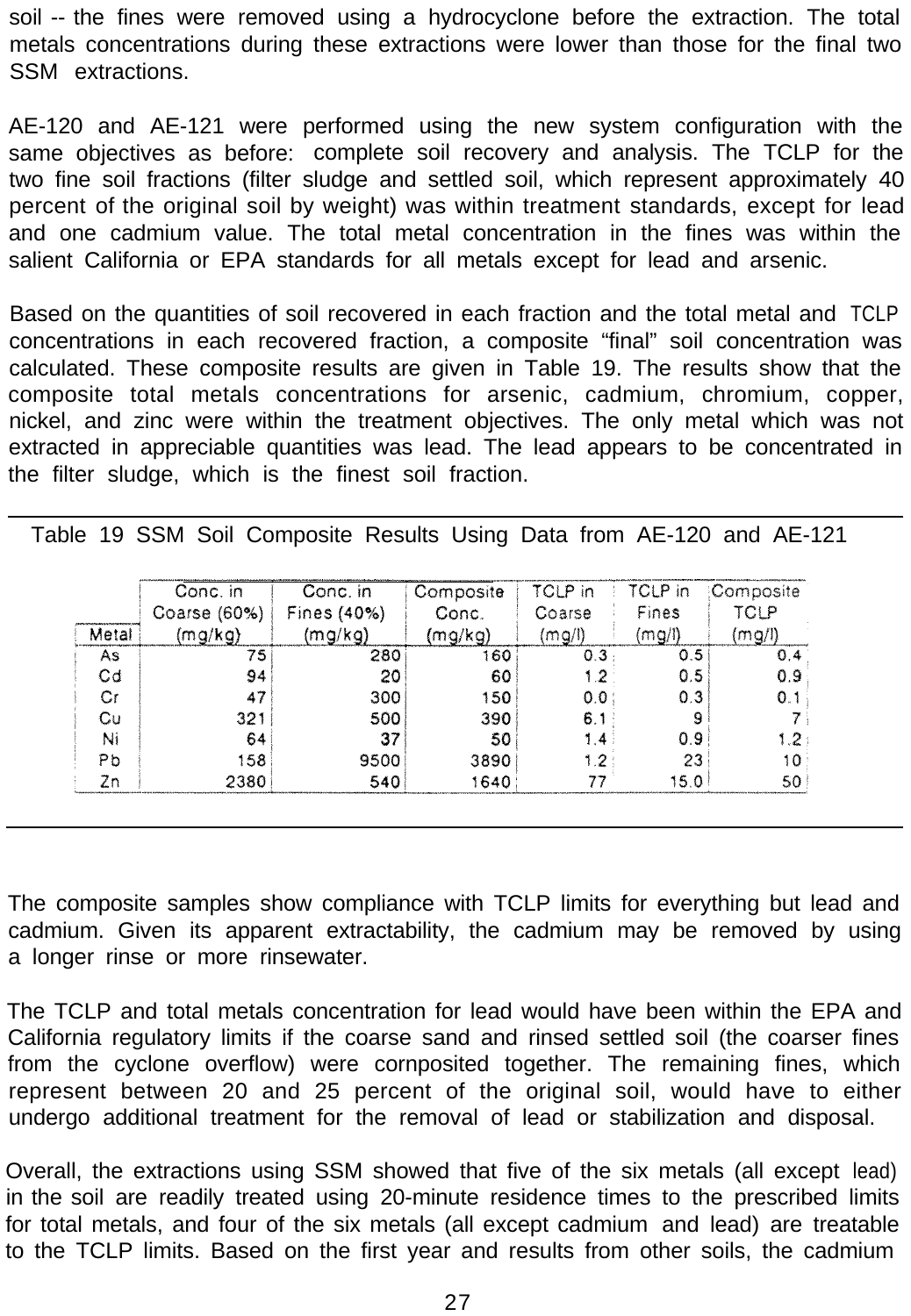soil -- the fines were removed using a hydrocyclone before the extraction. The total metals concentrations during these extractions were lower than those for the final two SSM extractions.

AE-120 and AE-121 were performed using the new system configuration with the same objectives as before: complete soil recovery and analysis. The TCLP for the two fine soil fractions (filter sludge and settled soil, which represent approximately 40 percent of the original soil by weight) was within treatment standards, except for lead and one cadmium value. The total metal concentration in the fines was within the salient California or EPA standards for all metals except for lead and arsenic.

Based on the quantities of soil recovered in each fraction and the total metal and TCLP concentrations in each recovered fraction, a composite "final" soil concentration was calculated. These composite results are given in Table 19. The results show that the composite total metals concentrations for arsenic, cadmium, chromium, copper, nickel, and zinc were within the treatment objectives. The only metal which was not extracted in appreciable quantities was lead. The lead appears to be concentrated in the filter sludge, which is the finest soil fraction.

Table 19 SSM Soil Composite Results Using Data from AE-120 and AE-121

| Metal | Conc. in Coarse (60%) (mg/kg) | Conc. in Fines (40%) (mg/kg) | Composite Conc. (mg/kg) | TCLP in Coarse (mg/l) | TCLP in Fines (mg/l) | Composite TCLP (mg/l) |
|---|---|---|---|---|---|---|
| As | 75 | 280 | 160 | 0.3 | 0.5 | 0.4 |
| Cd | 94 | 20 | 60 | 1.2 | 0.5 | 0.9 |
| Cr | 47 | 300 | 150 | 0.0 | 0.3 | 0.1 |
| Cu | 321 | 500 | 390 | 6.1 | 9 | 7 |
| Ni | 64 | 37 | 50 | 1.4 | 0.9 | 1.2 |
| Pb | 158 | 9500 | 3890 | 1.2 | 23 | 10 |
| Zn | 2380 | 540 | 1640 | 77 | 15.0 | 50 |

The composite samples show compliance with TCLP limits for everything but lead and cadmium. Given its apparent extractability, the cadmium may be removed by using a longer rinse or more rinsewater.

The TCLP and total metals concentration for lead would have been within the EPA and California regulatory limits if the coarse sand and rinsed settled soil (the coarser fines from the cyclone overflow) were cornposited together. The remaining fines, which represent between 20 and 25 percent of the original soil, would have to either undergo additional treatment for the removal of lead or stabilization and disposal.

Overall, the extractions using SSM showed that five of the six metals (all except lead) in the soil are readily treated using 20-minute residence times to the prescribed limits for total metals, and four of the six metals (all except cadmium and lead) are treatable to the TCLP limits. Based on the first year and results from other soils, the cadmium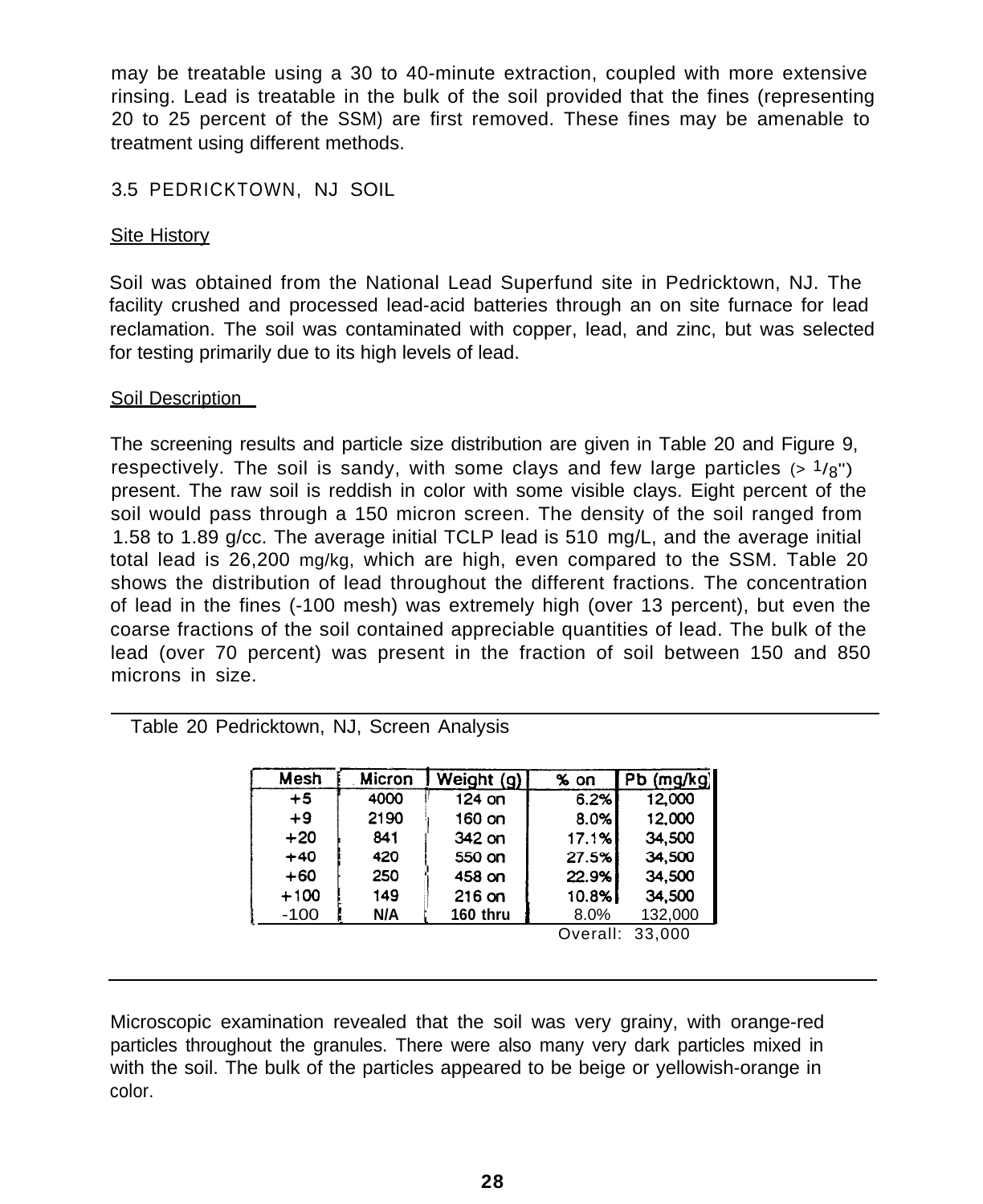may be treatable using a 30 to 40-minute extraction, coupled with more extensive rinsing. Lead is treatable in the bulk of the soil provided that the fines (representing 20 to 25 percent of the SSM) are first removed. These fines may be amenable to treatment using different methods.

### 3.5 PEDRICKTOWN, NJ SOIL

Site History

Soil was obtained from the National Lead Superfund site in Pedricktown, NJ. The facility crushed and processed lead-acid batteries through an on site furnace for lead reclamation. The soil was contaminated with copper, lead, and zinc, but was selected for testing primarily due to its high levels of lead.

Soil Description

The screening results and particle size distribution are given in Table 20 and Figure 9, respectively. The soil is sandy, with some clays and few large particles (> 1/8") present. The raw soil is reddish in color with some visible clays. Eight percent of the soil would pass through a 150 micron screen. The density of the soil ranged from 1.58 to 1.89 g/cc. The average initial TCLP lead is 510 mg/L, and the average initial total lead is 26,200 mg/kg, which are high, even compared to the SSM. Table 20 shows the distribution of lead throughout the different fractions. The concentration of lead in the fines (-100 mesh) was extremely high (over 13 percent), but even the coarse fractions of the soil contained appreciable quantities of lead. The bulk of the lead (over 70 percent) was present in the fraction of soil between 150 and 850 microns in size.

Table 20 Pedricktown, NJ, Screen Analysis

| Mesh | Micron | Weight (g) | % on | Pb (mg/kg) |
|---|---|---|---|---|
| +5 | 4000 | 124 on | 6.2% | 12,000 |
| +9 | 2190 | 160 on | 8.0% | 12,000 |
| +20 | 841 | 342 on | 17.1% | 34,500 |
| +40 | 420 | 550 on | 27.5% | 34,500 |
| +60 | 250 | 458 on | 22.9% | 34,500 |
| +100 | 149 | 216 on | 10.8% | 34,500 |
| -100 | N/A | 160 thru | 8.0% | 132,000 |
| | | | Overall: | 33,000 |

Microscopic examination revealed that the soil was very grainy, with orange-red particles throughout the granules. There were also many very dark particles mixed in with the soil. The bulk of the particles appeared to be beige or yellowish-orange in color.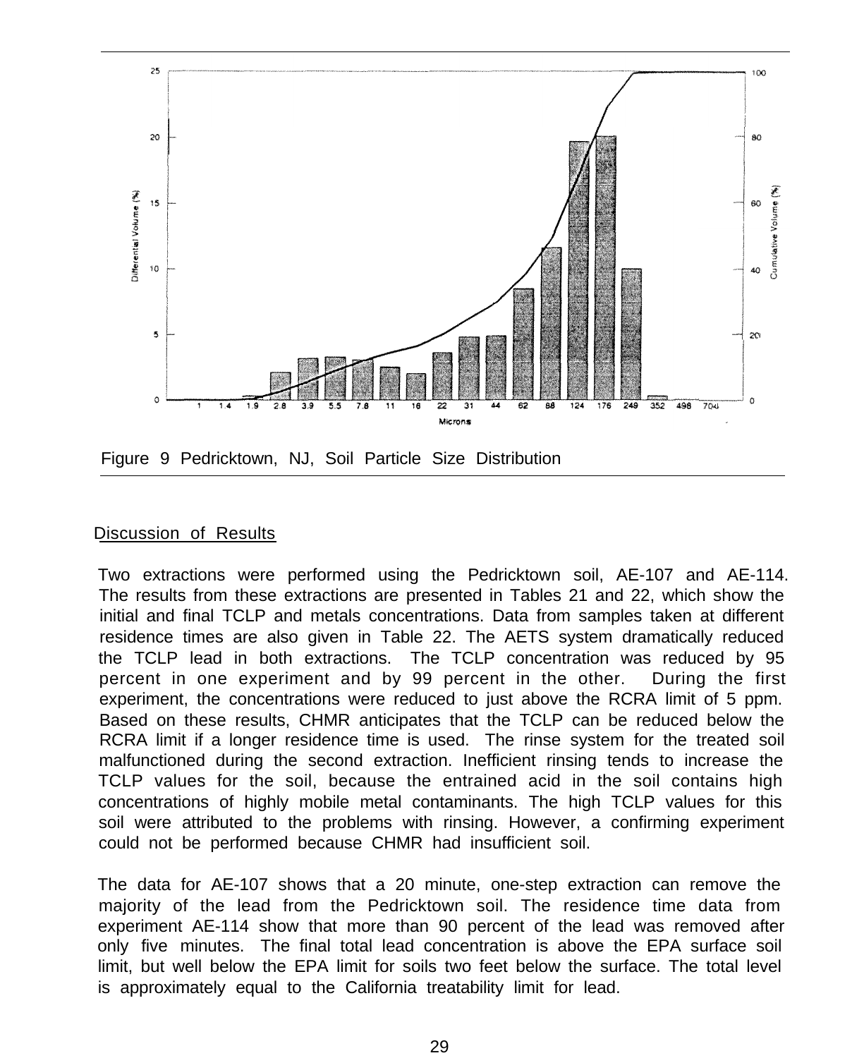Figure 9 Pedricktown, NJ, Soil Particle Size Distribution

## Discussion of Results

Two extractions were performed using the Pedricktown soil, AE-107 and AE-114. The results from these extractions are presented in Tables 21 and 22, which show the initial and final TCLP and metals concentrations. Data from samples taken at different residence times are also given in Table 22. The AETS system dramatically reduced the TCLP lead in both extractions. The TCLP concentration was reduced by 95 percent in one experiment and by 99 percent in the other. During the first experiment, the concentrations were reduced to just above the RCRA limit of 5 ppm. Based on these results, CHMR anticipates that the TCLP can be reduced below the RCRA limit if a longer residence time is used. The rinse system for the treated soil malfunctioned during the second extraction. Inefficient rinsing tends to increase the TCLP values for the soil, because the entrained acid in the soil contains high concentrations of highly mobile metal contaminants. The high TCLP values for this soil were attributed to the problems with rinsing. However, a confirming experiment could not be performed because CHMR had insufficient soil.

The data for AE-107 shows that a 20 minute, one-step extraction can remove the majority of the lead from the Pedricktown soil. The residence time data from experiment AE-114 show that more than 90 percent of the lead was removed after only five minutes. The final total lead concentration is above the EPA surface soil limit, but well below the EPA limit for soils two feet below the surface. The total level is approximately equal to the California treatability limit for lead.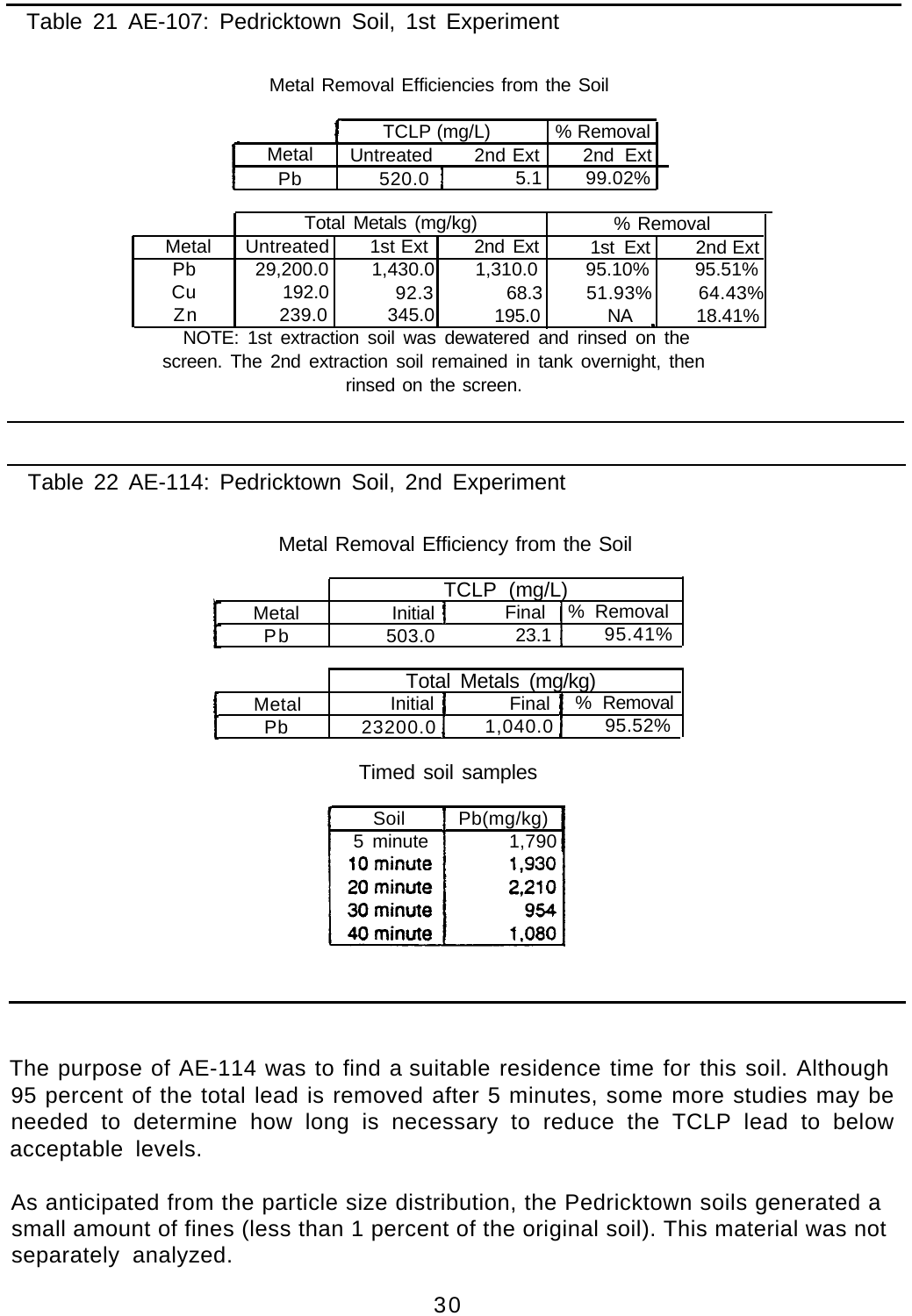Table 21 AE-107: Pedricktown Soil, 1st Experiment

Metal Removal Efficiencies from the Soil

| Metal | TCLP (mg/L) | | % Removal |
|---|---|---|---|
| | Untreated | 2nd Ext | 2nd Ext |
| Pb | 520.0 | 5.1 | 99.02% |

| Metal | Total Metals (mg/kg) | | | % Removal | |
|---|---|---|---|---|---|
| | Untreated | 1st Ext | 2nd Ext | 1st Ext | 2nd Ext |
| Pb | 29,200.0 | 1,430.0 | 1,310.0 | 95.10% | 95.51% |
| Cu | 192.0 | 92.3 | 68.3 | 51.93% | 64.43% |
| Zn | 239.0 | 345.0 | 195.0 | NA | 18.41% |

NOTE: 1st extraction soil was dewatered and rinsed on the screen. The 2nd extraction soil remained in tank overnight, then rinsed on the screen.

Table 22 AE-114: Pedricktown Soil, 2nd Experiment

Metal Removal Efficiency from the Soil

| Metal | TCLP (mg/L) | | |
|---|---|---|---|
| | Initial | Final | % Removal |
| Pb | 503.0 | 23.1 | 95.41% |

| Metal | Total Metals (mg/kg) | | |
|---|---|---|---|
| | Initial | Final | % Removal |
| Pb | 23200.0 | 1,040.0 | 95.52% |

Timed soil samples

| Soil | Pb(mg/kg) |
|---|---|
| 5 minute | 1,790 |
| 10 minute | 1,930 |
| 20 minute | 2,210 |
| 30 minute | 954 |
| 40 minute | 1,080 |

The purpose of AE-114 was to find a suitable residence time for this soil. Although 95 percent of the total lead is removed after 5 minutes, some more studies may be needed to determine how long is necessary to reduce the TCLP lead to below acceptable levels.

As anticipated from the particle size distribution, the Pedricktown soils generated a small amount of fines (less than 1 percent of the original soil). This material was not separately analyzed.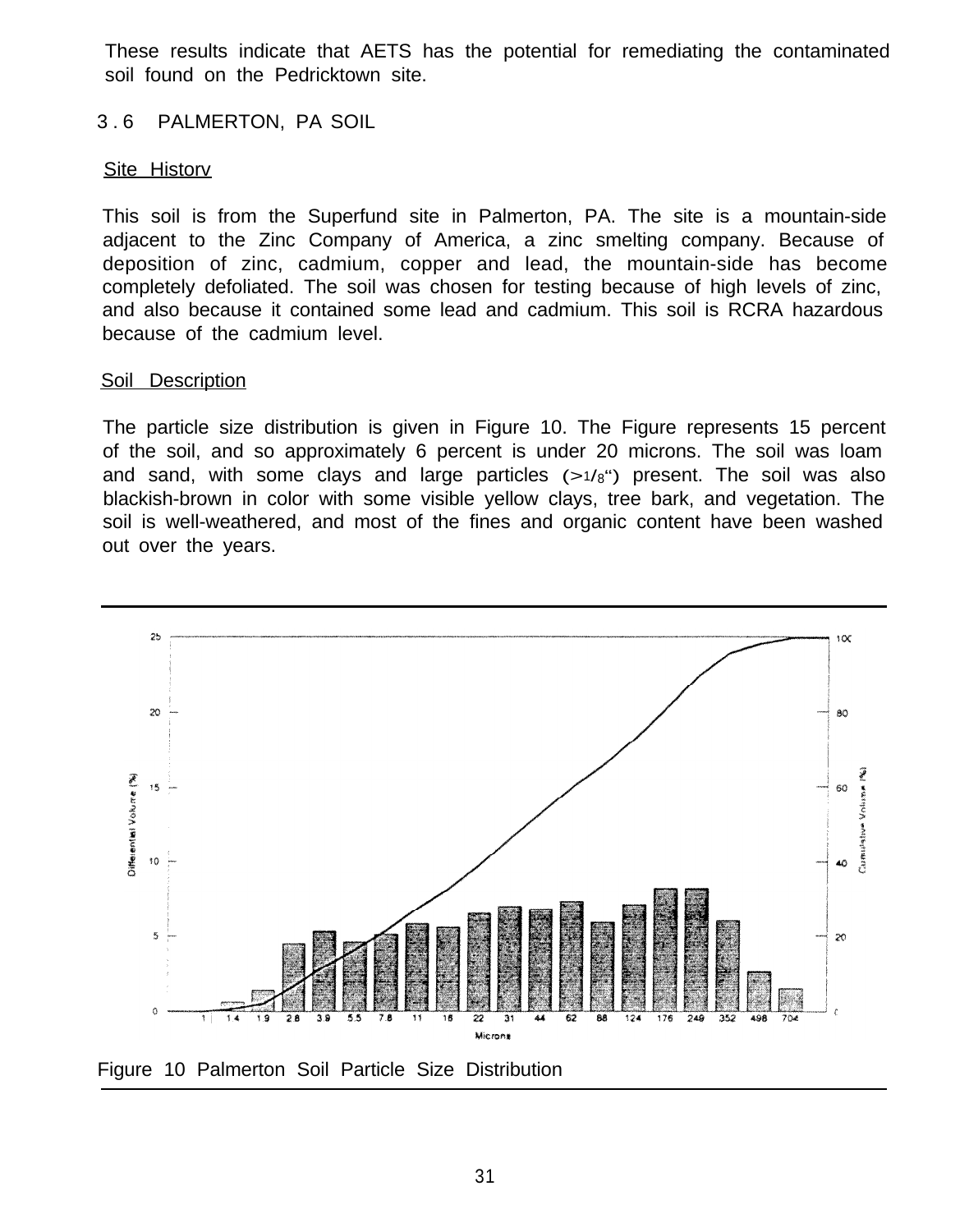These results indicate that AETS has the potential for remediating the contaminated soil found on the Pedricktown site.

## 3.6 PALMERTON, PA SOIL

Site Historv

This soil is from the Superfund site in Palmerton, PA. The site is a mountain-side adjacent to the Zinc Company of America, a zinc smelting company. Because of deposition of zinc, cadmium, copper and lead, the mountain-side has become completely defoliated. The soil was chosen for testing because of high levels of zinc, and also because it contained some lead and cadmium. This soil is RCRA hazardous because of the cadmium level.

Soil Description

The particle size distribution is given in Figure 10. The Figure represents 15 percent of the soil, and so approximately 6 percent is under 20 microns. The soil was loam and sand, with some clays and large particles (>1/8") present. The soil was also blackish-brown in color with some visible yellow clays, tree bark, and vegetation. The soil is well-weathered, and most of the fines and organic content have been washed out over the years.

Figure 10 Palmerton Soil Particle Size Distribution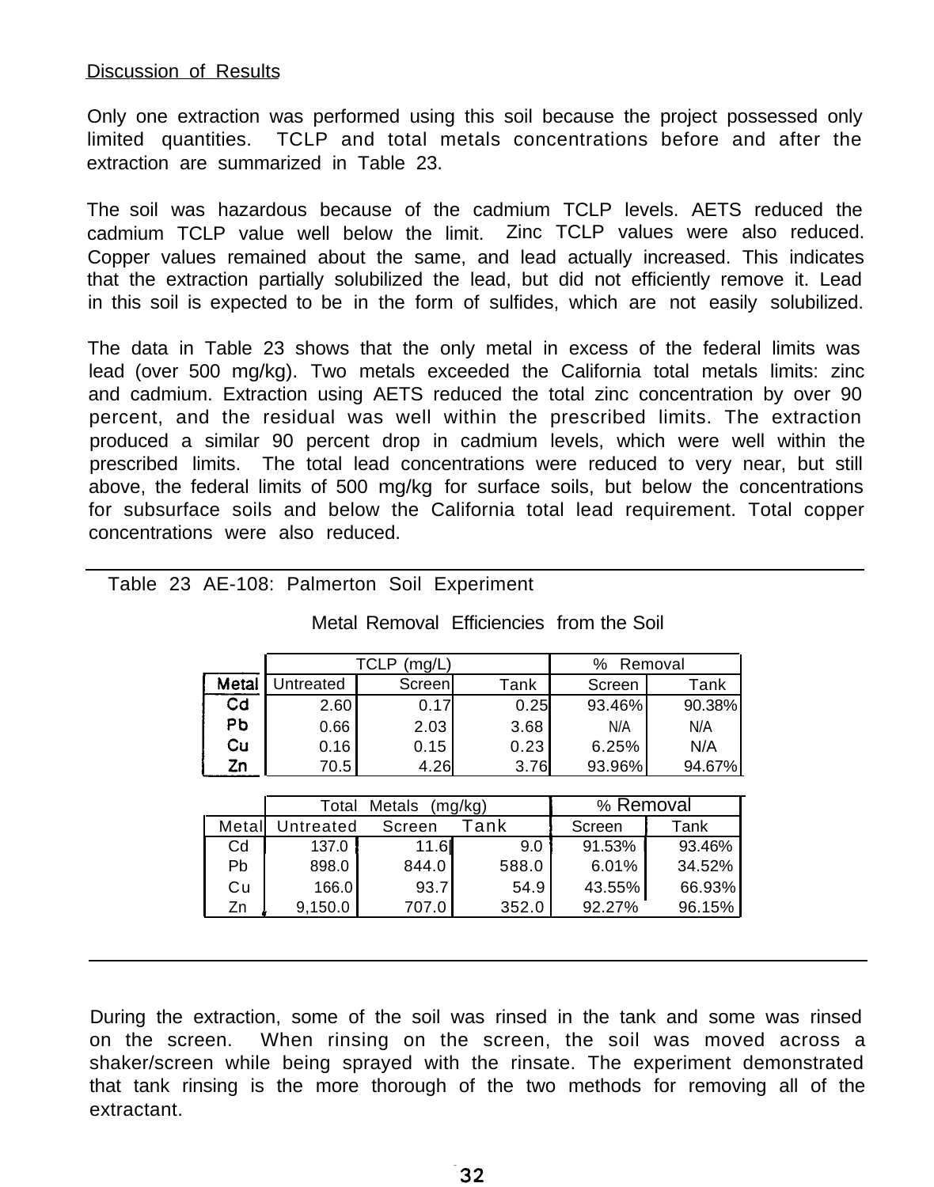Discussion of Results

Only one extraction was performed using this soil because the project possessed only limited quantities. TCLP and total metals concentrations before and after the extraction are summarized in Table 23.

The soil was hazardous because of the cadmium TCLP levels. AETS reduced the cadmium TCLP value well below the limit. Zinc TCLP values were also reduced. Copper values remained about the same, and lead actually increased. This indicates that the extraction partially solubilized the lead, but did not efficiently remove it. Lead in this soil is expected to be in the form of sulfides, which are not easily solubilized.

The data in Table 23 shows that the only metal in excess of the federal limits was lead (over 500 mg/kg). Two metals exceeded the California total metals limits: zinc and cadmium. Extraction using AETS reduced the total zinc concentration by over 90 percent, and the residual was well within the prescribed limits. The extraction produced a similar 90 percent drop in cadmium levels, which were well within the prescribed limits. The total lead concentrations were reduced to very near, but still above, the federal limits of 500 mg/kg for surface soils, but below the concentrations for subsurface soils and below the California total lead requirement. Total copper concentrations were also reduced.

Table 23 AE-108: Palmerton Soil Experiment

Metal Removal Efficiencies from the Soil

| | TCLP (mg/L) | | | % Removal | |
|---|---|---|---|---|---|
| **Metal** | Untreated | Screen | Tank | Screen | Tank |
| **Cd** | 2.60 | 0.17 | 0.25 | 93.46% | 90.38% |
| **Pb** | 0.66 | 2.03 | 3.68 | N/A | N/A |
| **Cu** | 0.16 | 0.15 | 0.23 | 6.25% | N/A |
| **Zn** | 70.5 | 4.26 | 3.76 | 93.96% | 94.67% |

| | Total Metals (mg/kg) | | | % Removal | |
|---|---|---|---|---|---|
| Metal | Untreated | Screen | Tank | Screen | Tank |
| Cd | 137.0 | 11.6 | 9.0 | 91.53% | 93.46% |
| Pb | 898.0 | 844.0 | 588.0 | 6.01% | 34.52% |
| Cu | 166.0 | 93.7 | 54.9 | 43.55% | 66.93% |
| Zn | 9,150.0 | 707.0 | 352.0 | 92.27% | 96.15% |

During the extraction, some of the soil was rinsed in the tank and some was rinsed on the screen. When rinsing on the screen, the soil was moved across a shaker/screen while being sprayed with the rinsate. The experiment demonstrated that tank rinsing is the more thorough of the two methods for removing all of the extractant.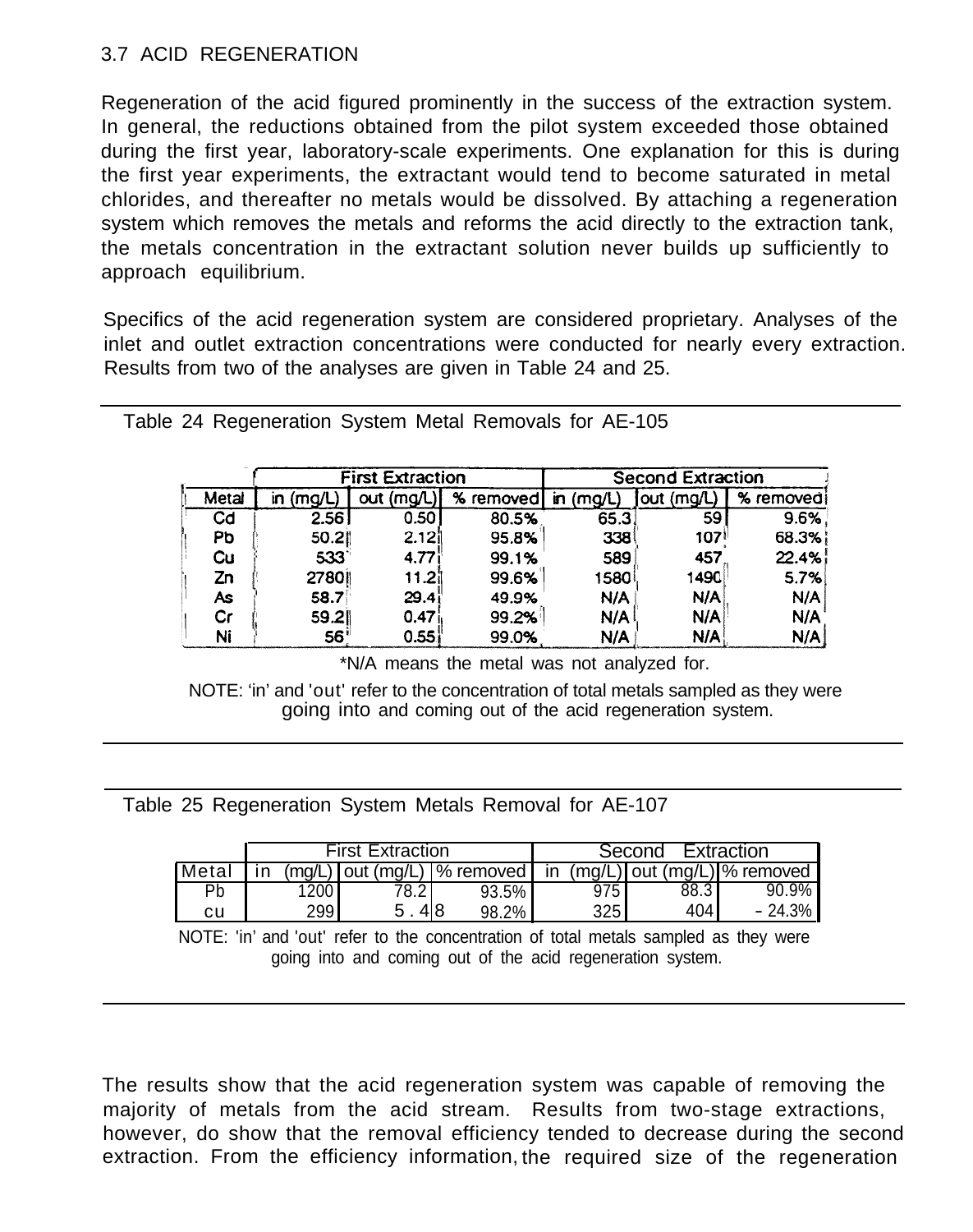### 3.7 ACID REGENERATION

Regeneration of the acid figured prominently in the success of the extraction system. In general, the reductions obtained from the pilot system exceeded those obtained during the first year, laboratory-scale experiments. One explanation for this is during the first year experiments, the extractant would tend to become saturated in metal chlorides, and thereafter no metals would be dissolved. By attaching a regeneration system which removes the metals and reforms the acid directly to the extraction tank, the metals concentration in the extractant solution never builds up sufficiently to approach equilibrium.

Specifics of the acid regeneration system are considered proprietary. Analyses of the inlet and outlet extraction concentrations were conducted for nearly every extraction. Results from two of the analyses are given in Table 24 and 25.

Table 24 Regeneration System Metal Removals for AE-105

| | First Extraction | | | Second Extraction | | |
|---|---|---|---|---|---|---|
| Metal | in (mg/L) | out (mg/L) | % removed | in (mg/L) | out (mg/L) | % removed |
| Cd | 2.56 | 0.50 | 80.5% | 65.3 | 59 | 9.6% |
| Pb | 50.2 | 2.12 | 95.8% | 338 | 107 | 68.3% |
| Cu | 533 | 4.77 | 99.1% | 589 | 457 | 22.4% |
| Zn | 2780 | 11.2 | 99.6% | 1580 | 1490 | 5.7% |
| As | 58.7 | 29.4 | 49.9% | N/A | N/A | N/A |
| Cr | 59.2 | 0.47 | 99.2% | N/A | N/A | N/A |
| Ni | 56 | 0.55 | 99.0% | N/A | N/A | N/A |

*N/A means the metal was not analyzed for.

NOTE: 'in' and 'out' refer to the concentration of total metals sampled as they were going into and coming out of the acid regeneration system.

Table 25 Regeneration System Metals Removal for AE-107

| | First Extraction | | | Second Extraction | | |
|---|---|---|---|---|---|---|
| Metal | in (mg/L) | out (mg/L) | % removed | in (mg/L) | out (mg/L) | % removed |
| Pb | 1200 | 78.2 | 93.5% | 975 | 88.3 | 90.9% |
| cu | 299 | 5.48 | 98.2% | 325 | 404 | - 24.3% |

NOTE: 'in' and 'out' refer to the concentration of total metals sampled as they were going into and coming out of the acid regeneration system.

The results show that the acid regeneration system was capable of removing the majority of metals from the acid stream. Results from two-stage extractions, however, do show that the removal efficiency tended to decrease during the second extraction. From the efficiency information, the required size of the regeneration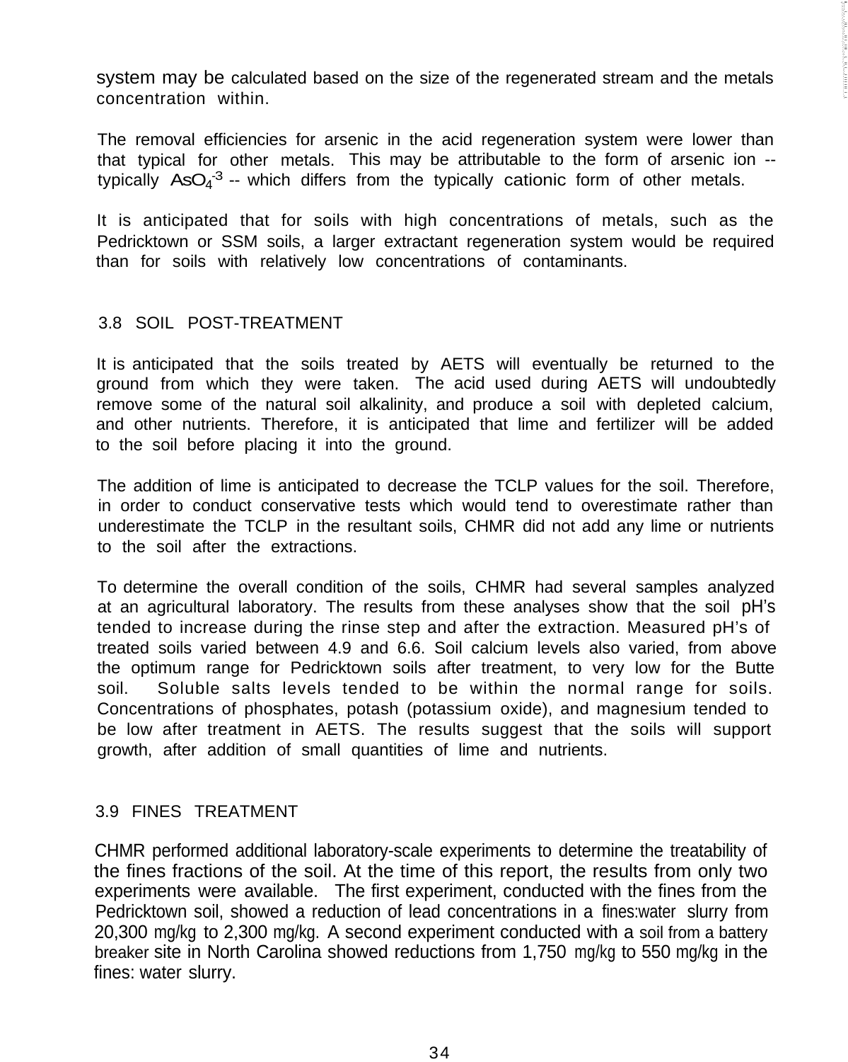system may be calculated based on the size of the regenerated stream and the metals concentration within.

The removal efficiencies for arsenic in the acid regeneration system were lower than that typical for other metals. This may be attributable to the form of arsenic ion -- typically $AsO_4^{-3}$ -- which differs from the typically cationic form of other metals.

It is anticipated that for soils with high concentrations of metals, such as the Pedricktown or SSM soils, a larger extractant regeneration system would be required than for soils with relatively low concentrations of contaminants.

## 3.8 SOIL POST-TREATMENT

It is anticipated that the soils treated by AETS will eventually be returned to the ground from which they were taken. The acid used during AETS will undoubtedly remove some of the natural soil alkalinity, and produce a soil with depleted calcium, and other nutrients. Therefore, it is anticipated that lime and fertilizer will be added to the soil before placing it into the ground.

The addition of lime is anticipated to decrease the TCLP values for the soil. Therefore, in order to conduct conservative tests which would tend to overestimate rather than underestimate the TCLP in the resultant soils, CHMR did not add any lime or nutrients to the soil after the extractions.

To determine the overall condition of the soils, CHMR had several samples analyzed at an agricultural laboratory. The results from these analyses show that the soil pH's tended to increase during the rinse step and after the extraction. Measured pH's of treated soils varied between 4.9 and 6.6. Soil calcium levels also varied, from above the optimum range for Pedricktown soils after treatment, to very low for the Butte soil. Soluble salts levels tended to be within the normal range for soils. Concentrations of phosphates, potash (potassium oxide), and magnesium tended to be low after treatment in AETS. The results suggest that the soils will support growth, after addition of small quantities of lime and nutrients.

## 3.9 FINES TREATMENT

CHMR performed additional laboratory-scale experiments to determine the treatability of the fines fractions of the soil. At the time of this report, the results from only two experiments were available. The first experiment, conducted with the fines from the Pedricktown soil, showed a reduction of lead concentrations in a fines:water slurry from 20,300 mg/kg to 2,300 mg/kg. A second experiment conducted with a soil from a battery breaker site in North Carolina showed reductions from 1,750 mg/kg to 550 mg/kg in the fines: water slurry.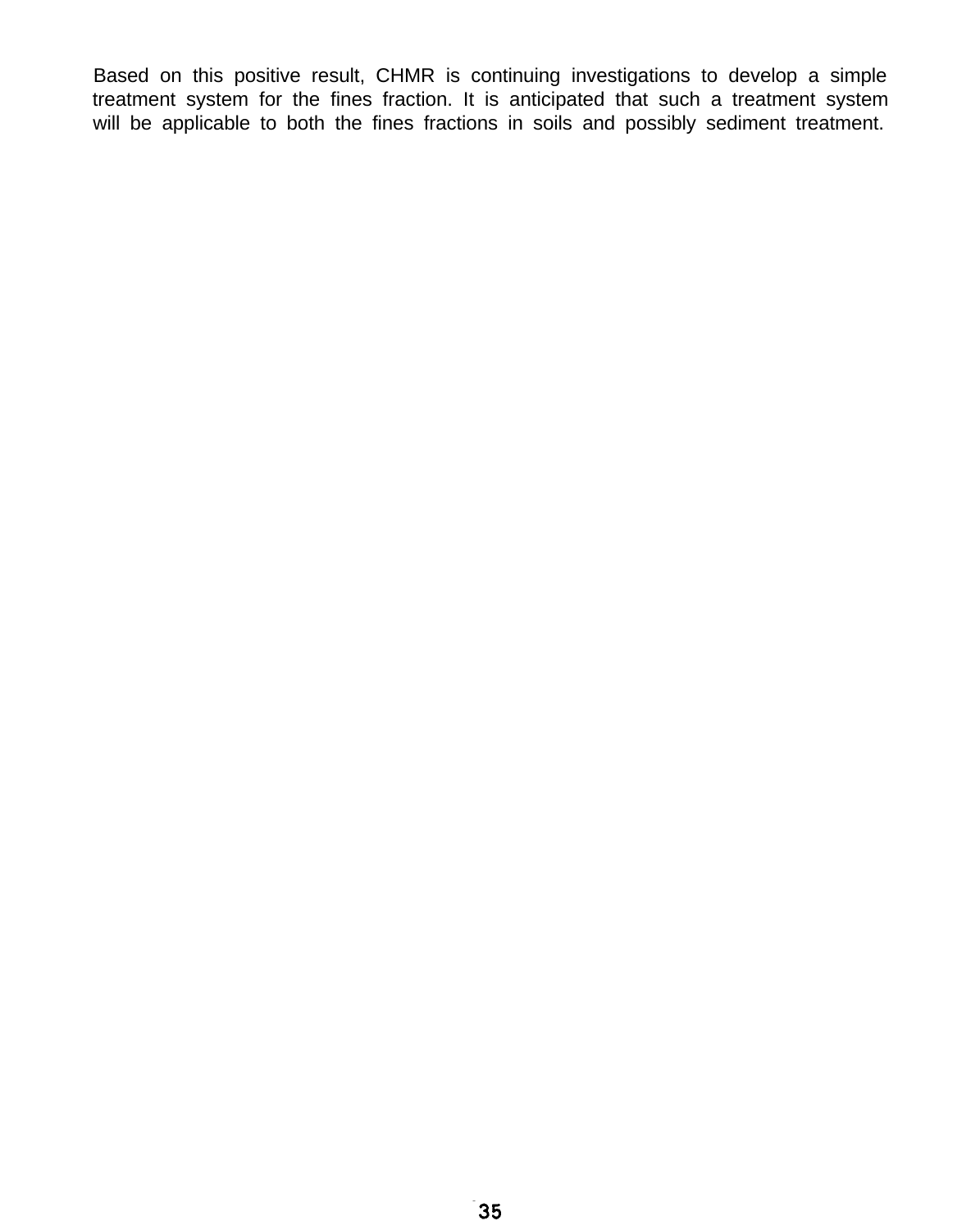Based on this positive result, CHMR is continuing investigations to develop a simple treatment system for the fines fraction. It is anticipated that such a treatment system will be applicable to both the fines fractions in soils and possibly sediment treatment.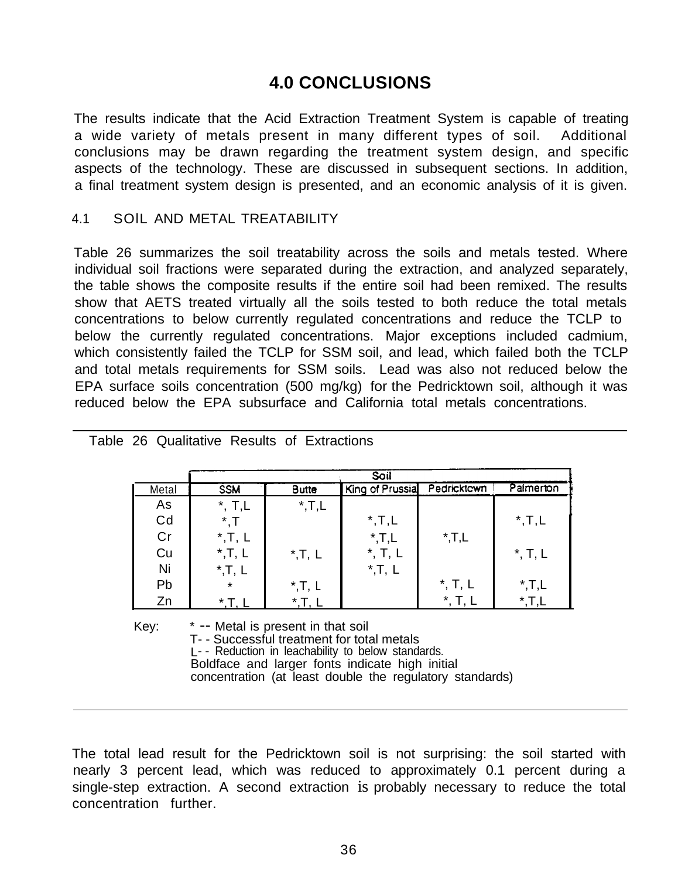# 4.0 CONCLUSIONS

The results indicate that the Acid Extraction Treatment System is capable of treating a wide variety of metals present in many different types of soil. Additional conclusions may be drawn regarding the treatment system design, and specific aspects of the technology. These are discussed in subsequent sections. In addition, a final treatment system design is presented, and an economic analysis of it is given.

## 4.1 SOIL AND METAL TREATABILITY

Table 26 summarizes the soil treatability across the soils and metals tested. Where individual soil fractions were separated during the extraction, and analyzed separately, the table shows the composite results if the entire soil had been remixed. The results show that AETS treated virtually all the soils tested to both reduce the total metals concentrations to below currently regulated concentrations and reduce the TCLP to below the currently regulated concentrations. Major exceptions included cadmium, which consistently failed the TCLP for SSM soil, and lead, which failed both the TCLP and total metals requirements for SSM soils. Lead was also not reduced below the EPA surface soils concentration (500 mg/kg) for the Pedricktown soil, although it was reduced below the EPA subsurface and California total metals concentrations.

Table 26 Qualitative Results of Extractions

| Metal | Soil | | | | |
|---|---|---|---|---|---|
| | **SSM** | **Butte** | King of Prussia | Pedricktown | Palmerton |
| As | *, T,L | *,T,L | | | |
| Cd | *,T | | *,T,L | | *,T,L |
| Cr | *,T, L | | *,T,L | *,T,L | |
| Cu | *,T, L | *,T, L | *, T, L | | *, T, L |
| Ni | *,T, L | | *,T, L | | |
| Pb | * | *,T, L | | *, T, L | *,T,L |
| Zn | *,T, L | *,T, L | | *, T, L | *,T,L |

Key: * -- Metal is present in that soil
T- - Successful treatment for total metals
L- - Reduction in leachability to below standards.
Boldface and larger fonts indicate high initial concentration (at least double the regulatory standards)

The total lead result for the Pedricktown soil is not surprising: the soil started with nearly 3 percent lead, which was reduced to approximately 0.1 percent during a single-step extraction. A second extraction is probably necessary to reduce the total concentration further.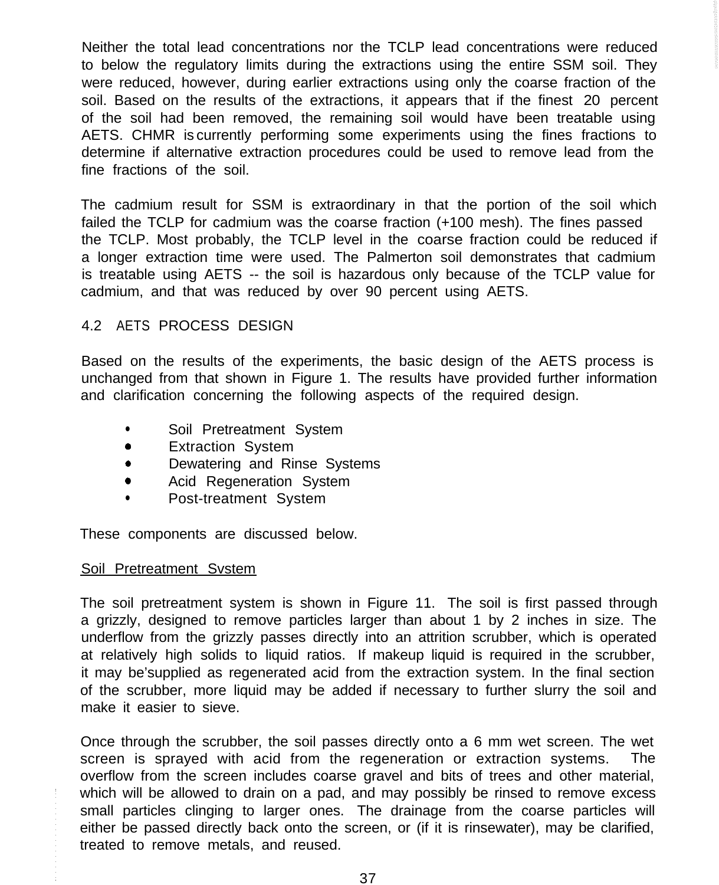Neither the total lead concentrations nor the TCLP lead concentrations were reduced to below the regulatory limits during the extractions using the entire SSM soil. They were reduced, however, during earlier extractions using only the coarse fraction of the soil. Based on the results of the extractions, it appears that if the finest 20 percent of the soil had been removed, the remaining soil would have been treatable using AETS. CHMR is currently performing some experiments using the fines fractions to determine if alternative extraction procedures could be used to remove lead from the fine fractions of the soil.

The cadmium result for SSM is extraordinary in that the portion of the soil which failed the TCLP for cadmium was the coarse fraction (+100 mesh). The fines passed the TCLP. Most probably, the TCLP level in the coarse fraction could be reduced if a longer extraction time were used. The Palmerton soil demonstrates that cadmium is treatable using AETS -- the soil is hazardous only because of the TCLP value for cadmium, and that was reduced by over 90 percent using AETS.

## 4.2 AETS PROCESS DESIGN

Based on the results of the experiments, the basic design of the AETS process is unchanged from that shown in Figure 1. The results have provided further information and clarification concerning the following aspects of the required design.

- Soil Pretreatment System
- Extraction System
- Dewatering and Rinse Systems
- Acid Regeneration System
- Post-treatment System

These components are discussed below.

### Soil Pretreatment Svstem

The soil pretreatment system is shown in Figure 11. The soil is first passed through a grizzly, designed to remove particles larger than about 1 by 2 inches in size. The underflow from the grizzly passes directly into an attrition scrubber, which is operated at relatively high solids to liquid ratios. If makeup liquid is required in the scrubber, it may be'supplied as regenerated acid from the extraction system. In the final section of the scrubber, more liquid may be added if necessary to further slurry the soil and make it easier to sieve.

Once through the scrubber, the soil passes directly onto a 6 mm wet screen. The wet screen is sprayed with acid from the regeneration or extraction systems. The overflow from the screen includes coarse gravel and bits of trees and other material, which will be allowed to drain on a pad, and may possibly be rinsed to remove excess small particles clinging to larger ones. The drainage from the coarse particles will either be passed directly back onto the screen, or (if it is rinsewater), may be clarified, treated to remove metals, and reused.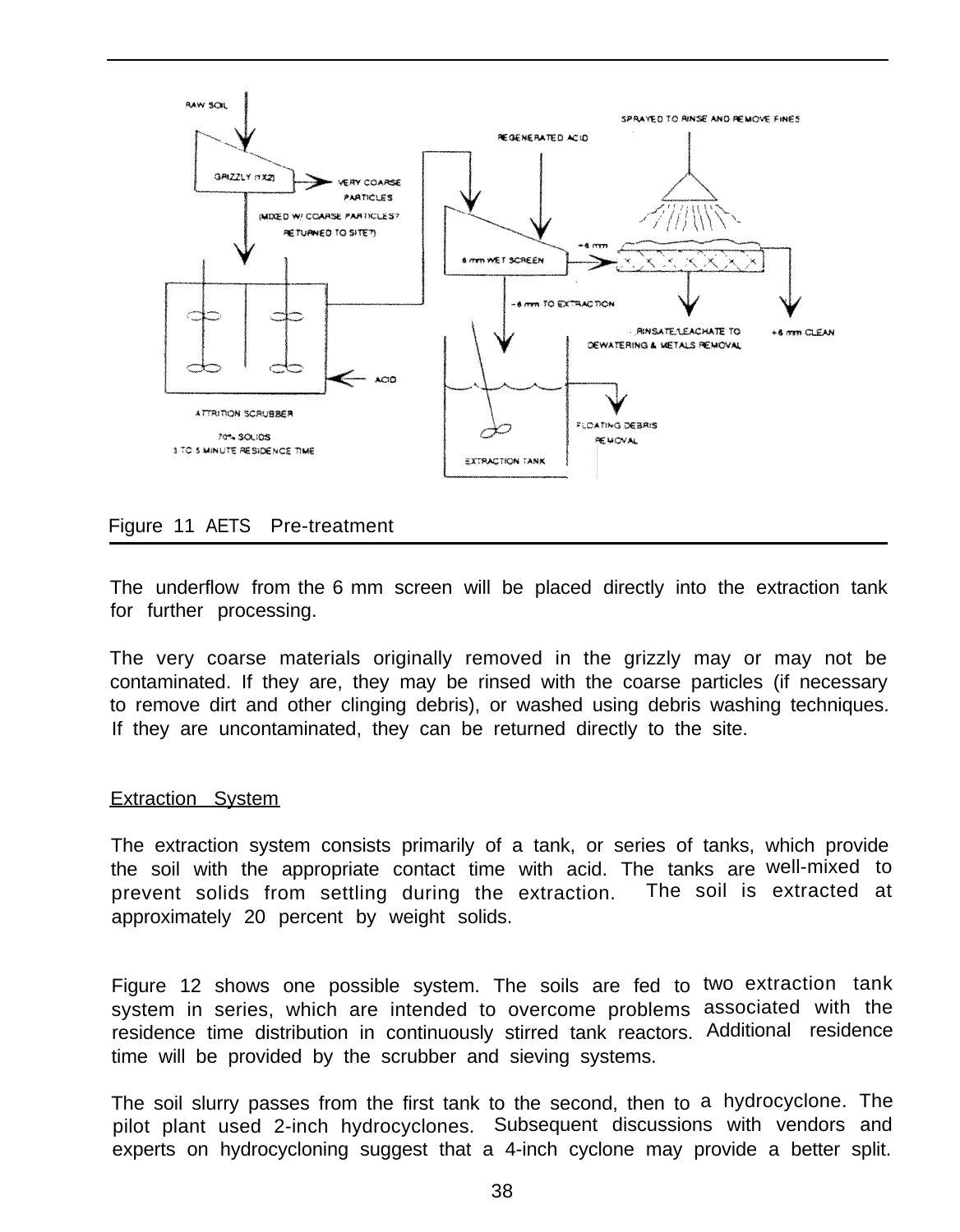Figure 11 AETS Pre-treatment

The underflow from the 6 mm screen will be placed directly into the extraction tank for further processing.

The very coarse materials originally removed in the grizzly may or may not be contaminated. If they are, they may be rinsed with the coarse particles (if necessary to remove dirt and other clinging debris), or washed using debris washing techniques. If they are uncontaminated, they can be returned directly to the site.

## Extraction System

The extraction system consists primarily of a tank, or series of tanks, which provide the soil with the appropriate contact time with acid. The tanks are well-mixed to prevent solids from settling during the extraction. The soil is extracted at approximately 20 percent by weight solids.

Figure 12 shows one possible system. The soils are fed to two extraction tank system in series, which are intended to overcome problems associated with the residence time distribution in continuously stirred tank reactors. Additional residence time will be provided by the scrubber and sieving systems.

The soil slurry passes from the first tank to the second, then to a hydrocyclone. The pilot plant used 2-inch hydrocyclones. Subsequent discussions with vendors and experts on hydrocycloning suggest that a 4-inch cyclone may provide a better split.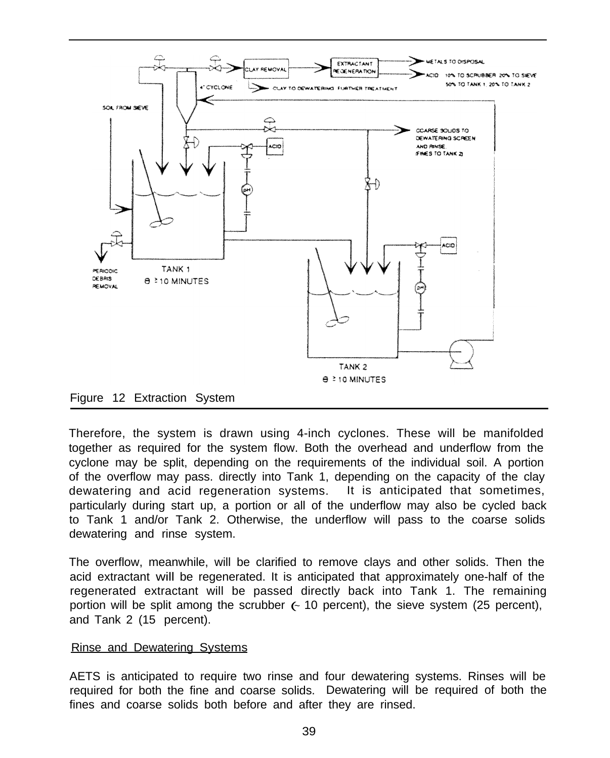Figure 12 Extraction System

Therefore, the system is drawn using 4-inch cyclones. These will be manifolded together as required for the system flow. Both the overhead and underflow from the cyclone may be split, depending on the requirements of the individual soil. A portion of the overflow may pass. directly into Tank 1, depending on the capacity of the clay dewatering and acid regeneration systems. It is anticipated that sometimes, particularly during start up, a portion or all of the underflow may also be cycled back to Tank 1 and/or Tank 2. Otherwise, the underflow will pass to the coarse solids dewatering and rinse system.

The overflow, meanwhile, will be clarified to remove clays and other solids. Then the acid extractant will be regenerated. It is anticipated that approximately one-half of the regenerated extractant will be passed directly back into Tank 1. The remaining portion will be split among the scrubber (~ 10 percent), the sieve system (25 percent), and Tank 2 (15 percent).

Rinse and Dewatering Systems

AETS is anticipated to require two rinse and four dewatering systems. Rinses will be required for both the fine and coarse solids. Dewatering will be required of both the fines and coarse solids both before and after they are rinsed.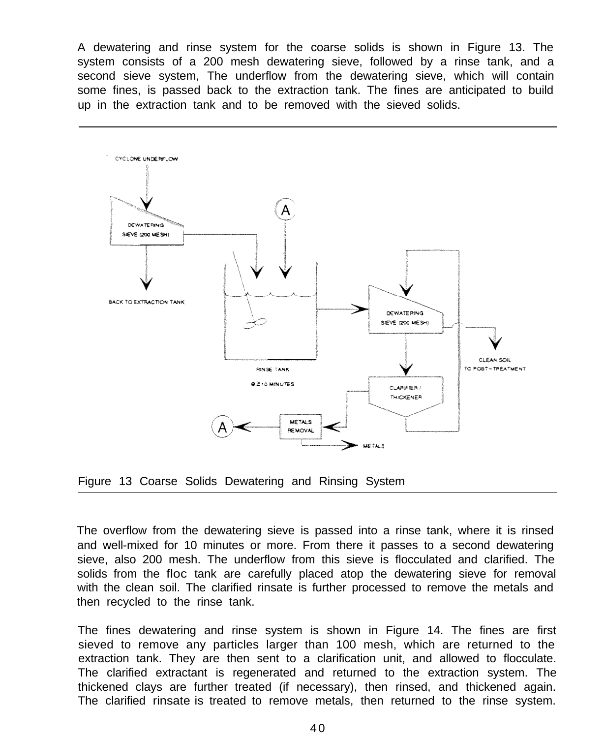A dewatering and rinse system for the coarse solids is shown in Figure 13. The system consists of a 200 mesh dewatering sieve, followed by a rinse tank, and a second sieve system, The underflow from the dewatering sieve, which will contain some fines, is passed back to the extraction tank. The fines are anticipated to build up in the extraction tank and to be removed with the sieved solids.

Figure 13 Coarse Solids Dewatering and Rinsing System

The overflow from the dewatering sieve is passed into a rinse tank, where it is rinsed and well-mixed for 10 minutes or more. From there it passes to a second dewatering sieve, also 200 mesh. The underflow from this sieve is flocculated and clarified. The solids from the floc tank are carefully placed atop the dewatering sieve for removal with the clean soil. The clarified rinsate is further processed to remove the metals and then recycled to the rinse tank.

The fines dewatering and rinse system is shown in Figure 14. The fines are first sieved to remove any particles larger than 100 mesh, which are returned to the extraction tank. They are then sent to a clarification unit, and allowed to flocculate. The clarified extractant is regenerated and returned to the extraction system. The thickened clays are further treated (if necessary), then rinsed, and thickened again. The clarified rinsate is treated to remove metals, then returned to the rinse system.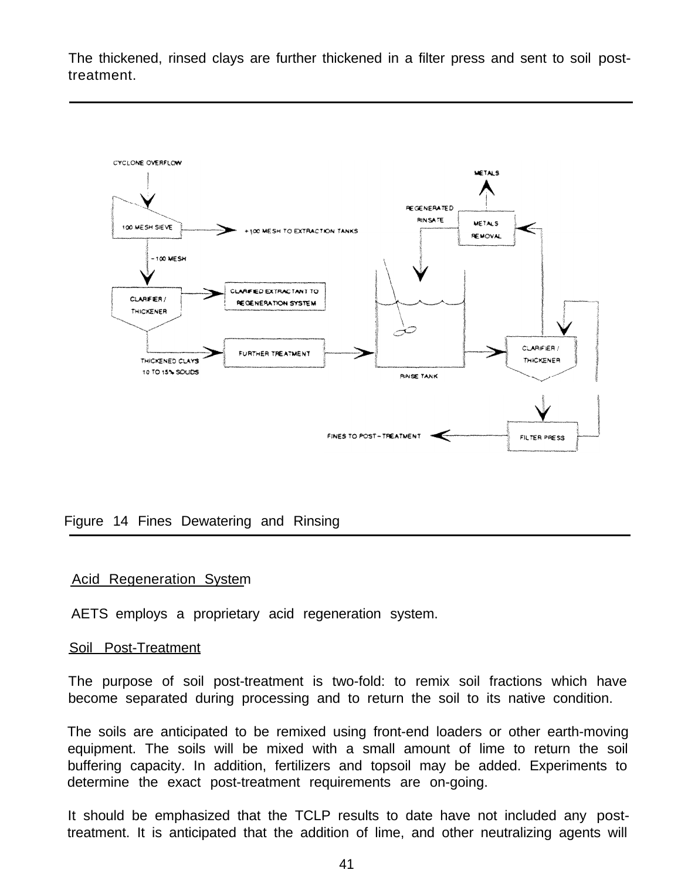The thickened, rinsed clays are further thickened in a filter press and sent to soil post-treatment.

Figure 14 Fines Dewatering and Rinsing

## Acid Regeneration System

AETS employs a proprietary acid regeneration system.

## Soil Post-Treatment

The purpose of soil post-treatment is two-fold: to remix soil fractions which have become separated during processing and to return the soil to its native condition.

The soils are anticipated to be remixed using front-end loaders or other earth-moving equipment. The soils will be mixed with a small amount of lime to return the soil buffering capacity. In addition, fertilizers and topsoil may be added. Experiments to determine the exact post-treatment requirements are on-going.

It should be emphasized that the TCLP results to date have not included any post-treatment. It is anticipated that the addition of lime, and other neutralizing agents will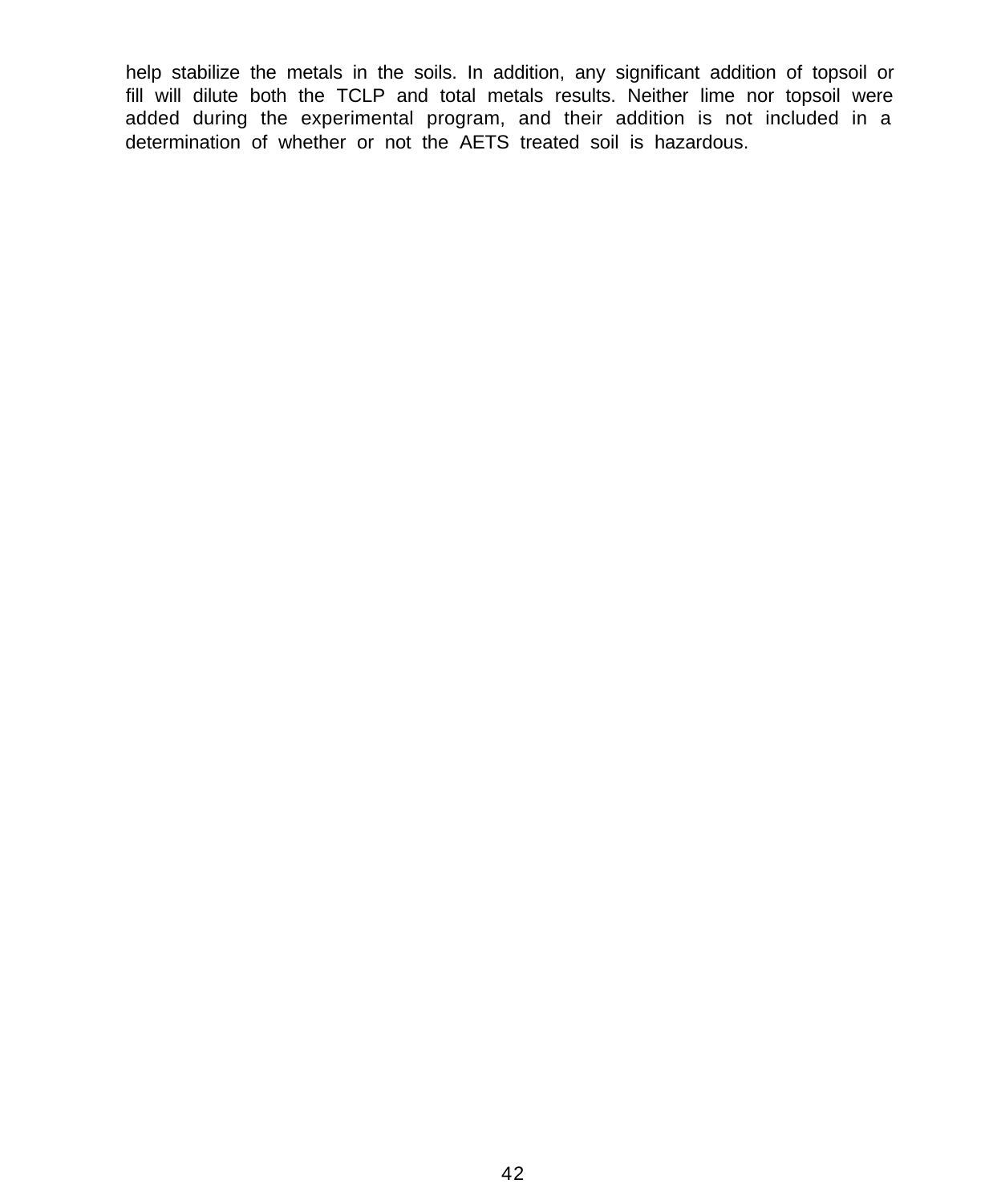help stabilize the metals in the soils. In addition, any significant addition of topsoil or fill will dilute both the TCLP and total metals results. Neither lime nor topsoil were added during the experimental program, and their addition is not included in a determination of whether or not the AETS treated soil is hazardous.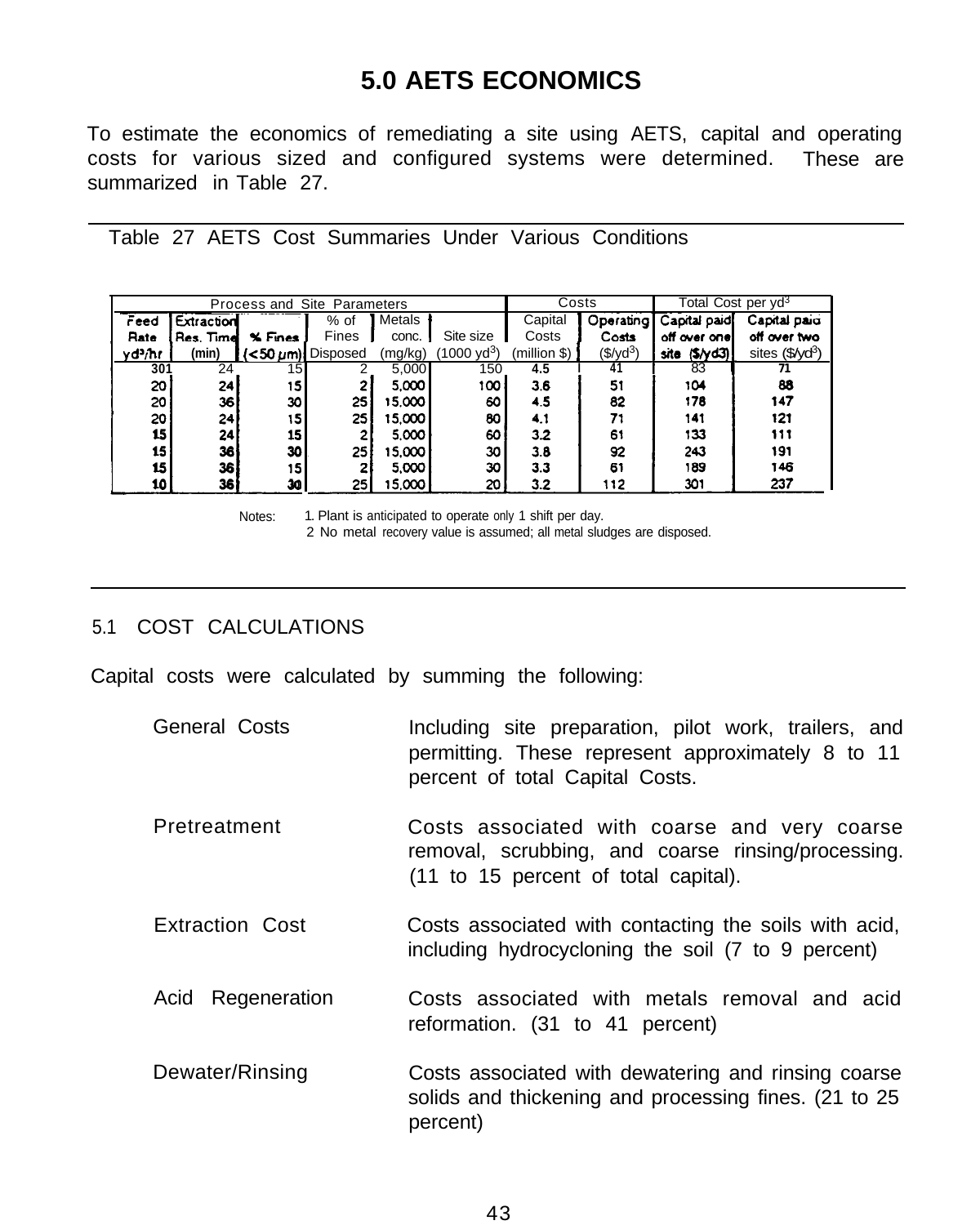# 5.0 AETS ECONOMICS

To estimate the economics of remediating a site using AETS, capital and operating costs for various sized and configured systems were determined. These are summarized in Table 27.

Table 27 AETS Cost Summaries Under Various Conditions

| Process and Site Parameters | | | | | | Costs | | Total Cost per yd$^3$ | |
|---|---|---|---|---|---|---|---|---|---|
| Feed Rate yd$^3$/hr | Extraction Res. Time (min) | % Fines (<50 μm) | % of Fines Disposed | Metals conc. (mg/kg) | Site size (1000 yd$^3$) | Capital Costs (million $) | Operating Costs ($/yd$^3$) | Capital paid off over one site ($/yd3) | Capital paid off over two sites ($/yd$^3$) |
| 301 | 24 | 15 | 2 | 5,000 | 150 | 4.5 | 41 | 83 | 71 |
| 20 | 24 | 15 | 2 | 5,000 | 100 | 3.6 | 51 | 104 | 88 |
| 20 | 36 | 30 | 25 | 15,000 | 60 | 4.5 | 82 | 178 | 147 |
| 20 | 24 | 15 | 25 | 15,000 | 80 | 4.1 | 71 | 141 | 121 |
| 15 | 24 | 15 | 2 | 5,000 | 60 | 3.2 | 61 | 133 | 111 |
| 15 | 36 | 30 | 25 | 15,000 | 30 | 3.8 | 92 | 243 | 191 |
| 15 | 36 | 15 | 2 | 5,000 | 30 | 3.3 | 61 | 189 | 146 |
| 10 | 36 | 30 | 25 | 15,000 | 20 | 3.2 | 112 | 301 | 237 |

Notes: 1. Plant is anticipated to operate only 1 shift per day.
2 No metal recovery value is assumed; all metal sludges are disposed.

## 5.1 COST CALCULATIONS

Capital costs were calculated by summing the following:

- **General Costs** — Including site preparation, pilot work, trailers, and permitting. These represent approximately 8 to 11 percent of total Capital Costs.
- **Pretreatment** — Costs associated with coarse and very coarse removal, scrubbing, and coarse rinsing/processing. (11 to 15 percent of total capital).
- **Extraction Cost** — Costs associated with contacting the soils with acid, including hydrocycloning the soil (7 to 9 percent)
- **Acid Regeneration** — Costs associated with metals removal and acid reformation. (31 to 41 percent)
- **Dewater/Rinsing** — Costs associated with dewatering and rinsing coarse solids and thickening and processing fines. (21 to 25 percent)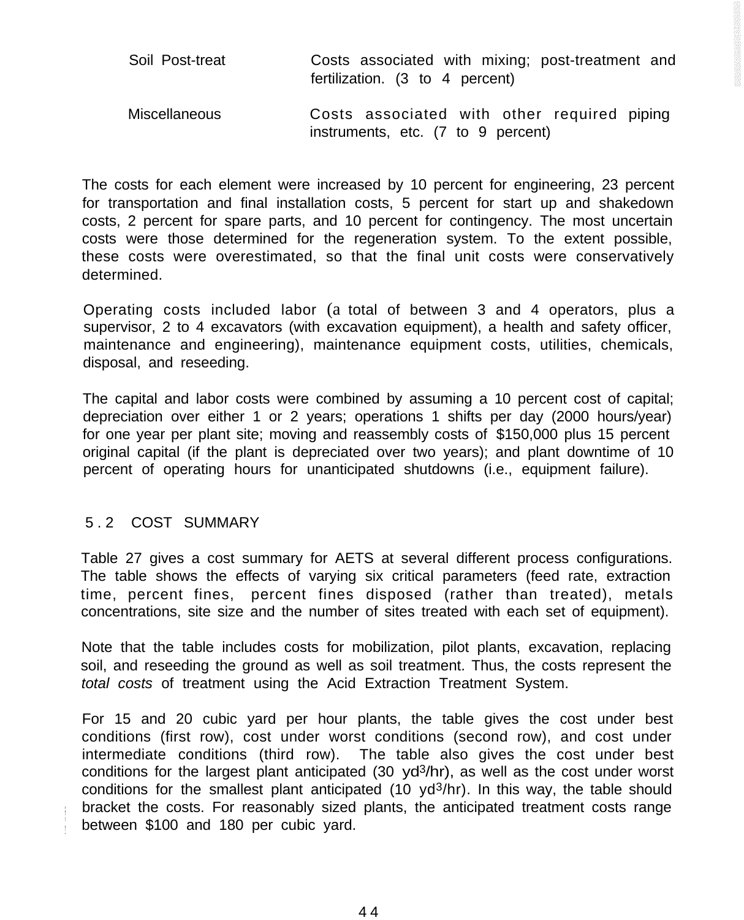| | |
|---|---|
| Soil Post-treat | Costs associated with mixing; post-treatment and fertilization. (3 to 4 percent) |
| Miscellaneous | Costs associated with other required piping instruments, etc. (7 to 9 percent) |

The costs for each element were increased by 10 percent for engineering, 23 percent for transportation and final installation costs, 5 percent for start up and shakedown costs, 2 percent for spare parts, and 10 percent for contingency. The most uncertain costs were those determined for the regeneration system. To the extent possible, these costs were overestimated, so that the final unit costs were conservatively determined.

Operating costs included labor (a total of between 3 and 4 operators, plus a supervisor, 2 to 4 excavators (with excavation equipment), a health and safety officer, maintenance and engineering), maintenance equipment costs, utilities, chemicals, disposal, and reseeding.

The capital and labor costs were combined by assuming a 10 percent cost of capital; depreciation over either 1 or 2 years; operations 1 shifts per day (2000 hours/year) for one year per plant site; moving and reassembly costs of $150,000 plus 15 percent original capital (if the plant is depreciated over two years); and plant downtime of 10 percent of operating hours for unanticipated shutdowns (i.e., equipment failure).

## 5.2 COST SUMMARY

Table 27 gives a cost summary for AETS at several different process configurations. The table shows the effects of varying six critical parameters (feed rate, extraction time, percent fines, percent fines disposed (rather than treated), metals concentrations, site size and the number of sites treated with each set of equipment).

Note that the table includes costs for mobilization, pilot plants, excavation, replacing soil, and reseeding the ground as well as soil treatment. Thus, the costs represent the *total costs* of treatment using the Acid Extraction Treatment System.

For 15 and 20 cubic yard per hour plants, the table gives the cost under best conditions (first row), cost under worst conditions (second row), and cost under intermediate conditions (third row). The table also gives the cost under best conditions for the largest plant anticipated (30 $yd^3$/hr), as well as the cost under worst conditions for the smallest plant anticipated (10 $yd^3$/hr). In this way, the table should bracket the costs. For reasonably sized plants, the anticipated treatment costs range between $100 and 180 per cubic yard.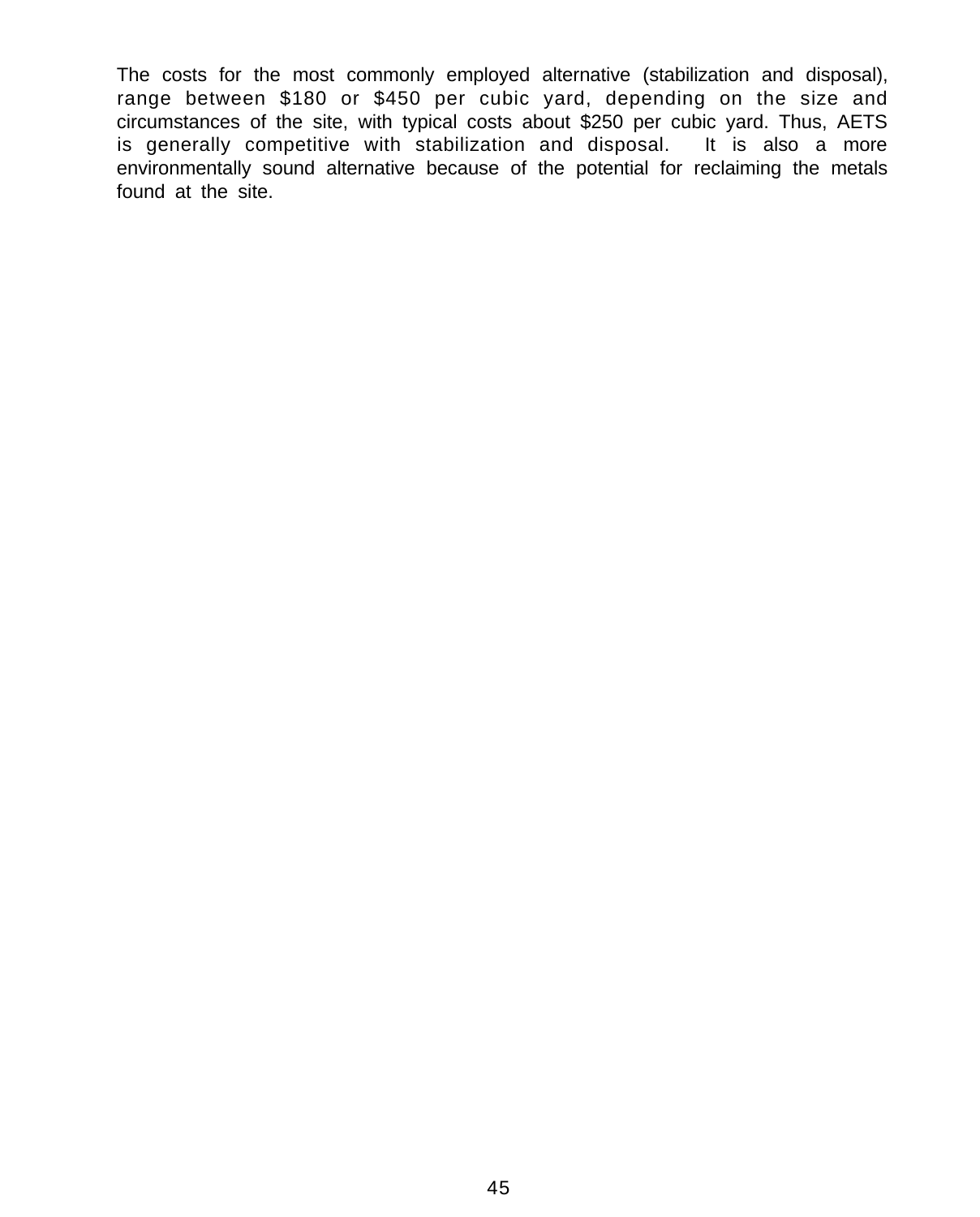The costs for the most commonly employed alternative (stabilization and disposal), range between $180 or $450 per cubic yard, depending on the size and circumstances of the site, with typical costs about $250 per cubic yard. Thus, AETS is generally competitive with stabilization and disposal. It is also a more environmentally sound alternative because of the potential for reclaiming the metals found at the site.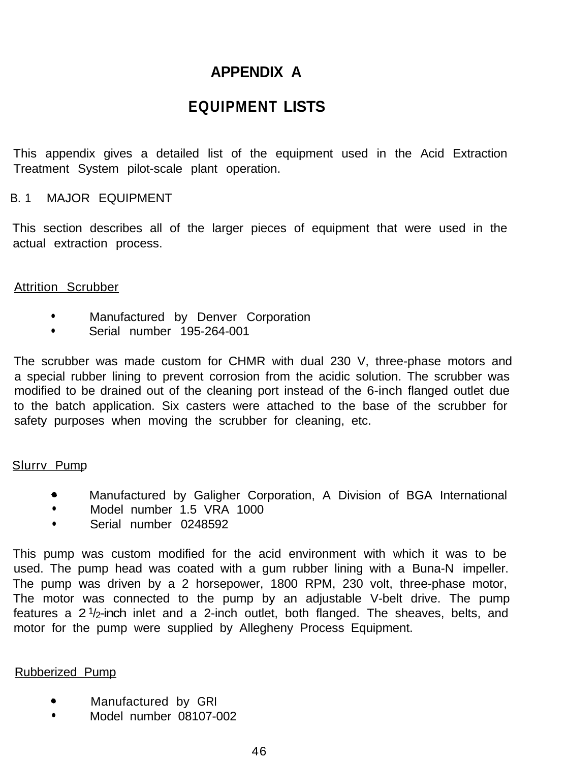# APPENDIX A

## EQUIPMENT LISTS

This appendix gives a detailed list of the equipment used in the Acid Extraction Treatment System pilot-scale plant operation.

### B. 1 MAJOR EQUIPMENT

This section describes all of the larger pieces of equipment that were used in the actual extraction process.

Attrition Scrubber

- Manufactured by Denver Corporation
- Serial number 195-264-001

The scrubber was made custom for CHMR with dual 230 V, three-phase motors and a special rubber lining to prevent corrosion from the acidic solution. The scrubber was modified to be drained out of the cleaning port instead of the 6-inch flanged outlet due to the batch application. Six casters were attached to the base of the scrubber for safety purposes when moving the scrubber for cleaning, etc.

Slurrv Pump

- Manufactured by Galigher Corporation, A Division of BGA International
- Model number 1.5 VRA 1000
- Serial number 0248592

This pump was custom modified for the acid environment with which it was to be used. The pump head was coated with a gum rubber lining with a Buna-N impeller. The pump was driven by a 2 horsepower, 1800 RPM, 230 volt, three-phase motor, The motor was connected to the pump by an adjustable V-belt drive. The pump features a 2 1/2-inch inlet and a 2-inch outlet, both flanged. The sheaves, belts, and motor for the pump were supplied by Allegheny Process Equipment.

Rubberized Pump

- Manufactured by GRI
- Model number 08107-002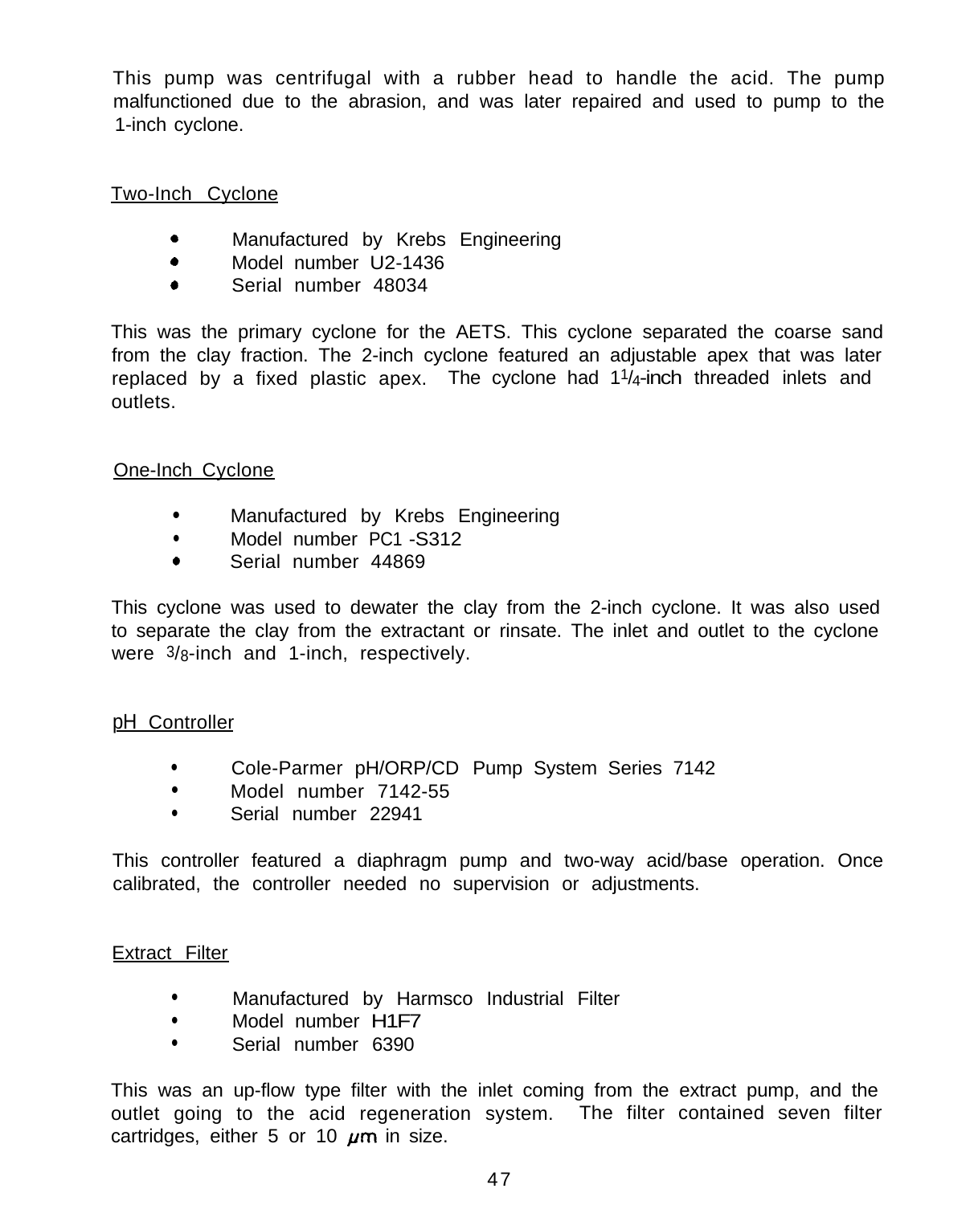This pump was centrifugal with a rubber head to handle the acid. The pump malfunctioned due to the abrasion, and was later repaired and used to pump to the 1-inch cyclone.

Two-Inch Cyclone

- Manufactured by Krebs Engineering
- Model number U2-1436
- Serial number 48034

This was the primary cyclone for the AETS. This cyclone separated the coarse sand from the clay fraction. The 2-inch cyclone featured an adjustable apex that was later replaced by a fixed plastic apex. The cyclone had 1 1/4-inch threaded inlets and outlets.

One-Inch Cyclone

- Manufactured by Krebs Engineering
- Model number PC1 -S312
- Serial number 44869

This cyclone was used to dewater the clay from the 2-inch cyclone. It was also used to separate the clay from the extractant or rinsate. The inlet and outlet to the cyclone were 3/8-inch and 1-inch, respectively.

pH Controller

- Cole-Parmer pH/ORP/CD Pump System Series 7142
- Model number 7142-55
- Serial number 22941

This controller featured a diaphragm pump and two-way acid/base operation. Once calibrated, the controller needed no supervision or adjustments.

Extract Filter

- Manufactured by Harmsco Industrial Filter
- Model number H1F7
- Serial number 6390

This was an up-flow type filter with the inlet coming from the extract pump, and the outlet going to the acid regeneration system. The filter contained seven filter cartridges, either 5 or 10 $\mu m$ in size.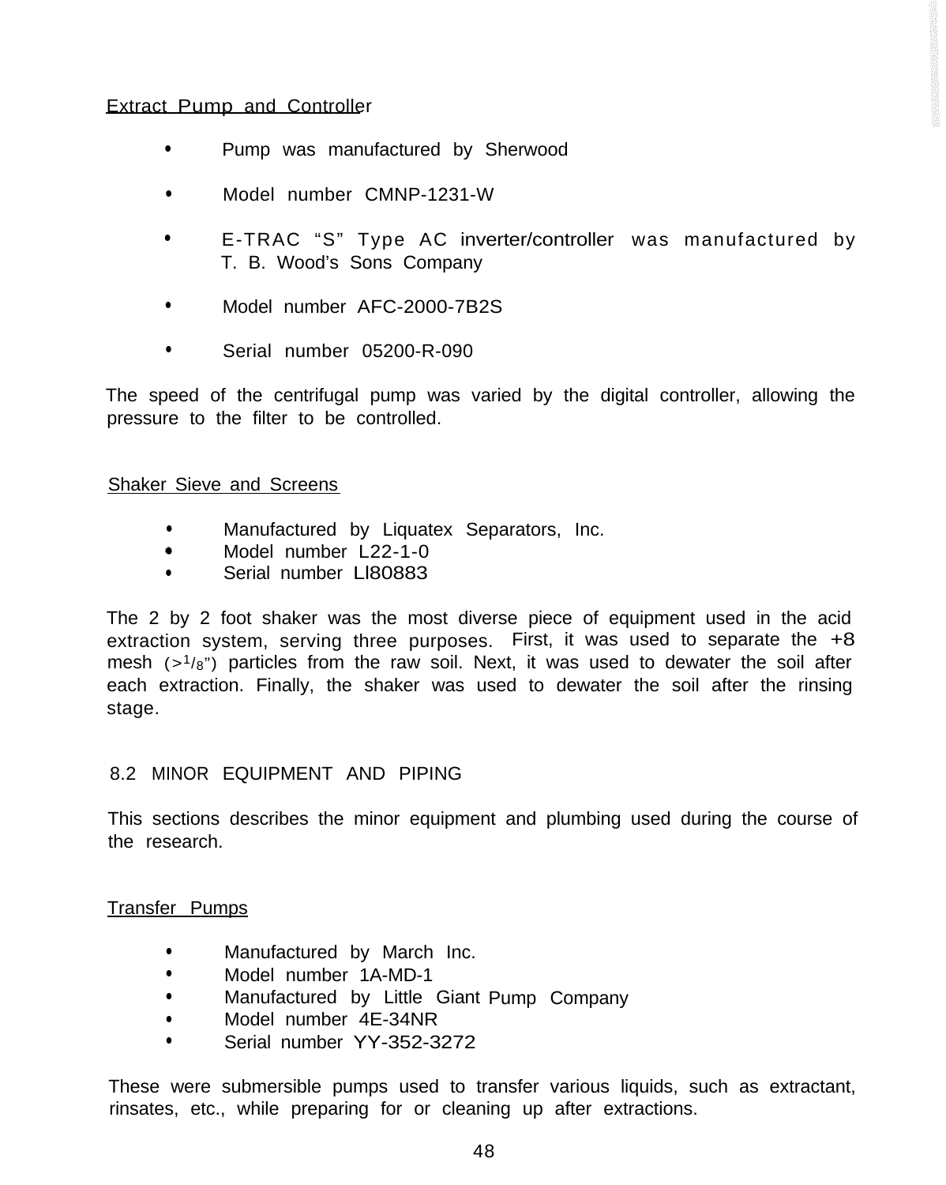Extract Pump and Controller

- Pump was manufactured by Sherwood
- Model number CMNP-1231-W
- E-TRAC "S" Type AC inverter/controller was manufactured by T. B. Wood's Sons Company
- Model number AFC-2000-7B2S
- Serial number 05200-R-090

The speed of the centrifugal pump was varied by the digital controller, allowing the pressure to the filter to be controlled.

Shaker Sieve and Screens

- Manufactured by Liquatex Separators, Inc.
- Model number L22-1-0
- Serial number Ll80883

The 2 by 2 foot shaker was the most diverse piece of equipment used in the acid extraction system, serving three purposes. First, it was used to separate the +8 mesh (>1/8") particles from the raw soil. Next, it was used to dewater the soil after each extraction. Finally, the shaker was used to dewater the soil after the rinsing stage.

## 8.2 MINOR EQUIPMENT AND PIPING

This sections describes the minor equipment and plumbing used during the course of the research.

Transfer Pumps

- Manufactured by March Inc.
- Model number 1A-MD-1
- Manufactured by Little Giant Pump Company
- Model number 4E-34NR
- Serial number YY-352-3272

These were submersible pumps used to transfer various liquids, such as extractant, rinsates, etc., while preparing for or cleaning up after extractions.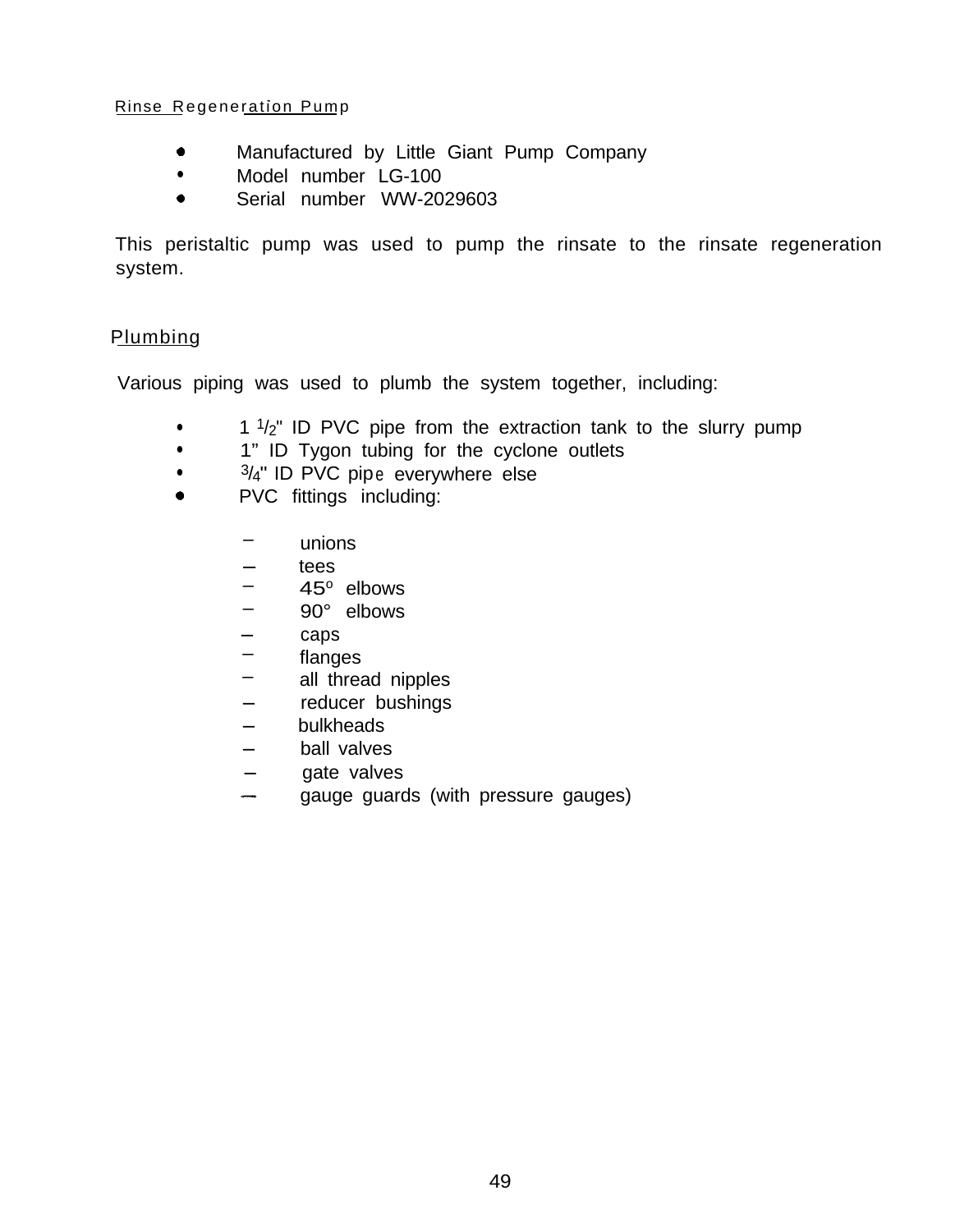Rinse Regeneration Pump

- Manufactured by Little Giant Pump Company
- Model number LG-100
- Serial number WW-2029603

This peristaltic pump was used to pump the rinsate to the rinsate regeneration system.

Plumbing

Various piping was used to plumb the system together, including:

- 1 1/2" ID PVC pipe from the extraction tank to the slurry pump
- 1" ID Tygon tubing for the cyclone outlets
- 3/4" ID PVC pipe everywhere else
- PVC fittings including:
  - unions
  - tees
  - 45° elbows
  - 90° elbows
  - caps
  - flanges
  - all thread nipples
  - reducer bushings
  - bulkheads
  - ball valves
  - gate valves
  - gauge guards (with pressure gauges)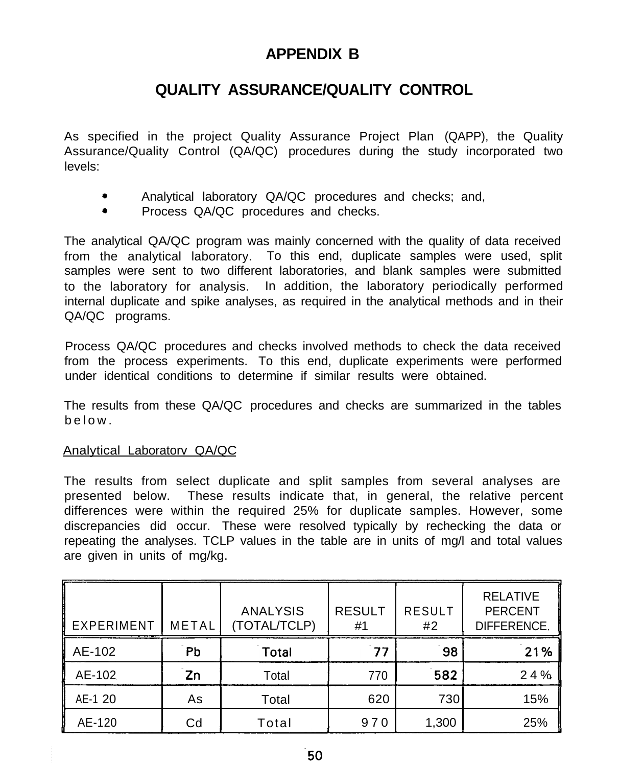# APPENDIX B

# QUALITY ASSURANCE/QUALITY CONTROL

As specified in the project Quality Assurance Project Plan (QAPP), the Quality Assurance/Quality Control (QA/QC) procedures during the study incorporated two levels:

- Analytical laboratory QA/QC procedures and checks; and,
- Process QA/QC procedures and checks.

The analytical QA/QC program was mainly concerned with the quality of data received from the analytical laboratory. To this end, duplicate samples were used, split samples were sent to two different laboratories, and blank samples were submitted to the laboratory for analysis. In addition, the laboratory periodically performed internal duplicate and spike analyses, as required in the analytical methods and in their QA/QC programs.

Process QA/QC procedures and checks involved methods to check the data received from the process experiments. To this end, duplicate experiments were performed under identical conditions to determine if similar results were obtained.

The results from these QA/QC procedures and checks are summarized in the tables below.

Analytical Laboratory QA/QC

The results from select duplicate and split samples from several analyses are presented below. These results indicate that, in general, the relative percent differences were within the required 25% for duplicate samples. However, some discrepancies did occur. These were resolved typically by rechecking the data or repeating the analyses. TCLP values in the table are in units of mg/l and total values are given in units of mg/kg.

| EXPERIMENT | METAL | ANALYSIS (TOTAL/TCLP) | RESULT #1 | RESULT #2 | RELATIVE PERCENT DIFFERENCE |
|---|---|---|---|---|---|
| AE-102 | Pb | Total | 77 | 98 | 21% |
| AE-102 | Zn | Total | 770 | 582 | 24% |
| AE-120 | As | Total | 620 | 730 | 15% |
| AE-120 | Cd | Total | 970 | 1,300 | 25% |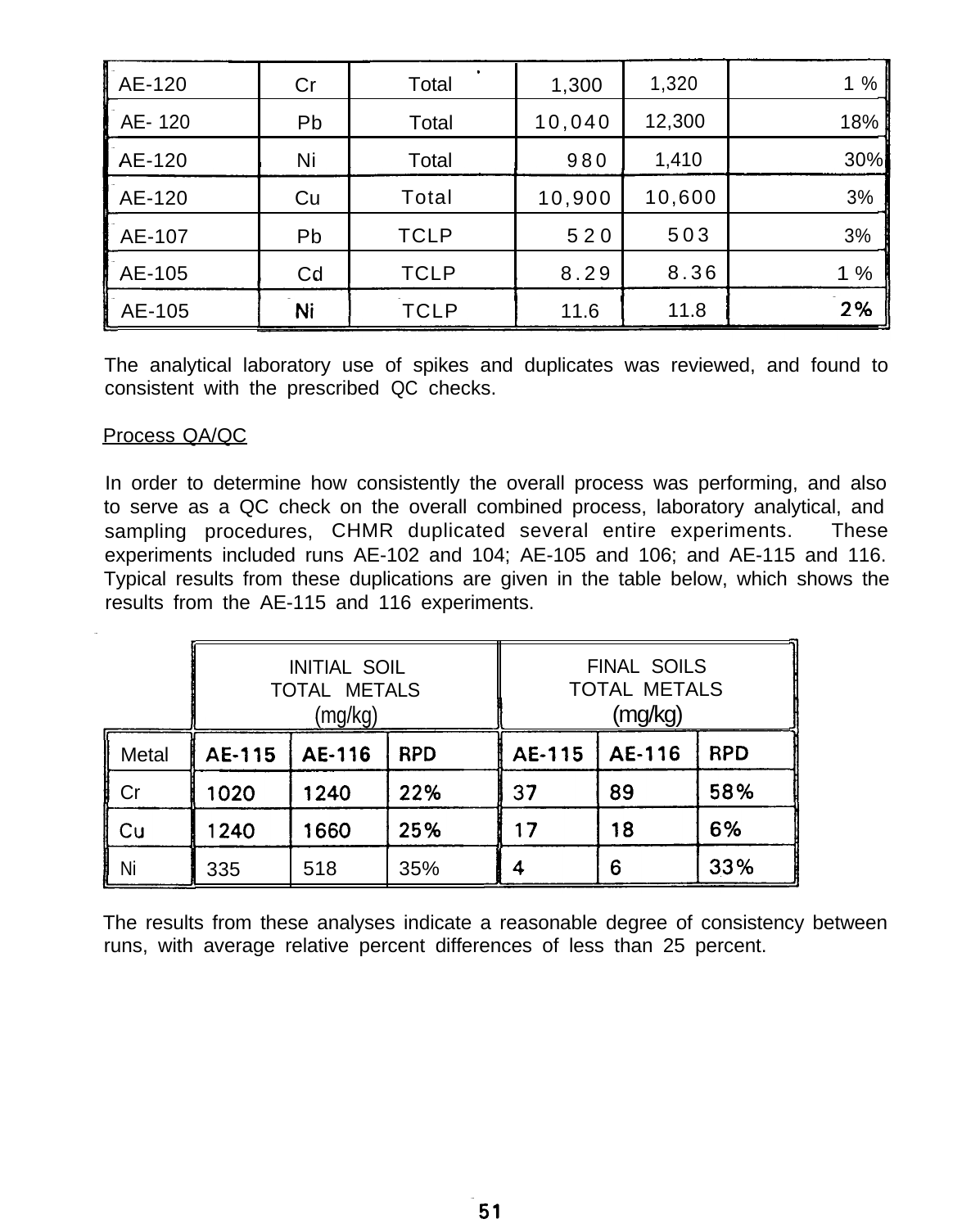| | | | | | |
|---|---|---|---|---|---|
| AE-120 | Cr | Total | 1,300 | 1,320 | 1 % |
| AE- 120 | Pb | Total | 10,040 | 12,300 | 18% |
| AE-120 | Ni | Total | 980 | 1,410 | 30% |
| AE-120 | Cu | Total | 10,900 | 10,600 | 3% |
| AE-107 | Pb | TCLP | 520 | 503 | 3% |
| AE-105 | Cd | TCLP | 8.29 | 8.36 | 1 % |
| AE-105 | Ni | TCLP | 11.6 | 11.8 | 2% |

The analytical laboratory use of spikes and duplicates was reviewed, and found to consistent with the prescribed QC checks.

Process QA/QC

In order to determine how consistently the overall process was performing, and also to serve as a QC check on the overall combined process, laboratory analytical, and sampling procedures, CHMR duplicated several entire experiments. These experiments included runs AE-102 and 104; AE-105 and 106; and AE-115 and 116. Typical results from these duplications are given in the table below, which shows the results from the AE-115 and 116 experiments.

| | INITIAL SOIL TOTAL METALS (mg/kg) | | | FINAL SOILS TOTAL METALS (mg/kg) | | |
|---|---|---|---|---|---|---|
| Metal | AE-115 | AE-116 | RPD | AE-115 | AE-116 | RPD |
| Cr | 1020 | 1240 | 22% | 37 | 89 | 58% |
| Cu | 1240 | 1660 | 25% | 17 | 18 | 6% |
| Ni | 335 | 518 | 35% | 4 | 6 | 33% |

The results from these analyses indicate a reasonable degree of consistency between runs, with average relative percent differences of less than 25 percent.